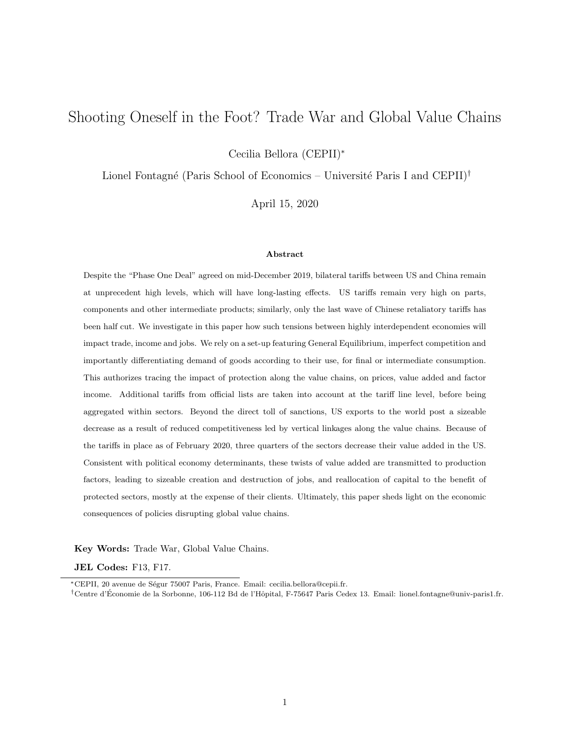# Shooting Oneself in the Foot? Trade War and Global Value Chains

Cecilia Bellora (CEPII)*

Lionel Fontagné (Paris School of Economics – Université Paris I and CEPII)†

April 15, 2020

### Abstract

Despite the "Phase One Deal" agreed on mid-December 2019, bilateral tariffs between US and China remain at unprecedent high levels, which will have long-lasting effects. US tariffs remain very high on parts, components and other intermediate products; similarly, only the last wave of Chinese retaliatory tariffs has been half cut. We investigate in this paper how such tensions between highly interdependent economies will impact trade, income and jobs. We rely on a set-up featuring General Equilibrium, imperfect competition and importantly differentiating demand of goods according to their use, for final or intermediate consumption. This authorizes tracing the impact of protection along the value chains, on prices, value added and factor income. Additional tariffs from official lists are taken into account at the tariff line level, before being aggregated within sectors. Beyond the direct toll of sanctions, US exports to the world post a sizeable decrease as a result of reduced competitiveness led by vertical linkages along the value chains. Because of the tariffs in place as of February 2020, three quarters of the sectors decrease their value added in the US. Consistent with political economy determinants, these twists of value added are transmitted to production factors, leading to sizeable creation and destruction of jobs, and reallocation of capital to the benefit of protected sectors, mostly at the expense of their clients. Ultimately, this paper sheds light on the economic consequences of policies disrupting global value chains.

**Key Words:** Trade War, Global Value Chains.

**JEL Codes:** F13, F17.

---

*CEPII, 20 avenue de Ségur 75007 Paris, France. Email: cecilia.bellora@cepii.fr.

†Centre d'Économie de la Sorbonne, 106-112 Bd de l'Hôpital, F-75647 Paris Cedex 13. Email: lionel.fontagne@univ-paris1.fr.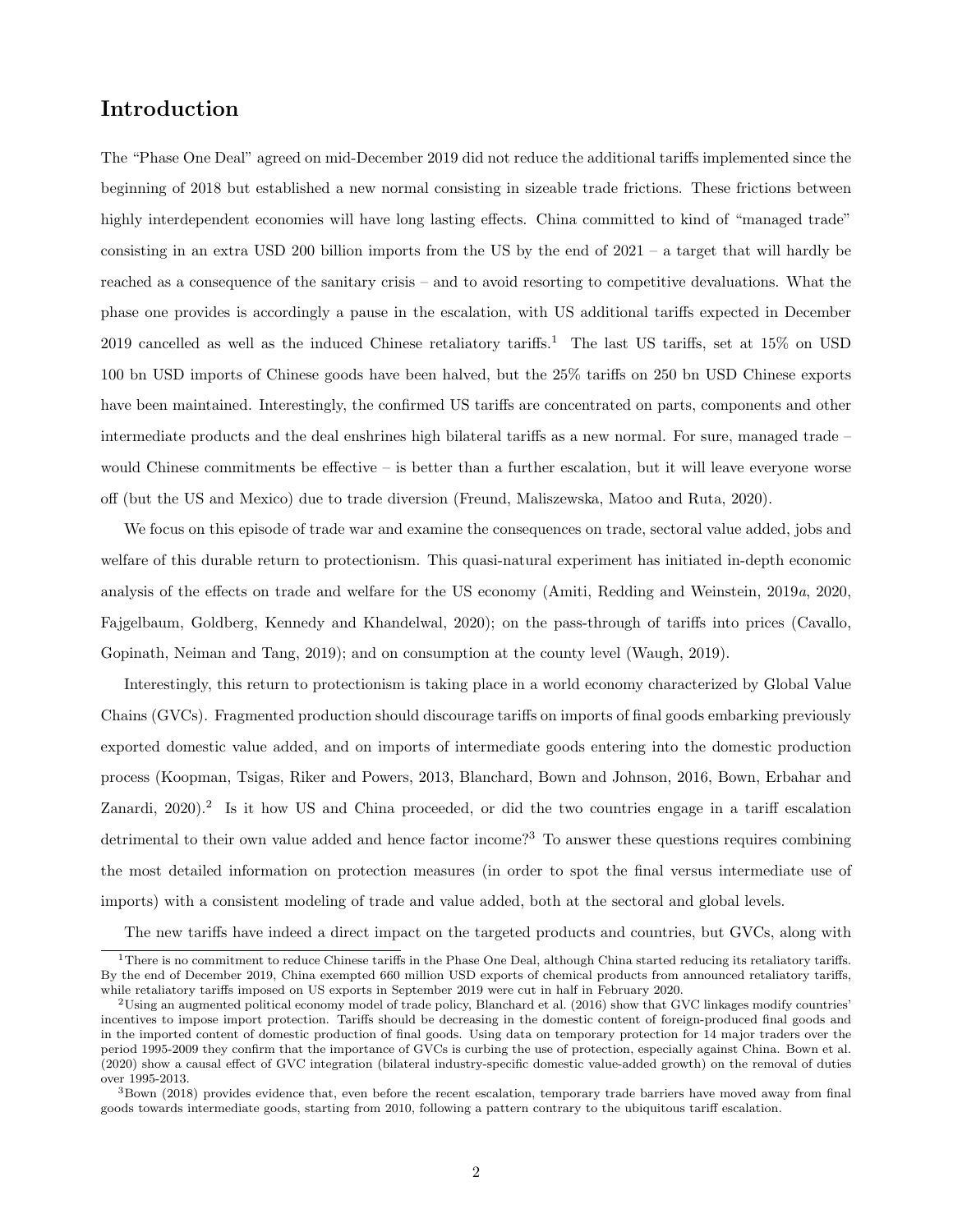## Introduction

The "Phase One Deal" agreed on mid-December 2019 did not reduce the additional tariffs implemented since the beginning of 2018 but established a new normal consisting in sizeable trade frictions. These frictions between highly interdependent economies will have long lasting effects. China committed to kind of "managed trade" consisting in an extra USD 200 billion imports from the US by the end of 2021 – a target that will hardly be reached as a consequence of the sanitary crisis – and to avoid resorting to competitive devaluations. What the phase one provides is accordingly a pause in the escalation, with US additional tariffs expected in December 2019 cancelled as well as the induced Chinese retaliatory tariffs.[1] The last US tariffs, set at 15% on USD 100 bn USD imports of Chinese goods have been halved, but the 25% tariffs on 250 bn USD Chinese exports have been maintained. Interestingly, the confirmed US tariffs are concentrated on parts, components and other intermediate products and the deal enshrines high bilateral tariffs as a new normal. For sure, managed trade – would Chinese commitments be effective – is better than a further escalation, but it will leave everyone worse off (but the US and Mexico) due to trade diversion (Freund, Maliszewska, Matoo and Ruta, 2020).

We focus on this episode of trade war and examine the consequences on trade, sectoral value added, jobs and welfare of this durable return to protectionism. This quasi-natural experiment has initiated in-depth economic analysis of the effects on trade and welfare for the US economy (Amiti, Redding and Weinstein, 2019*a*, 2020, Fajgelbaum, Goldberg, Kennedy and Khandelwal, 2020); on the pass-through of tariffs into prices (Cavallo, Gopinath, Neiman and Tang, 2019); and on consumption at the county level (Waugh, 2019).

Interestingly, this return to protectionism is taking place in a world economy characterized by Global Value Chains (GVCs). Fragmented production should discourage tariffs on imports of final goods embarking previously exported domestic value added, and on imports of intermediate goods entering into the domestic production process (Koopman, Tsigas, Riker and Powers, 2013, Blanchard, Bown and Johnson, 2016, Bown, Erbahar and Zanardi, 2020).[2] Is it how US and China proceeded, or did the two countries engage in a tariff escalation detrimental to their own value added and hence factor income?[3] To answer these questions requires combining the most detailed information on protection measures (in order to spot the final versus intermediate use of imports) with a consistent modeling of trade and value added, both at the sectoral and global levels.

The new tariffs have indeed a direct impact on the targeted products and countries, but GVCs, along with

---

[1] There is no commitment to reduce Chinese tariffs in the Phase One Deal, although China started reducing its retaliatory tariffs. By the end of December 2019, China exempted 660 million USD exports of chemical products from announced retaliatory tariffs, while retaliatory tariffs imposed on US exports in September 2019 were cut in half in February 2020.

[2] Using an augmented political economy model of trade policy, Blanchard et al. (2016) show that GVC linkages modify countries' incentives to impose import protection. Tariffs should be decreasing in the domestic content of foreign-produced final goods and in the imported content of domestic production of final goods. Using data on temporary protection for 14 major traders over the period 1995-2009 they confirm that the importance of GVCs is curbing the use of protection, especially against China. Bown et al. (2020) show a causal effect of GVC integration (bilateral industry-specific domestic value-added growth) on the removal of duties over 1995-2013.

[3] Bown (2018) provides evidence that, even before the recent escalation, temporary trade barriers have moved away from final goods towards intermediate goods, starting from 2010, following a pattern contrary to the ubiquitous tariff escalation.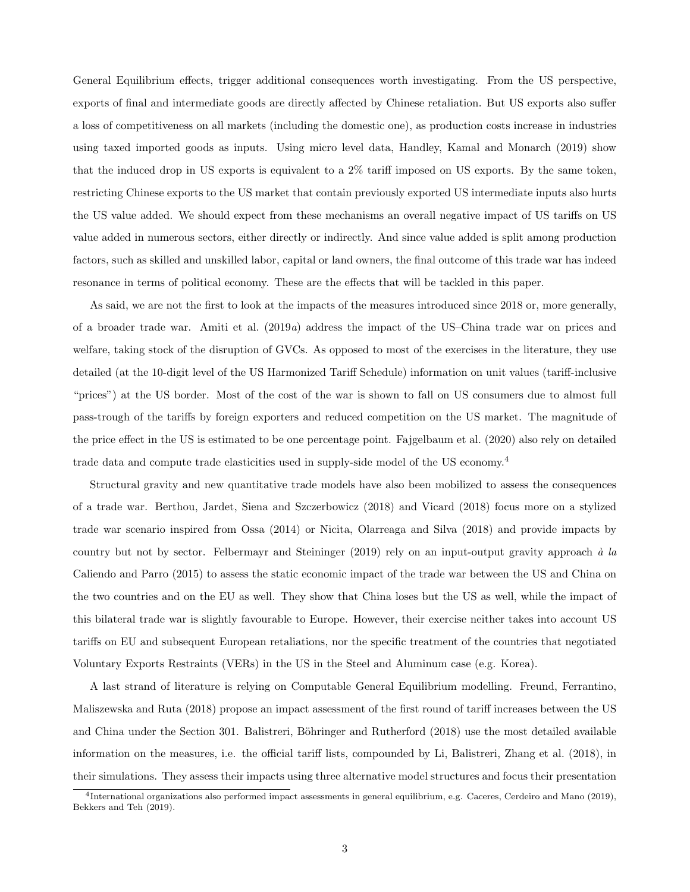General Equilibrium effects, trigger additional consequences worth investigating. From the US perspective, exports of final and intermediate goods are directly affected by Chinese retaliation. But US exports also suffer a loss of competitiveness on all markets (including the domestic one), as production costs increase in industries using taxed imported goods as inputs. Using micro level data, Handley, Kamal and Monarch (2019) show that the induced drop in US exports is equivalent to a 2% tariff imposed on US exports. By the same token, restricting Chinese exports to the US market that contain previously exported US intermediate inputs also hurts the US value added. We should expect from these mechanisms an overall negative impact of US tariffs on US value added in numerous sectors, either directly or indirectly. And since value added is split among production factors, such as skilled and unskilled labor, capital or land owners, the final outcome of this trade war has indeed resonance in terms of political economy. These are the effects that will be tackled in this paper.

As said, we are not the first to look at the impacts of the measures introduced since 2018 or, more generally, of a broader trade war. Amiti et al. (2019*a*) address the impact of the US–China trade war on prices and welfare, taking stock of the disruption of GVCs. As opposed to most of the exercises in the literature, they use detailed (at the 10-digit level of the US Harmonized Tariff Schedule) information on unit values (tariff-inclusive "prices") at the US border. Most of the cost of the war is shown to fall on US consumers due to almost full pass-trough of the tariffs by foreign exporters and reduced competition on the US market. The magnitude of the price effect in the US is estimated to be one percentage point. Fajgelbaum et al. (2020) also rely on detailed trade data and compute trade elasticities used in supply-side model of the US economy.[4]

Structural gravity and new quantitative trade models have also been mobilized to assess the consequences of a trade war. Berthou, Jardet, Siena and Szczerbowicz (2018) and Vicard (2018) focus more on a stylized trade war scenario inspired from Ossa (2014) or Nicita, Olarreaga and Silva (2018) and provide impacts by country but not by sector. Felbermayr and Steininger (2019) rely on an input-output gravity approach *à la* Caliendo and Parro (2015) to assess the static economic impact of the trade war between the US and China on the two countries and on the EU as well. They show that China loses but the US as well, while the impact of this bilateral trade war is slightly favourable to Europe. However, their exercise neither takes into account US tariffs on EU and subsequent European retaliations, nor the specific treatment of the countries that negotiated Voluntary Exports Restraints (VERs) in the US in the Steel and Aluminum case (e.g. Korea).

A last strand of literature is relying on Computable General Equilibrium modelling. Freund, Ferrantino, Maliszewska and Ruta (2018) propose an impact assessment of the first round of tariff increases between the US and China under the Section 301. Balistreri, Böhringer and Rutherford (2018) use the most detailed available information on the measures, i.e. the official tariff lists, compounded by Li, Balistreri, Zhang et al. (2018), in their simulations. They assess their impacts using three alternative model structures and focus their presentation

[4]International organizations also performed impact assessments in general equilibrium, e.g. Caceres, Cerdeiro and Mano (2019), Bekkers and Teh (2019).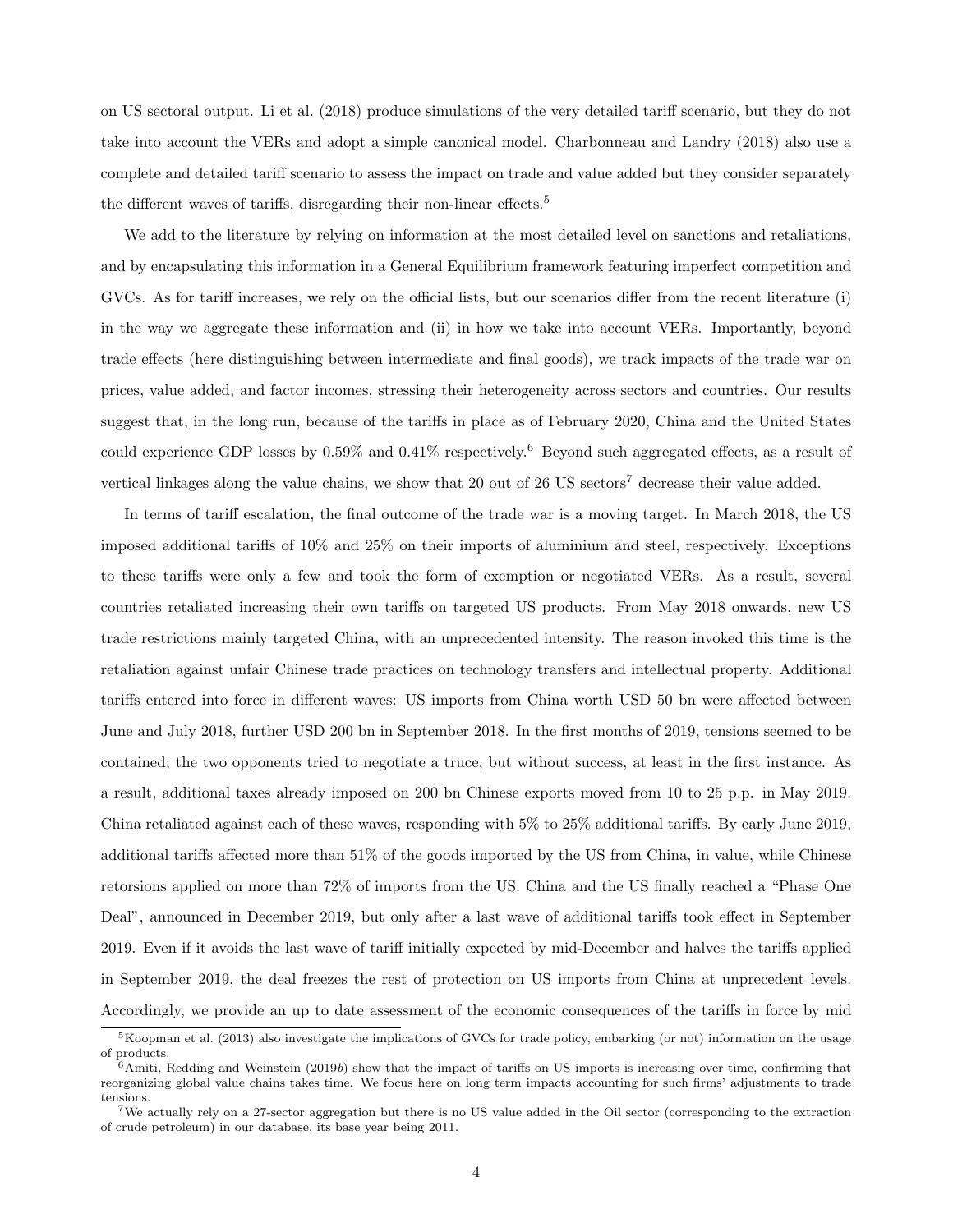on US sectoral output. Li et al. (2018) produce simulations of the very detailed tariff scenario, but they do not take into account the VERs and adopt a simple canonical model. Charbonneau and Landry (2018) also use a complete and detailed tariff scenario to assess the impact on trade and value added but they consider separately the different waves of tariffs, disregarding their non-linear effects.[5]

We add to the literature by relying on information at the most detailed level on sanctions and retaliations, and by encapsulating this information in a General Equilibrium framework featuring imperfect competition and GVCs. As for tariff increases, we rely on the official lists, but our scenarios differ from the recent literature (i) in the way we aggregate these information and (ii) in how we take into account VERs. Importantly, beyond trade effects (here distinguishing between intermediate and final goods), we track impacts of the trade war on prices, value added, and factor incomes, stressing their heterogeneity across sectors and countries. Our results suggest that, in the long run, because of the tariffs in place as of February 2020, China and the United States could experience GDP losses by 0.59% and 0.41% respectively.[6] Beyond such aggregated effects, as a result of vertical linkages along the value chains, we show that 20 out of 26 US sectors[7] decrease their value added.

In terms of tariff escalation, the final outcome of the trade war is a moving target. In March 2018, the US imposed additional tariffs of 10% and 25% on their imports of aluminium and steel, respectively. Exceptions to these tariffs were only a few and took the form of exemption or negotiated VERs. As a result, several countries retaliated increasing their own tariffs on targeted US products. From May 2018 onwards, new US trade restrictions mainly targeted China, with an unprecedented intensity. The reason invoked this time is the retaliation against unfair Chinese trade practices on technology transfers and intellectual property. Additional tariffs entered into force in different waves: US imports from China worth USD 50 bn were affected between June and July 2018, further USD 200 bn in September 2018. In the first months of 2019, tensions seemed to be contained; the two opponents tried to negotiate a truce, but without success, at least in the first instance. As a result, additional taxes already imposed on 200 bn Chinese exports moved from 10 to 25 p.p. in May 2019. China retaliated against each of these waves, responding with 5% to 25% additional tariffs. By early June 2019, additional tariffs affected more than 51% of the goods imported by the US from China, in value, while Chinese retorsions applied on more than 72% of imports from the US. China and the US finally reached a "Phase One Deal", announced in December 2019, but only after a last wave of additional tariffs took effect in September 2019. Even if it avoids the last wave of tariff initially expected by mid-December and halves the tariffs applied in September 2019, the deal freezes the rest of protection on US imports from China at unprecedent levels. Accordingly, we provide an up to date assessment of the economic consequences of the tariffs in force by mid

[5] Koopman et al. (2013) also investigate the implications of GVCs for trade policy, embarking (or not) information on the usage of products.

[6] Amiti, Redding and Weinstein (2019*b*) show that the impact of tariffs on US imports is increasing over time, confirming that reorganizing global value chains takes time. We focus here on long term impacts accounting for such firms' adjustments to trade tensions.

[7] We actually rely on a 27-sector aggregation but there is no US value added in the Oil sector (corresponding to the extraction of crude petroleum) in our database, its base year being 2011.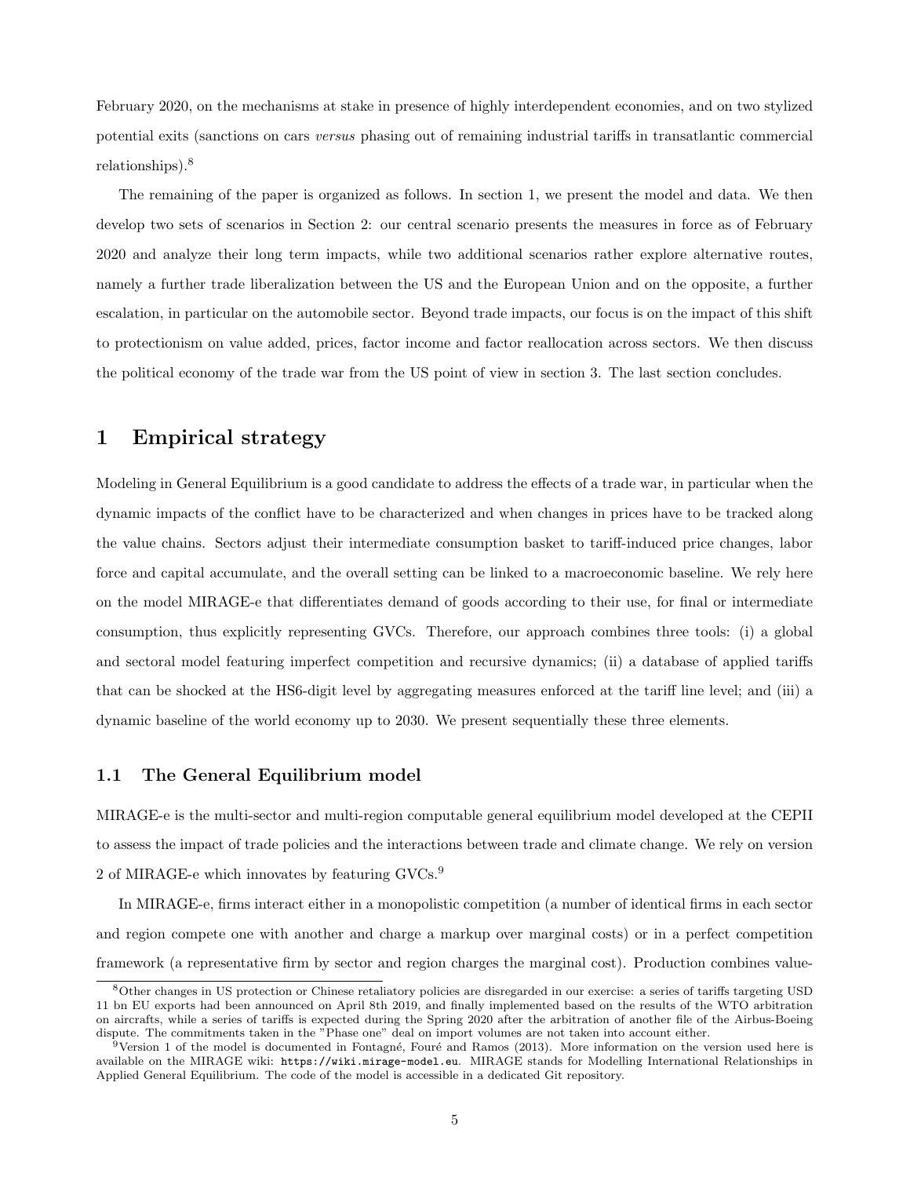February 2020, on the mechanisms at stake in presence of highly interdependent economies, and on two stylized potential exits (sanctions on cars *versus* phasing out of remaining industrial tariffs in transatlantic commercial relationships).[8]

The remaining of the paper is organized as follows. In section 1, we present the model and data. We then develop two sets of scenarios in Section 2: our central scenario presents the measures in force as of February 2020 and analyze their long term impacts, while two additional scenarios rather explore alternative routes, namely a further trade liberalization between the US and the European Union and on the opposite, a further escalation, in particular on the automobile sector. Beyond trade impacts, our focus is on the impact of this shift to protectionism on value added, prices, factor income and factor reallocation across sectors. We then discuss the political economy of the trade war from the US point of view in section 3. The last section concludes.

# 1 Empirical strategy

Modeling in General Equilibrium is a good candidate to address the effects of a trade war, in particular when the dynamic impacts of the conflict have to be characterized and when changes in prices have to be tracked along the value chains. Sectors adjust their intermediate consumption basket to tariff-induced price changes, labor force and capital accumulate, and the overall setting can be linked to a macroeconomic baseline. We rely here on the model MIRAGE-e that differentiates demand of goods according to their use, for final or intermediate consumption, thus explicitly representing GVCs. Therefore, our approach combines three tools: (i) a global and sectoral model featuring imperfect competition and recursive dynamics; (ii) a database of applied tariffs that can be shocked at the HS6-digit level by aggregating measures enforced at the tariff line level; and (iii) a dynamic baseline of the world economy up to 2030. We present sequentially these three elements.

## 1.1 The General Equilibrium model

MIRAGE-e is the multi-sector and multi-region computable general equilibrium model developed at the CEPII to assess the impact of trade policies and the interactions between trade and climate change. We rely on version 2 of MIRAGE-e which innovates by featuring GVCs.[9]

In MIRAGE-e, firms interact either in a monopolistic competition (a number of identical firms in each sector and region compete one with another and charge a markup over marginal costs) or in a perfect competition framework (a representative firm by sector and region charges the marginal cost). Production combines value-

[8] Other changes in US protection or Chinese retaliatory policies are disregarded in our exercise: a series of tariffs targeting USD 11 bn EU exports had been announced on April 8th 2019, and finally implemented based on the results of the WTO arbitration on aircrafts, while a series of tariffs is expected during the Spring 2020 after the arbitration of another file of the Airbus-Boeing dispute. The commitments taken in the "Phase one" deal on import volumes are not taken into account either.

[9] Version 1 of the model is documented in Fontagné, Fouré and Ramos (2013). More information on the version used here is available on the MIRAGE wiki: `https://wiki.mirage-model.eu`. MIRAGE stands for Modelling International Relationships in Applied General Equilibrium. The code of the model is accessible in a dedicated Git repository.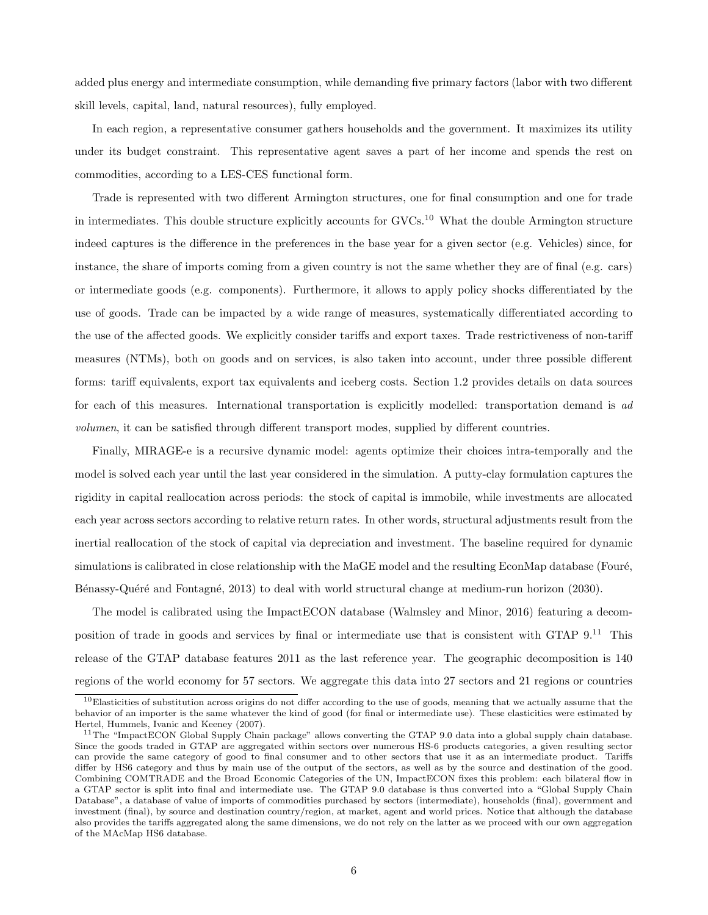added plus energy and intermediate consumption, while demanding five primary factors (labor with two different skill levels, capital, land, natural resources), fully employed.

In each region, a representative consumer gathers households and the government. It maximizes its utility under its budget constraint. This representative agent saves a part of her income and spends the rest on commodities, according to a LES-CES functional form.

Trade is represented with two different Armington structures, one for final consumption and one for trade in intermediates. This double structure explicitly accounts for GVCs.[10] What the double Armington structure indeed captures is the difference in the preferences in the base year for a given sector (e.g. Vehicles) since, for instance, the share of imports coming from a given country is not the same whether they are of final (e.g. cars) or intermediate goods (e.g. components). Furthermore, it allows to apply policy shocks differentiated by the use of goods. Trade can be impacted by a wide range of measures, systematically differentiated according to the use of the affected goods. We explicitly consider tariffs and export taxes. Trade restrictiveness of non-tariff measures (NTMs), both on goods and on services, is also taken into account, under three possible different forms: tariff equivalents, export tax equivalents and iceberg costs. Section 1.2 provides details on data sources for each of this measures. International transportation is explicitly modelled: transportation demand is *ad volumen*, it can be satisfied through different transport modes, supplied by different countries.

Finally, MIRAGE-e is a recursive dynamic model: agents optimize their choices intra-temporally and the model is solved each year until the last year considered in the simulation. A putty-clay formulation captures the rigidity in capital reallocation across periods: the stock of capital is immobile, while investments are allocated each year across sectors according to relative return rates. In other words, structural adjustments result from the inertial reallocation of the stock of capital via depreciation and investment. The baseline required for dynamic simulations is calibrated in close relationship with the MaGE model and the resulting EconMap database (Fouré, Bénassy-Quéré and Fontagné, 2013) to deal with world structural change at medium-run horizon (2030).

The model is calibrated using the ImpactECON database (Walmsley and Minor, 2016) featuring a decomposition of trade in goods and services by final or intermediate use that is consistent with GTAP 9.[11] This release of the GTAP database features 2011 as the last reference year. The geographic decomposition is 140 regions of the world economy for 57 sectors. We aggregate this data into 27 sectors and 21 regions or countries

---

[10] Elasticities of substitution across origins do not differ according to the use of goods, meaning that we actually assume that the behavior of an importer is the same whatever the kind of good (for final or intermediate use). These elasticities were estimated by Hertel, Hummels, Ivanic and Keeney (2007).

[11] The "ImpactECON Global Supply Chain package" allows converting the GTAP 9.0 data into a global supply chain database. Since the goods traded in GTAP are aggregated within sectors over numerous HS-6 products categories, a given resulting sector can provide the same category of good to final consumer and to other sectors that use it as an intermediate product. Tariffs differ by HS6 category and thus by main use of the output of the sectors, as well as by the source and destination of the good. Combining COMTRADE and the Broad Economic Categories of the UN, ImpactECON fixes this problem: each bilateral flow in a GTAP sector is split into final and intermediate use. The GTAP 9.0 database is thus converted into a "Global Supply Chain Database", a database of value of imports of commodities purchased by sectors (intermediate), households (final), government and investment (final), by source and destination country/region, at market, agent and world prices. Notice that although the database also provides the tariffs aggregated along the same dimensions, we do not rely on the latter as we proceed with our own aggregation of the MAcMap HS6 database.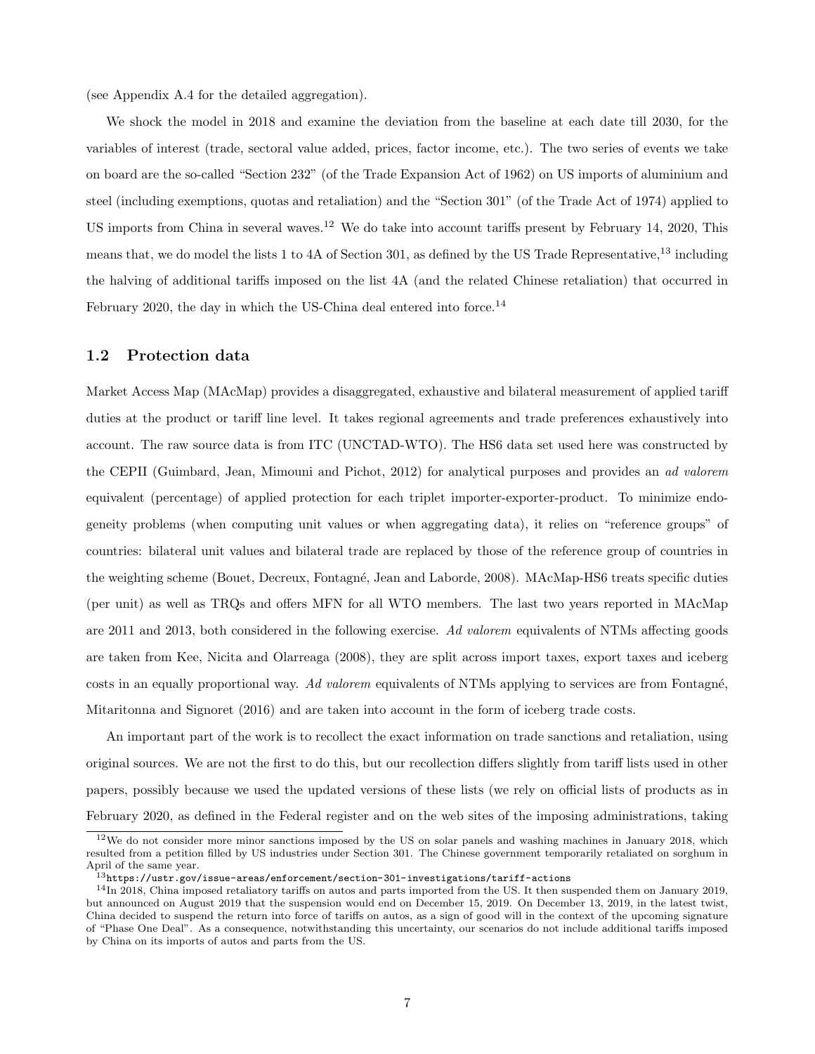(see Appendix A.4 for the detailed aggregation).

We shock the model in 2018 and examine the deviation from the baseline at each date till 2030, for the variables of interest (trade, sectoral value added, prices, factor income, etc.). The two series of events we take on board are the so-called "Section 232" (of the Trade Expansion Act of 1962) on US imports of aluminium and steel (including exemptions, quotas and retaliation) and the "Section 301" (of the Trade Act of 1974) applied to US imports from China in several waves.[12] We do take into account tariffs present by February 14, 2020, This means that, we do model the lists 1 to 4A of Section 301, as defined by the US Trade Representative,[13] including the halving of additional tariffs imposed on the list 4A (and the related Chinese retaliation) that occurred in February 2020, the day in which the US-China deal entered into force.[14]

## 1.2 Protection data

Market Access Map (MAcMap) provides a disaggregated, exhaustive and bilateral measurement of applied tariff duties at the product or tariff line level. It takes regional agreements and trade preferences exhaustively into account. The raw source data is from ITC (UNCTAD-WTO). The HS6 data set used here was constructed by the CEPII (Guimbard, Jean, Mimouni and Pichot, 2012) for analytical purposes and provides an *ad valorem* equivalent (percentage) of applied protection for each triplet importer-exporter-product. To minimize endogeneity problems (when computing unit values or when aggregating data), it relies on "reference groups" of countries: bilateral unit values and bilateral trade are replaced by those of the reference group of countries in the weighting scheme (Bouet, Decreux, Fontagné, Jean and Laborde, 2008). MAcMap-HS6 treats specific duties (per unit) as well as TRQs and offers MFN for all WTO members. The last two years reported in MAcMap are 2011 and 2013, both considered in the following exercise. *Ad valorem* equivalents of NTMs affecting goods are taken from Kee, Nicita and Olarreaga (2008), they are split across import taxes, export taxes and iceberg costs in an equally proportional way. *Ad valorem* equivalents of NTMs applying to services are from Fontagné, Mitaritonna and Signoret (2016) and are taken into account in the form of iceberg trade costs.

An important part of the work is to recollect the exact information on trade sanctions and retaliation, using original sources. We are not the first to do this, but our recollection differs slightly from tariff lists used in other papers, possibly because we used the updated versions of these lists (we rely on official lists of products as in February 2020, as defined in the Federal register and on the web sites of the imposing administrations, taking

---

[12] We do not consider more minor sanctions imposed by the US on solar panels and washing machines in January 2018, which resulted from a petition filled by US industries under Section 301. The Chinese government temporarily retaliated on sorghum in April of the same year.

[13] `https://ustr.gov/issue-areas/enforcement/section-301-investigations/tariff-actions`

[14] In 2018, China imposed retaliatory tariffs on autos and parts imported from the US. It then suspended them on January 2019, but announced on August 2019 that the suspension would end on December 15, 2019. On December 13, 2019, in the latest twist, China decided to suspend the return into force of tariffs on autos, as a sign of good will in the context of the upcoming signature of "Phase One Deal". As a consequence, notwithstanding this uncertainty, our scenarios do not include additional tariffs imposed by China on its imports of autos and parts from the US.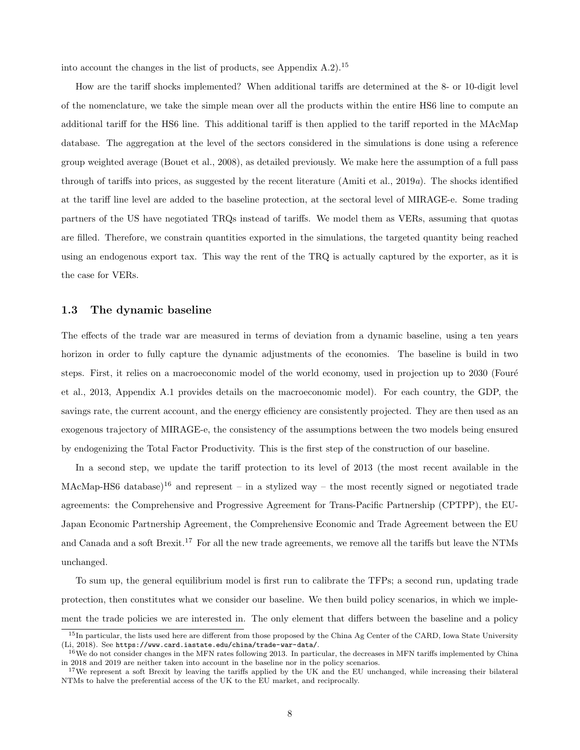into account the changes in the list of products, see Appendix A.2).[15]

How are the tariff shocks implemented? When additional tariffs are determined at the 8- or 10-digit level of the nomenclature, we take the simple mean over all the products within the entire HS6 line to compute an additional tariff for the HS6 line. This additional tariff is then applied to the tariff reported in the MAcMap database. The aggregation at the level of the sectors considered in the simulations is done using a reference group weighted average (Bouet et al., 2008), as detailed previously. We make here the assumption of a full pass through of tariffs into prices, as suggested by the recent literature (Amiti et al., 2019*a*). The shocks identified at the tariff line level are added to the baseline protection, at the sectoral level of MIRAGE-e. Some trading partners of the US have negotiated TRQs instead of tariffs. We model them as VERs, assuming that quotas are filled. Therefore, we constrain quantities exported in the simulations, the targeted quantity being reached using an endogenous export tax. This way the rent of the TRQ is actually captured by the exporter, as it is the case for VERs.

### 1.3 The dynamic baseline

The effects of the trade war are measured in terms of deviation from a dynamic baseline, using a ten years horizon in order to fully capture the dynamic adjustments of the economies. The baseline is build in two steps. First, it relies on a macroeconomic model of the world economy, used in projection up to 2030 (Fouré et al., 2013, Appendix A.1 provides details on the macroeconomic model). For each country, the GDP, the savings rate, the current account, and the energy efficiency are consistently projected. They are then used as an exogenous trajectory of MIRAGE-e, the consistency of the assumptions between the two models being ensured by endogenizing the Total Factor Productivity. This is the first step of the construction of our baseline.

In a second step, we update the tariff protection to its level of 2013 (the most recent available in the MAcMap-HS6 database)[16] and represent – in a stylized way – the most recently signed or negotiated trade agreements: the Comprehensive and Progressive Agreement for Trans-Pacific Partnership (CPTPP), the EU-Japan Economic Partnership Agreement, the Comprehensive Economic and Trade Agreement between the EU and Canada and a soft Brexit.[17] For all the new trade agreements, we remove all the tariffs but leave the NTMs unchanged.

To sum up, the general equilibrium model is first run to calibrate the TFPs; a second run, updating trade protection, then constitutes what we consider our baseline. We then build policy scenarios, in which we implement the trade policies we are interested in. The only element that differs between the baseline and a policy

---

[15] In particular, the lists used here are different from those proposed by the China Ag Center of the CARD, Iowa State University (Li, 2018). See `https://www.card.iastate.edu/china/trade-war-data/`.

[16] We do not consider changes in the MFN rates following 2013. In particular, the decreases in MFN tariffs implemented by China in 2018 and 2019 are neither taken into account in the baseline nor in the policy scenarios.

[17] We represent a soft Brexit by leaving the tariffs applied by the UK and the EU unchanged, while increasing their bilateral NTMs to halve the preferential access of the UK to the EU market, and reciprocally.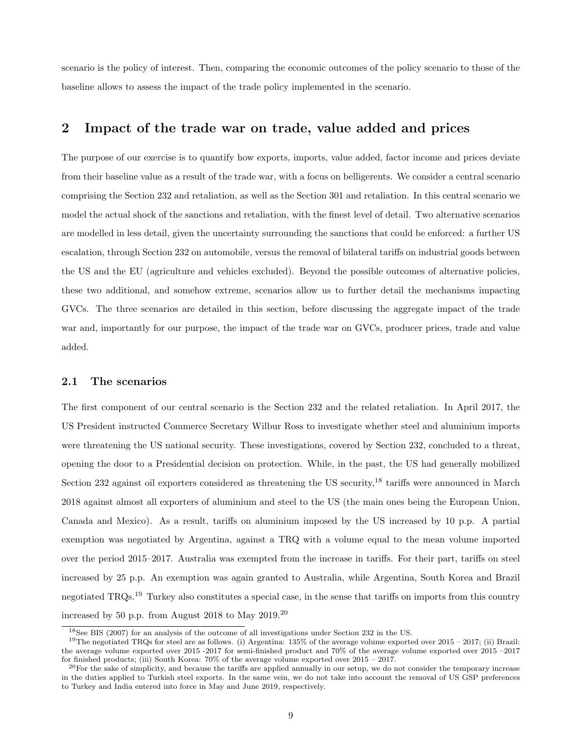scenario is the policy of interest. Then, comparing the economic outcomes of the policy scenario to those of the baseline allows to assess the impact of the trade policy implemented in the scenario.

## 2 Impact of the trade war on trade, value added and prices

The purpose of our exercise is to quantify how exports, imports, value added, factor income and prices deviate from their baseline value as a result of the trade war, with a focus on belligerents. We consider a central scenario comprising the Section 232 and retaliation, as well as the Section 301 and retaliation. In this central scenario we model the actual shock of the sanctions and retaliation, with the finest level of detail. Two alternative scenarios are modelled in less detail, given the uncertainty surrounding the sanctions that could be enforced: a further US escalation, through Section 232 on automobile, versus the removal of bilateral tariffs on industrial goods between the US and the EU (agriculture and vehicles excluded). Beyond the possible outcomes of alternative policies, these two additional, and somehow extreme, scenarios allow us to further detail the mechanisms impacting GVCs. The three scenarios are detailed in this section, before discussing the aggregate impact of the trade war and, importantly for our purpose, the impact of the trade war on GVCs, producer prices, trade and value added.

### 2.1 The scenarios

The first component of our central scenario is the Section 232 and the related retaliation. In April 2017, the US President instructed Commerce Secretary Wilbur Ross to investigate whether steel and aluminium imports were threatening the US national security. These investigations, covered by Section 232, concluded to a threat, opening the door to a Presidential decision on protection. While, in the past, the US had generally mobilized Section 232 against oil exporters considered as threatening the US security,[18] tariffs were announced in March 2018 against almost all exporters of aluminium and steel to the US (the main ones being the European Union, Canada and Mexico). As a result, tariffs on aluminium imposed by the US increased by 10 p.p. A partial exemption was negotiated by Argentina, against a TRQ with a volume equal to the mean volume imported over the period 2015–2017. Australia was exempted from the increase in tariffs. For their part, tariffs on steel increased by 25 p.p. An exemption was again granted to Australia, while Argentina, South Korea and Brazil negotiated TRQs.[19] Turkey also constitutes a special case, in the sense that tariffs on imports from this country increased by 50 p.p. from August 2018 to May 2019.[20]

[18] See BIS (2007) for an analysis of the outcome of all investigations under Section 232 in the US.

[19] The negotiated TRQs for steel are as follows. (i) Argentina: 135% of the average volume exported over 2015 – 2017; (ii) Brazil: the average volume exported over 2015 -2017 for semi-finished product and 70% of the average volume exported over 2015 –2017 for finished products; (iii) South Korea: 70% of the average volume exported over 2015 – 2017.

[20] For the sake of simplicity, and because the tariffs are applied annually in our setup, we do not consider the temporary increase in the duties applied to Turkish steel exports. In the same vein, we do not take into account the removal of US GSP preferences to Turkey and India entered into force in May and June 2019, respectively.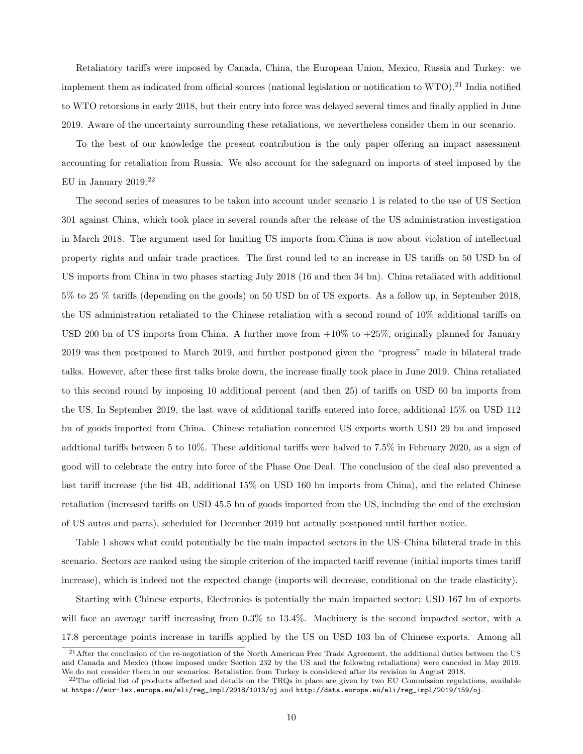Retaliatory tariffs were imposed by Canada, China, the European Union, Mexico, Russia and Turkey: we implement them as indicated from official sources (national legislation or notification to WTO).[21] India notified to WTO retorsions in early 2018, but their entry into force was delayed several times and finally applied in June 2019. Aware of the uncertainty surrounding these retaliations, we nevertheless consider them in our scenario.

To the best of our knowledge the present contribution is the only paper offering an impact assessment accounting for retaliation from Russia. We also account for the safeguard on imports of steel imposed by the EU in January 2019.[22]

The second series of measures to be taken into account under scenario 1 is related to the use of US Section 301 against China, which took place in several rounds after the release of the US administration investigation in March 2018. The argument used for limiting US imports from China is now about violation of intellectual property rights and unfair trade practices. The first round led to an increase in US tariffs on 50 USD bn of US imports from China in two phases starting July 2018 (16 and then 34 bn). China retaliated with additional 5% to 25 % tariffs (depending on the goods) on 50 USD bn of US exports. As a follow up, in September 2018, the US administration retaliated to the Chinese retaliation with a second round of 10% additional tariffs on USD 200 bn of US imports from China. A further move from +10% to +25%, originally planned for January 2019 was then postponed to March 2019, and further postponed given the "progress" made in bilateral trade talks. However, after these first talks broke down, the increase finally took place in June 2019. China retaliated to this second round by imposing 10 additional percent (and then 25) of tariffs on USD 60 bn imports from the US. In September 2019, the last wave of additional tariffs entered into force, additional 15% on USD 112 bn of goods imported from China. Chinese retaliation concerned US exports worth USD 29 bn and imposed addtional tariffs between 5 to 10%. These additional tariffs were halved to 7.5% in February 2020, as a sign of good will to celebrate the entry into force of the Phase One Deal. The conclusion of the deal also prevented a last tariff increase (the list 4B, additional 15% on USD 160 bn imports from China), and the related Chinese retaliation (increased tariffs on USD 45.5 bn of goods imported from the US, including the end of the exclusion of US autos and parts), scheduled for December 2019 but actually postponed until further notice.

Table 1 shows what could potentially be the main impacted sectors in the US–China bilateral trade in this scenario. Sectors are ranked using the simple criterion of the impacted tariff revenue (initial imports times tariff increase), which is indeed not the expected change (imports will decrease, conditional on the trade elasticity).

Starting with Chinese exports, Electronics is potentially the main impacted sector: USD 167 bn of exports will face an average tariff increasing from 0.3% to 13.4%. Machinery is the second impacted sector, with a 17.8 percentage points increase in tariffs applied by the US on USD 103 bn of Chinese exports. Among all

[21] After the conclusion of the re-negotiation of the North American Free Trade Agreement, the additional duties between the US and Canada and Mexico (those imposed under Section 232 by the US and the following retaliations) were canceled in May 2019. We do not consider them in our scenarios. Retaliation from Turkey is considered after its revision in August 2018.

[22] The official list of products affected and details on the TRQs in place are given by two EU Commission regulations, available at https://eur-lex.europa.eu/eli/reg_impl/2018/1013/oj and http://data.europa.eu/eli/reg_impl/2019/159/oj.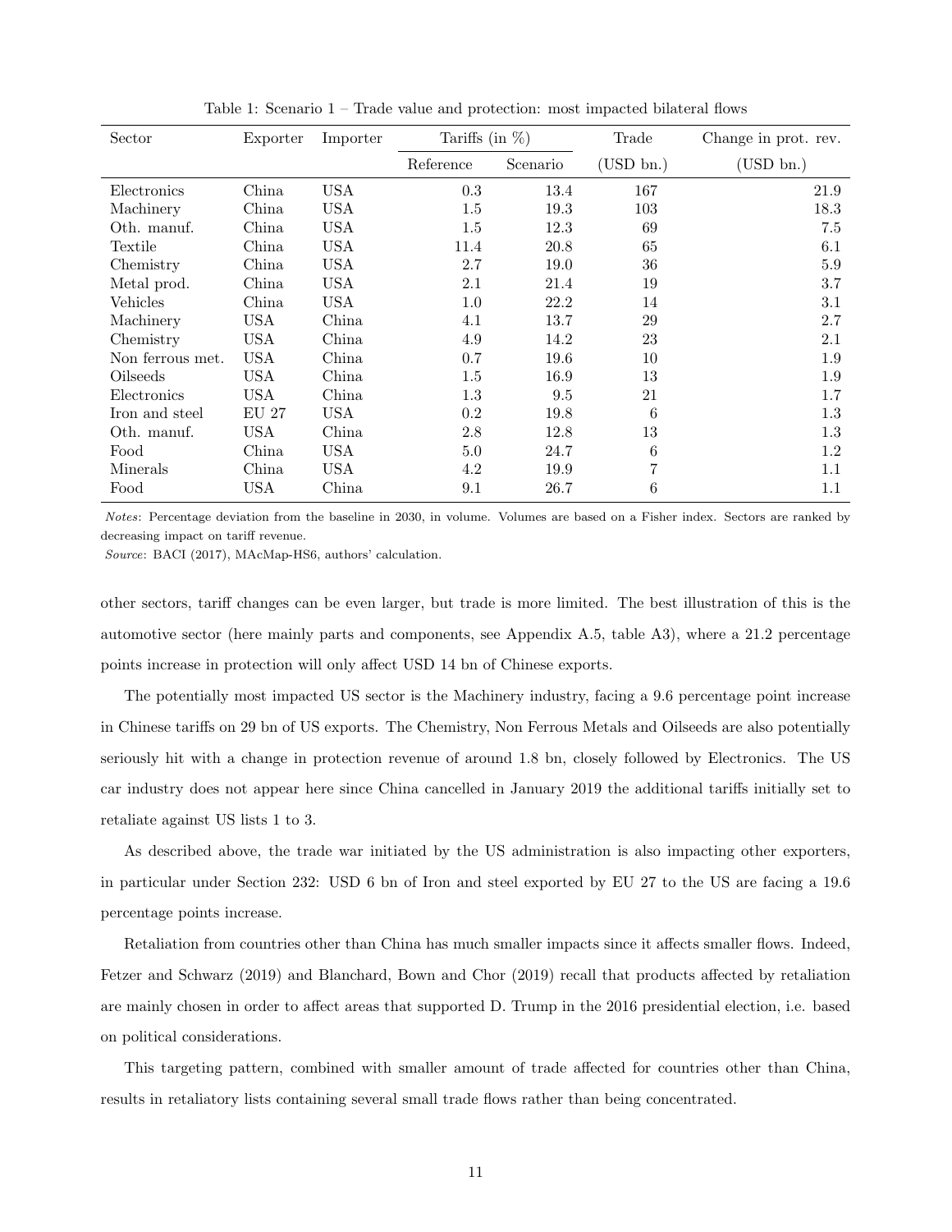Table 1: Scenario 1 – Trade value and protection: most impacted bilateral flows

| Sector | Exporter | Importer | Tariffs (in %) | | Trade | Change in prot. rev. |
|---|---|---|---|---|---|---|
| | | | Reference | Scenario | (USD bn.) | (USD bn.) |
| Electronics | China | USA | 0.3 | 13.4 | 167 | 21.9 |
| Machinery | China | USA | 1.5 | 19.3 | 103 | 18.3 |
| Oth. manuf. | China | USA | 1.5 | 12.3 | 69 | 7.5 |
| Textile | China | USA | 11.4 | 20.8 | 65 | 6.1 |
| Chemistry | China | USA | 2.7 | 19.0 | 36 | 5.9 |
| Metal prod. | China | USA | 2.1 | 21.4 | 19 | 3.7 |
| Vehicles | China | USA | 1.0 | 22.2 | 14 | 3.1 |
| Machinery | USA | China | 4.1 | 13.7 | 29 | 2.7 |
| Chemistry | USA | China | 4.9 | 14.2 | 23 | 2.1 |
| Non ferrous met. | USA | China | 0.7 | 19.6 | 10 | 1.9 |
| Oilseeds | USA | China | 1.5 | 16.9 | 13 | 1.9 |
| Electronics | USA | China | 1.3 | 9.5 | 21 | 1.7 |
| Iron and steel | EU 27 | USA | 0.2 | 19.8 | 6 | 1.3 |
| Oth. manuf. | USA | China | 2.8 | 12.8 | 13 | 1.3 |
| Food | China | USA | 5.0 | 24.7 | 6 | 1.2 |
| Minerals | China | USA | 4.2 | 19.9 | 7 | 1.1 |
| Food | USA | China | 9.1 | 26.7 | 6 | 1.1 |

*Notes*: Percentage deviation from the baseline in 2030, in volume. Volumes are based on a Fisher index. Sectors are ranked by decreasing impact on tariff revenue.

*Source*: BACI (2017), MAcMap-HS6, authors' calculation.

other sectors, tariff changes can be even larger, but trade is more limited. The best illustration of this is the automotive sector (here mainly parts and components, see Appendix A.5, table A3), where a 21.2 percentage points increase in protection will only affect USD 14 bn of Chinese exports.

The potentially most impacted US sector is the Machinery industry, facing a 9.6 percentage point increase in Chinese tariffs on 29 bn of US exports. The Chemistry, Non Ferrous Metals and Oilseeds are also potentially seriously hit with a change in protection revenue of around 1.8 bn, closely followed by Electronics. The US car industry does not appear here since China cancelled in January 2019 the additional tariffs initially set to retaliate against US lists 1 to 3.

As described above, the trade war initiated by the US administration is also impacting other exporters, in particular under Section 232: USD 6 bn of Iron and steel exported by EU 27 to the US are facing a 19.6 percentage points increase.

Retaliation from countries other than China has much smaller impacts since it affects smaller flows. Indeed, Fetzer and Schwarz (2019) and Blanchard, Bown and Chor (2019) recall that products affected by retaliation are mainly chosen in order to affect areas that supported D. Trump in the 2016 presidential election, i.e. based on political considerations.

This targeting pattern, combined with smaller amount of trade affected for countries other than China, results in retaliatory lists containing several small trade flows rather than being concentrated.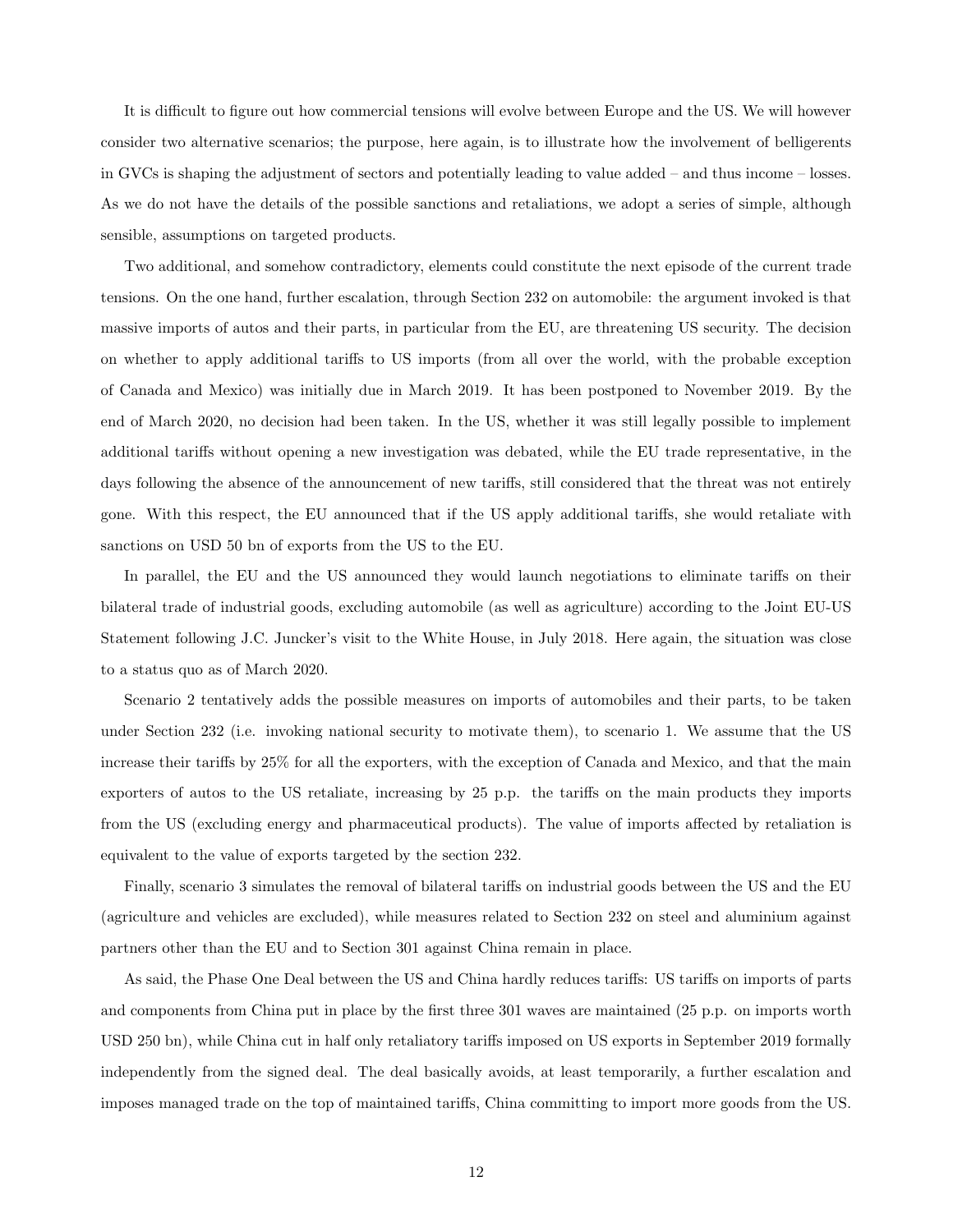It is difficult to figure out how commercial tensions will evolve between Europe and the US. We will however consider two alternative scenarios; the purpose, here again, is to illustrate how the involvement of belligerents in GVCs is shaping the adjustment of sectors and potentially leading to value added – and thus income – losses. As we do not have the details of the possible sanctions and retaliations, we adopt a series of simple, although sensible, assumptions on targeted products.

Two additional, and somehow contradictory, elements could constitute the next episode of the current trade tensions. On the one hand, further escalation, through Section 232 on automobile: the argument invoked is that massive imports of autos and their parts, in particular from the EU, are threatening US security. The decision on whether to apply additional tariffs to US imports (from all over the world, with the probable exception of Canada and Mexico) was initially due in March 2019. It has been postponed to November 2019. By the end of March 2020, no decision had been taken. In the US, whether it was still legally possible to implement additional tariffs without opening a new investigation was debated, while the EU trade representative, in the days following the absence of the announcement of new tariffs, still considered that the threat was not entirely gone. With this respect, the EU announced that if the US apply additional tariffs, she would retaliate with sanctions on USD 50 bn of exports from the US to the EU.

In parallel, the EU and the US announced they would launch negotiations to eliminate tariffs on their bilateral trade of industrial goods, excluding automobile (as well as agriculture) according to the Joint EU-US Statement following J.C. Juncker's visit to the White House, in July 2018. Here again, the situation was close to a status quo as of March 2020.

Scenario 2 tentatively adds the possible measures on imports of automobiles and their parts, to be taken under Section 232 (i.e. invoking national security to motivate them), to scenario 1. We assume that the US increase their tariffs by 25% for all the exporters, with the exception of Canada and Mexico, and that the main exporters of autos to the US retaliate, increasing by 25 p.p. the tariffs on the main products they imports from the US (excluding energy and pharmaceutical products). The value of imports affected by retaliation is equivalent to the value of exports targeted by the section 232.

Finally, scenario 3 simulates the removal of bilateral tariffs on industrial goods between the US and the EU (agriculture and vehicles are excluded), while measures related to Section 232 on steel and aluminium against partners other than the EU and to Section 301 against China remain in place.

As said, the Phase One Deal between the US and China hardly reduces tariffs: US tariffs on imports of parts and components from China put in place by the first three 301 waves are maintained (25 p.p. on imports worth USD 250 bn), while China cut in half only retaliatory tariffs imposed on US exports in September 2019 formally independently from the signed deal. The deal basically avoids, at least temporarily, a further escalation and imposes managed trade on the top of maintained tariffs, China committing to import more goods from the US.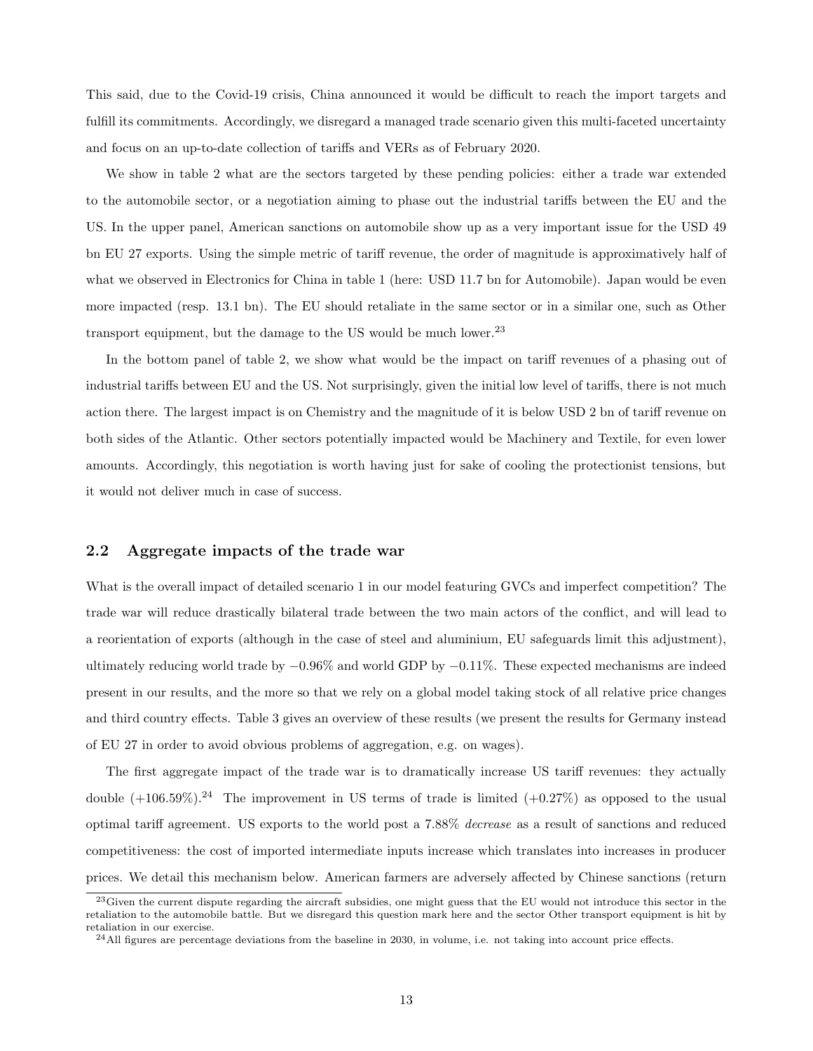This said, due to the Covid-19 crisis, China announced it would be difficult to reach the import targets and fulfill its commitments. Accordingly, we disregard a managed trade scenario given this multi-faceted uncertainty and focus on an up-to-date collection of tariffs and VERs as of February 2020.

We show in table 2 what are the sectors targeted by these pending policies: either a trade war extended to the automobile sector, or a negotiation aiming to phase out the industrial tariffs between the EU and the US. In the upper panel, American sanctions on automobile show up as a very important issue for the USD 49 bn EU 27 exports. Using the simple metric of tariff revenue, the order of magnitude is approximatively half of what we observed in Electronics for China in table 1 (here: USD 11.7 bn for Automobile). Japan would be even more impacted (resp. 13.1 bn). The EU should retaliate in the same sector or in a similar one, such as Other transport equipment, but the damage to the US would be much lower.[23]

In the bottom panel of table 2, we show what would be the impact on tariff revenues of a phasing out of industrial tariffs between EU and the US. Not surprisingly, given the initial low level of tariffs, there is not much action there. The largest impact is on Chemistry and the magnitude of it is below USD 2 bn of tariff revenue on both sides of the Atlantic. Other sectors potentially impacted would be Machinery and Textile, for even lower amounts. Accordingly, this negotiation is worth having just for sake of cooling the protectionist tensions, but it would not deliver much in case of success.

## 2.2 Aggregate impacts of the trade war

What is the overall impact of detailed scenario 1 in our model featuring GVCs and imperfect competition? The trade war will reduce drastically bilateral trade between the two main actors of the conflict, and will lead to a reorientation of exports (although in the case of steel and aluminium, EU safeguards limit this adjustment), ultimately reducing world trade by $-0.96\%$ and world GDP by $-0.11\%$. These expected mechanisms are indeed present in our results, and the more so that we rely on a global model taking stock of all relative price changes and third country effects. Table 3 gives an overview of these results (we present the results for Germany instead of EU 27 in order to avoid obvious problems of aggregation, e.g. on wages).

The first aggregate impact of the trade war is to dramatically increase US tariff revenues: they actually double ($+106.59\%$).[24] The improvement in US terms of trade is limited ($+0.27\%$) as opposed to the usual optimal tariff agreement. US exports to the world post a 7.88% *decrease* as a result of sanctions and reduced competitiveness: the cost of imported intermediate inputs increase which translates into increases in producer prices. We detail this mechanism below. American farmers are adversely affected by Chinese sanctions (return

[23] Given the current dispute regarding the aircraft subsidies, one might guess that the EU would not introduce this sector in the retaliation to the automobile battle. But we disregard this question mark here and the sector Other transport equipment is hit by retaliation in our exercise.

[24] All figures are percentage deviations from the baseline in 2030, in volume, i.e. not taking into account price effects.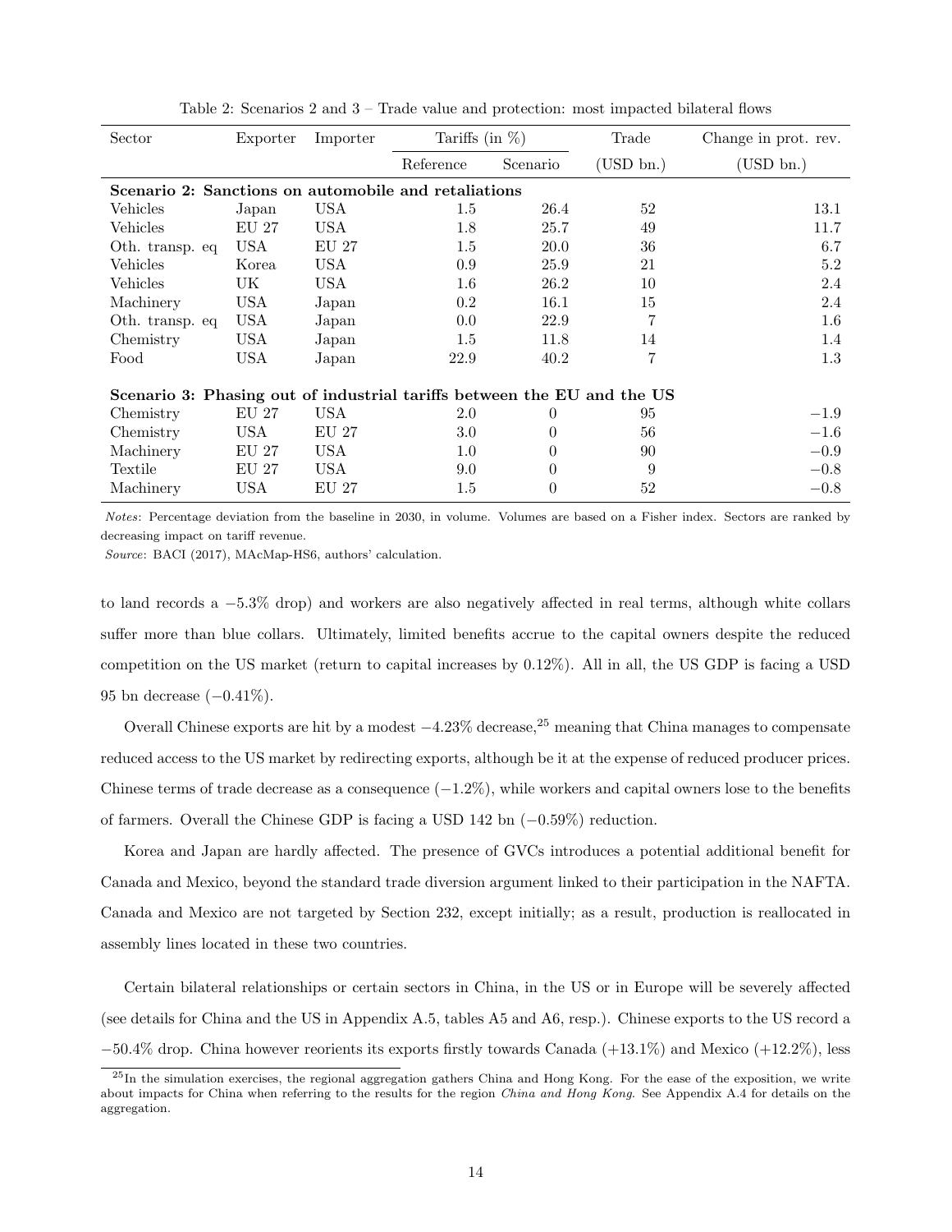Table 2: Scenarios 2 and 3 – Trade value and protection: most impacted bilateral flows

| Sector | Exporter | Importer | Tariffs (in %) | | Trade | Change in prot. rev. |
|---|---|---|---|---|---|---|
| | | | Reference | Scenario | (USD bn.) | (USD bn.) |
| **Scenario 2: Sanctions on automobile and retaliations** | | | | | | |
| Vehicles | Japan | USA | 1.5 | 26.4 | 52 | 13.1 |
| Vehicles | EU 27 | USA | 1.8 | 25.7 | 49 | 11.7 |
| Oth. transp. eq | USA | EU 27 | 1.5 | 20.0 | 36 | 6.7 |
| Vehicles | Korea | USA | 0.9 | 25.9 | 21 | 5.2 |
| Vehicles | UK | USA | 1.6 | 26.2 | 10 | 2.4 |
| Machinery | USA | Japan | 0.2 | 16.1 | 15 | 2.4 |
| Oth. transp. eq | USA | Japan | 0.0 | 22.9 | 7 | 1.6 |
| Chemistry | USA | Japan | 1.5 | 11.8 | 14 | 1.4 |
| Food | USA | Japan | 22.9 | 40.2 | 7 | 1.3 |
| **Scenario 3: Phasing out of industrial tariffs between the EU and the US** | | | | | | |
| Chemistry | EU 27 | USA | 2.0 | 0 | 95 | −1.9 |
| Chemistry | USA | EU 27 | 3.0 | 0 | 56 | −1.6 |
| Machinery | EU 27 | USA | 1.0 | 0 | 90 | −0.9 |
| Textile | EU 27 | USA | 9.0 | 0 | 9 | −0.8 |
| Machinery | USA | EU 27 | 1.5 | 0 | 52 | −0.8 |

*Notes*: Percentage deviation from the baseline in 2030, in volume. Volumes are based on a Fisher index. Sectors are ranked by decreasing impact on tariff revenue.

*Source*: BACI (2017), MAcMap-HS6, authors' calculation.

to land records a −5.3% drop) and workers are also negatively affected in real terms, although white collars suffer more than blue collars. Ultimately, limited benefits accrue to the capital owners despite the reduced competition on the US market (return to capital increases by 0.12%). All in all, the US GDP is facing a USD 95 bn decrease (−0.41%).

Overall Chinese exports are hit by a modest −4.23% decrease,[25] meaning that China manages to compensate reduced access to the US market by redirecting exports, although be it at the expense of reduced producer prices. Chinese terms of trade decrease as a consequence (−1.2%), while workers and capital owners lose to the benefits of farmers. Overall the Chinese GDP is facing a USD 142 bn (−0.59%) reduction.

Korea and Japan are hardly affected. The presence of GVCs introduces a potential additional benefit for Canada and Mexico, beyond the standard trade diversion argument linked to their participation in the NAFTA. Canada and Mexico are not targeted by Section 232, except initially; as a result, production is reallocated in assembly lines located in these two countries.

Certain bilateral relationships or certain sectors in China, in the US or in Europe will be severely affected (see details for China and the US in Appendix A.5, tables A5 and A6, resp.). Chinese exports to the US record a −50.4% drop. China however reorients its exports firstly towards Canada (+13.1%) and Mexico (+12.2%), less

[25] In the simulation exercises, the regional aggregation gathers China and Hong Kong. For the ease of the exposition, we write about impacts for China when referring to the results for the region *China and Hong Kong*. See Appendix A.4 for details on the aggregation.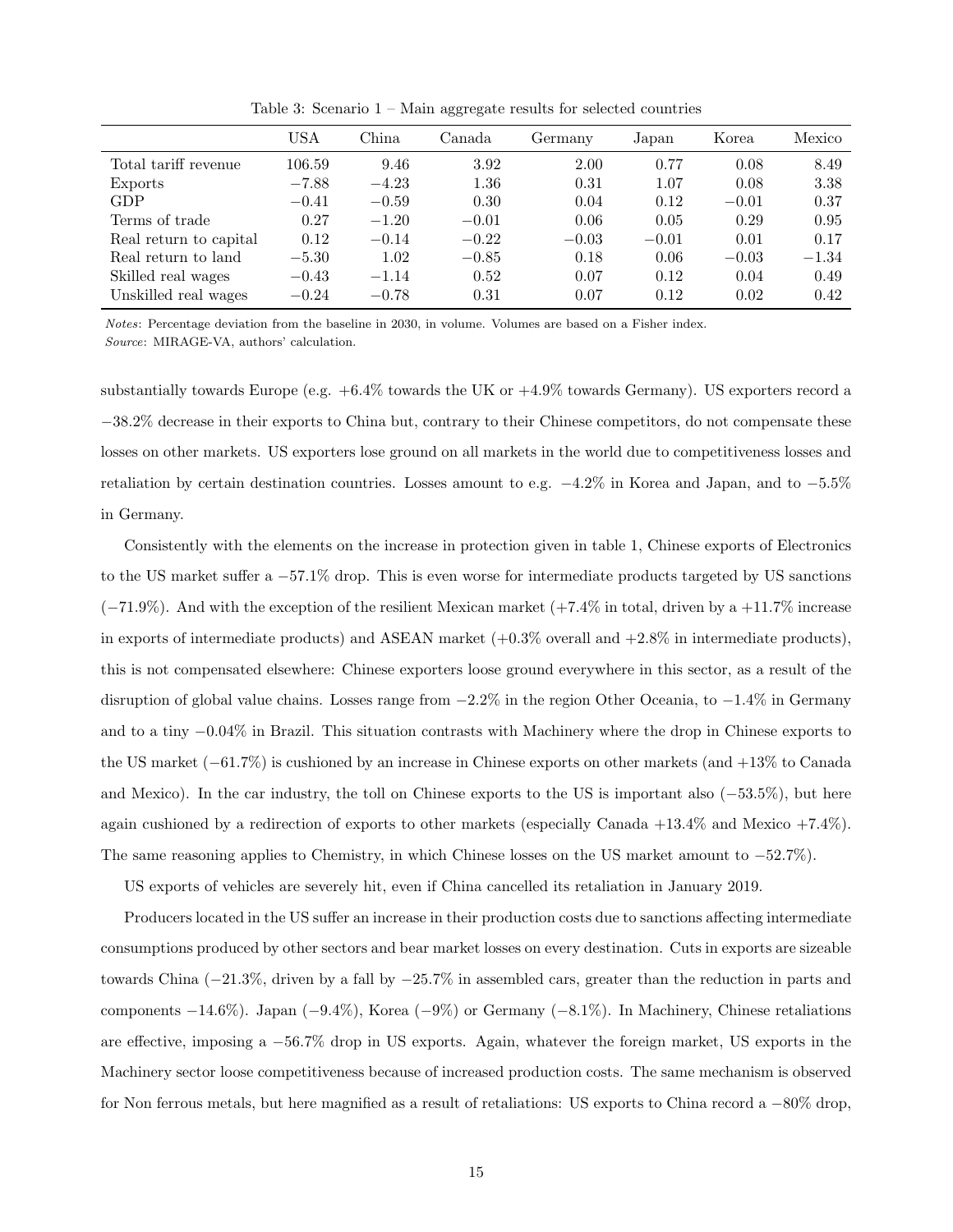Table 3: Scenario 1 – Main aggregate results for selected countries

| | USA | China | Canada | Germany | Japan | Korea | Mexico |
|---|---|---|---|---|---|---|---|
| Total tariff revenue | 106.59 | 9.46 | 3.92 | 2.00 | 0.77 | 0.08 | 8.49 |
| Exports | −7.88 | −4.23 | 1.36 | 0.31 | 1.07 | 0.08 | 3.38 |
| GDP | −0.41 | −0.59 | 0.30 | 0.04 | 0.12 | −0.01 | 0.37 |
| Terms of trade | 0.27 | −1.20 | −0.01 | 0.06 | 0.05 | 0.29 | 0.95 |
| Real return to capital | 0.12 | −0.14 | −0.22 | −0.03 | −0.01 | 0.01 | 0.17 |
| Real return to land | −5.30 | 1.02 | −0.85 | 0.18 | 0.06 | −0.03 | −1.34 |
| Skilled real wages | −0.43 | −1.14 | 0.52 | 0.07 | 0.12 | 0.04 | 0.49 |
| Unskilled real wages | −0.24 | −0.78 | 0.31 | 0.07 | 0.12 | 0.02 | 0.42 |

*Notes*: Percentage deviation from the baseline in 2030, in volume. Volumes are based on a Fisher index.
*Source*: MIRAGE-VA, authors' calculation.

substantially towards Europe (e.g. +6.4% towards the UK or +4.9% towards Germany). US exporters record a −38.2% decrease in their exports to China but, contrary to their Chinese competitors, do not compensate these losses on other markets. US exporters lose ground on all markets in the world due to competitiveness losses and retaliation by certain destination countries. Losses amount to e.g. −4.2% in Korea and Japan, and to −5.5% in Germany.

Consistently with the elements on the increase in protection given in table 1, Chinese exports of Electronics to the US market suffer a −57.1% drop. This is even worse for intermediate products targeted by US sanctions (−71.9%). And with the exception of the resilient Mexican market (+7.4% in total, driven by a +11.7% increase in exports of intermediate products) and ASEAN market (+0.3% overall and +2.8% in intermediate products), this is not compensated elsewhere: Chinese exporters loose ground everywhere in this sector, as a result of the disruption of global value chains. Losses range from −2.2% in the region Other Oceania, to −1.4% in Germany and to a tiny −0.04% in Brazil. This situation contrasts with Machinery where the drop in Chinese exports to the US market (−61.7%) is cushioned by an increase in Chinese exports on other markets (and +13% to Canada and Mexico). In the car industry, the toll on Chinese exports to the US is important also (−53.5%), but here again cushioned by a redirection of exports to other markets (especially Canada +13.4% and Mexico +7.4%). The same reasoning applies to Chemistry, in which Chinese losses on the US market amount to −52.7%).

US exports of vehicles are severely hit, even if China cancelled its retaliation in January 2019.

Producers located in the US suffer an increase in their production costs due to sanctions affecting intermediate consumptions produced by other sectors and bear market losses on every destination. Cuts in exports are sizeable towards China (−21.3%, driven by a fall by −25.7% in assembled cars, greater than the reduction in parts and components −14.6%). Japan (−9.4%), Korea (−9%) or Germany (−8.1%). In Machinery, Chinese retaliations are effective, imposing a −56.7% drop in US exports. Again, whatever the foreign market, US exports in the Machinery sector loose competitiveness because of increased production costs. The same mechanism is observed for Non ferrous metals, but here magnified as a result of retaliations: US exports to China record a −80% drop,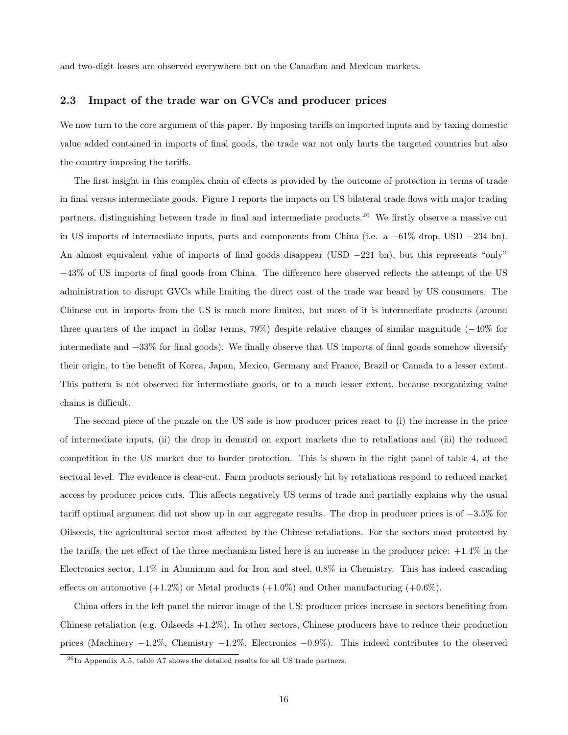and two-digit losses are observed everywhere but on the Canadian and Mexican markets.

### 2.3 Impact of the trade war on GVCs and producer prices

We now turn to the core argument of this paper. By imposing tariffs on imported inputs and by taxing domestic value added contained in imports of final goods, the trade war not only hurts the targeted countries but also the country imposing the tariffs.

The first insight in this complex chain of effects is provided by the outcome of protection in terms of trade in final versus intermediate goods. Figure 1 reports the impacts on US bilateral trade flows with major trading partners, distinguishing between trade in final and intermediate products.[26] We firstly observe a massive cut in US imports of intermediate inputs, parts and components from China (i.e. a −61% drop, USD −234 bn). An almost equivalent value of imports of final goods disappear (USD −221 bn), but this represents "only" −43% of US imports of final goods from China. The difference here observed reflects the attempt of the US administration to disrupt GVCs while limiting the direct cost of the trade war beard by US consumers. The Chinese cut in imports from the US is much more limited, but most of it is intermediate products (around three quarters of the impact in dollar terms, 79%) despite relative changes of similar magnitude (−40% for intermediate and −33% for final goods). We finally observe that US imports of final goods somehow diversify their origin, to the benefit of Korea, Japan, Mexico, Germany and France, Brazil or Canada to a lesser extent. This pattern is not observed for intermediate goods, or to a much lesser extent, because reorganizing value chains is difficult.

The second piece of the puzzle on the US side is how producer prices react to (i) the increase in the price of intermediate inputs, (ii) the drop in demand on export markets due to retaliations and (iii) the reduced competition in the US market due to border protection. This is shown in the right panel of table 4, at the sectoral level. The evidence is clear-cut. Farm products seriously hit by retaliations respond to reduced market access by producer prices cuts. This affects negatively US terms of trade and partially explains why the usual tariff optimal argument did not show up in our aggregate results. The drop in producer prices is of −3.5% for Oilseeds, the agricultural sector most affected by the Chinese retaliations. For the sectors most protected by the tariffs, the net effect of the three mechanism listed here is an increase in the producer price: +1.4% in the Electronics sector, 1.1% in Aluminum and for Iron and steel, 0.8% in Chemistry. This has indeed cascading effects on automotive (+1.2%) or Metal products (+1.0%) and Other manufacturing (+0.6%).

China offers in the left panel the mirror image of the US: producer prices increase in sectors benefiting from Chinese retaliation (e.g. Oilseeds +1.2%). In other sectors, Chinese producers have to reduce their production prices (Machinery −1.2%, Chemistry −1.2%, Electronics −0.9%). This indeed contributes to the observed

[26] In Appendix A.5, table A7 shows the detailed results for all US trade partners.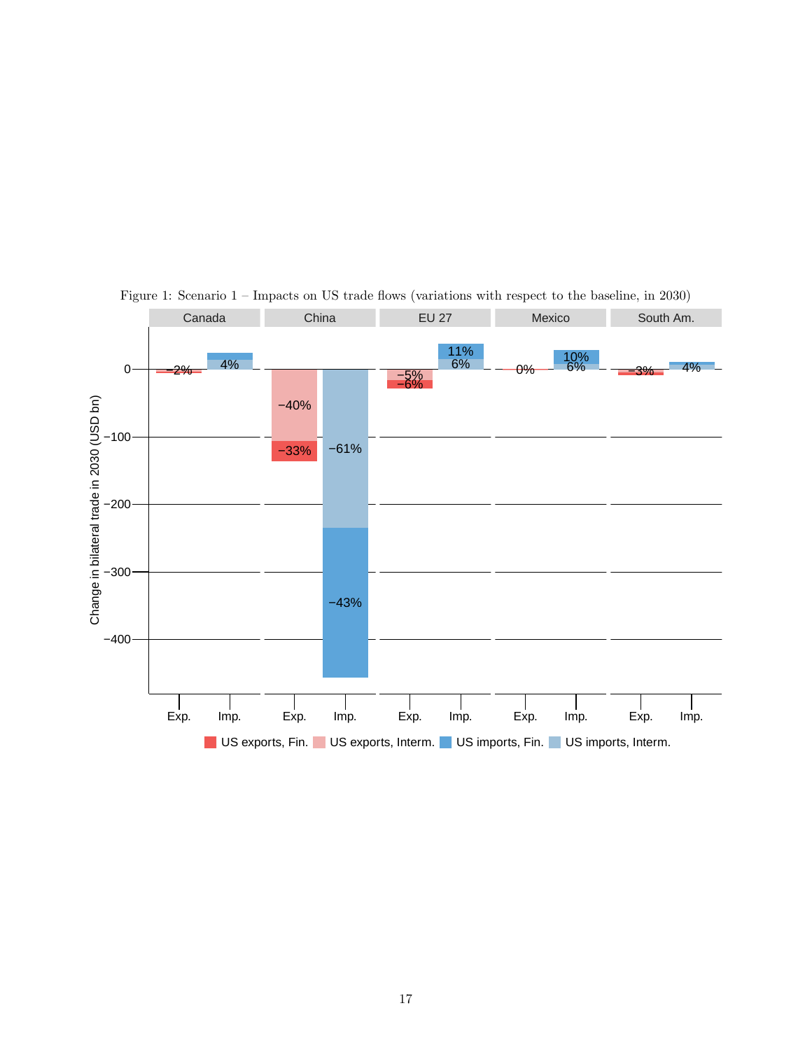Figure 1: Scenario 1 – Impacts on US trade flows (variations with respect to the baseline, in 2030)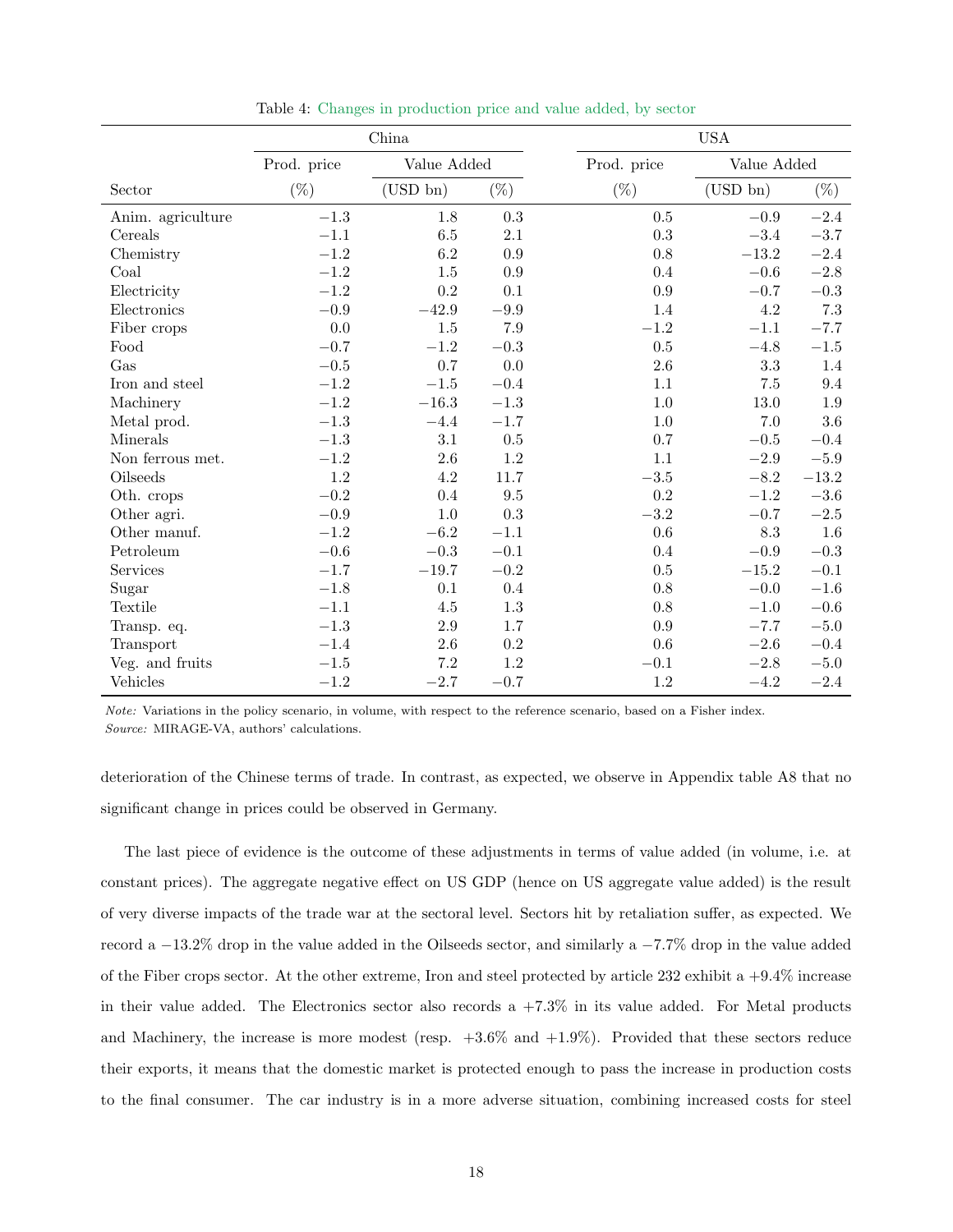Table 4: Changes in production price and value added, by sector

| | China | | | USA | | |
|---|---|---|---|---|---|---|
| | Prod. price | Value Added | | Prod. price | Value Added | |
| Sector | (%) | (USD bn) | (%) | (%) | (USD bn) | (%) |
| Anim. agriculture | −1.3 | 1.8 | 0.3 | 0.5 | −0.9 | −2.4 |
| Cereals | −1.1 | 6.5 | 2.1 | 0.3 | −3.4 | −3.7 |
| Chemistry | −1.2 | 6.2 | 0.9 | 0.8 | −13.2 | −2.4 |
| Coal | −1.2 | 1.5 | 0.9 | 0.4 | −0.6 | −2.8 |
| Electricity | −1.2 | 0.2 | 0.1 | 0.9 | −0.7 | −0.3 |
| Electronics | −0.9 | −42.9 | −9.9 | 1.4 | 4.2 | 7.3 |
| Fiber crops | 0.0 | 1.5 | 7.9 | −1.2 | −1.1 | −7.7 |
| Food | −0.7 | −1.2 | −0.3 | 0.5 | −4.8 | −1.5 |
| Gas | −0.5 | 0.7 | 0.0 | 2.6 | 3.3 | 1.4 |
| Iron and steel | −1.2 | −1.5 | −0.4 | 1.1 | 7.5 | 9.4 |
| Machinery | −1.2 | −16.3 | −1.3 | 1.0 | 13.0 | 1.9 |
| Metal prod. | −1.3 | −4.4 | −1.7 | 1.0 | 7.0 | 3.6 |
| Minerals | −1.3 | 3.1 | 0.5 | 0.7 | −0.5 | −0.4 |
| Non ferrous met. | −1.2 | 2.6 | 1.2 | 1.1 | −2.9 | −5.9 |
| Oilseeds | 1.2 | 4.2 | 11.7 | −3.5 | −8.2 | −13.2 |
| Oth. crops | −0.2 | 0.4 | 9.5 | 0.2 | −1.2 | −3.6 |
| Other agri. | −0.9 | 1.0 | 0.3 | −3.2 | −0.7 | −2.5 |
| Other manuf. | −1.2 | −6.2 | −1.1 | 0.6 | 8.3 | 1.6 |
| Petroleum | −0.6 | −0.3 | −0.1 | 0.4 | −0.9 | −0.3 |
| Services | −1.7 | −19.7 | −0.2 | 0.5 | −15.2 | −0.1 |
| Sugar | −1.8 | 0.1 | 0.4 | 0.8 | −0.0 | −1.6 |
| Textile | −1.1 | 4.5 | 1.3 | 0.8 | −1.0 | −0.6 |
| Transp. eq. | −1.3 | 2.9 | 1.7 | 0.9 | −7.7 | −5.0 |
| Transport | −1.4 | 2.6 | 0.2 | 0.6 | −2.6 | −0.4 |
| Veg. and fruits | −1.5 | 7.2 | 1.2 | −0.1 | −2.8 | −5.0 |
| Vehicles | −1.2 | −2.7 | −0.7 | 1.2 | −4.2 | −2.4 |

*Note:* Variations in the policy scenario, in volume, with respect to the reference scenario, based on a Fisher index.
*Source:* MIRAGE-VA, authors' calculations.

deterioration of the Chinese terms of trade. In contrast, as expected, we observe in Appendix table A8 that no significant change in prices could be observed in Germany.

The last piece of evidence is the outcome of these adjustments in terms of value added (in volume, i.e. at constant prices). The aggregate negative effect on US GDP (hence on US aggregate value added) is the result of very diverse impacts of the trade war at the sectoral level. Sectors hit by retaliation suffer, as expected. We record a −13.2% drop in the value added in the Oilseeds sector, and similarly a −7.7% drop in the value added of the Fiber crops sector. At the other extreme, Iron and steel protected by article 232 exhibit a +9.4% increase in their value added. The Electronics sector also records a +7.3% in its value added. For Metal products and Machinery, the increase is more modest (resp. +3.6% and +1.9%). Provided that these sectors reduce their exports, it means that the domestic market is protected enough to pass the increase in production costs to the final consumer. The car industry is in a more adverse situation, combining increased costs for steel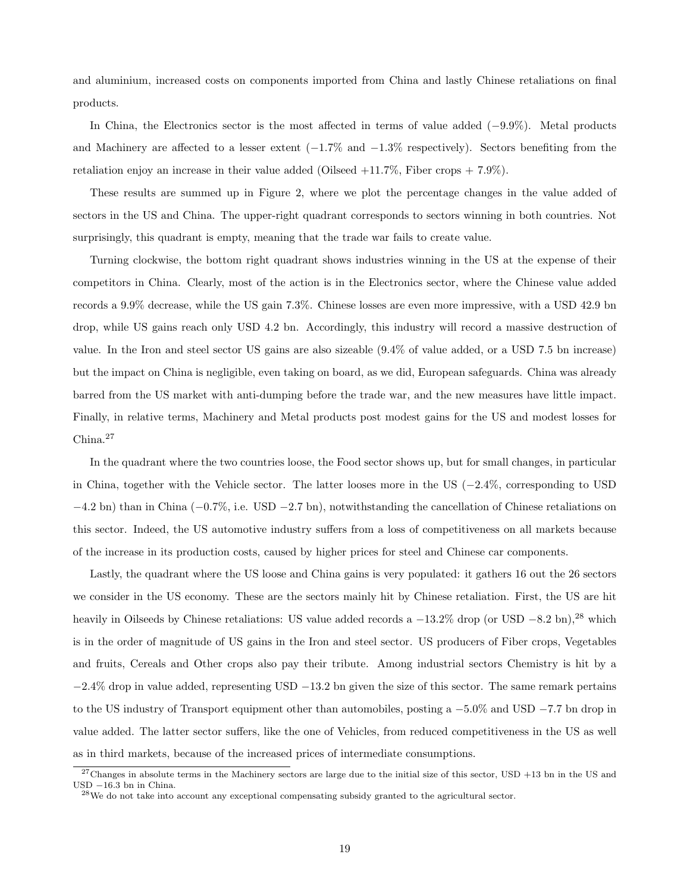and aluminium, increased costs on components imported from China and lastly Chinese retaliations on final products.

In China, the Electronics sector is the most affected in terms of value added (−9.9%). Metal products and Machinery are affected to a lesser extent (−1.7% and −1.3% respectively). Sectors benefiting from the retaliation enjoy an increase in their value added (Oilseed +11.7%, Fiber crops + 7.9%).

These results are summed up in Figure 2, where we plot the percentage changes in the value added of sectors in the US and China. The upper-right quadrant corresponds to sectors winning in both countries. Not surprisingly, this quadrant is empty, meaning that the trade war fails to create value.

Turning clockwise, the bottom right quadrant shows industries winning in the US at the expense of their competitors in China. Clearly, most of the action is in the Electronics sector, where the Chinese value added records a 9.9% decrease, while the US gain 7.3%. Chinese losses are even more impressive, with a USD 42.9 bn drop, while US gains reach only USD 4.2 bn. Accordingly, this industry will record a massive destruction of value. In the Iron and steel sector US gains are also sizeable (9.4% of value added, or a USD 7.5 bn increase) but the impact on China is negligible, even taking on board, as we did, European safeguards. China was already barred from the US market with anti-dumping before the trade war, and the new measures have little impact. Finally, in relative terms, Machinery and Metal products post modest gains for the US and modest losses for China.[27]

In the quadrant where the two countries loose, the Food sector shows up, but for small changes, in particular in China, together with the Vehicle sector. The latter looses more in the US (−2.4%, corresponding to USD −4.2 bn) than in China (−0.7%, i.e. USD −2.7 bn), notwithstanding the cancellation of Chinese retaliations on this sector. Indeed, the US automotive industry suffers from a loss of competitiveness on all markets because of the increase in its production costs, caused by higher prices for steel and Chinese car components.

Lastly, the quadrant where the US loose and China gains is very populated: it gathers 16 out the 26 sectors we consider in the US economy. These are the sectors mainly hit by Chinese retaliation. First, the US are hit heavily in Oilseeds by Chinese retaliations: US value added records a −13.2% drop (or USD −8.2 bn),[28] which is in the order of magnitude of US gains in the Iron and steel sector. US producers of Fiber crops, Vegetables and fruits, Cereals and Other crops also pay their tribute. Among industrial sectors Chemistry is hit by a −2.4% drop in value added, representing USD −13.2 bn given the size of this sector. The same remark pertains to the US industry of Transport equipment other than automobiles, posting a −5.0% and USD −7.7 bn drop in value added. The latter sector suffers, like the one of Vehicles, from reduced competitiveness in the US as well as in third markets, because of the increased prices of intermediate consumptions.

[27] Changes in absolute terms in the Machinery sectors are large due to the initial size of this sector, USD +13 bn in the US and USD −16.3 bn in China.

[28] We do not take into account any exceptional compensating subsidy granted to the agricultural sector.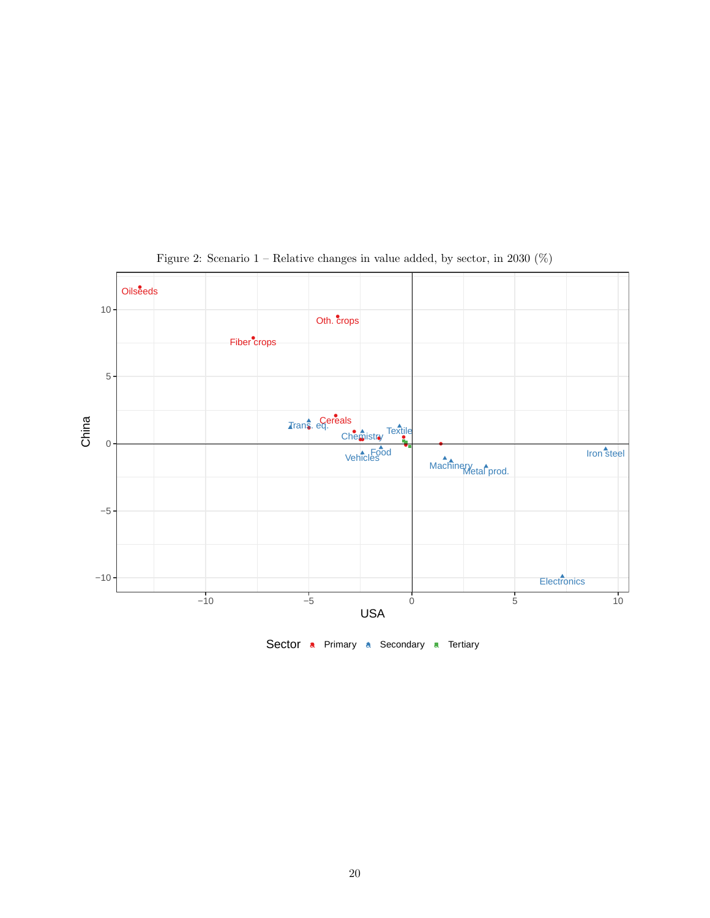Figure 2: Scenario 1 – Relative changes in value added, by sector, in 2030 (%)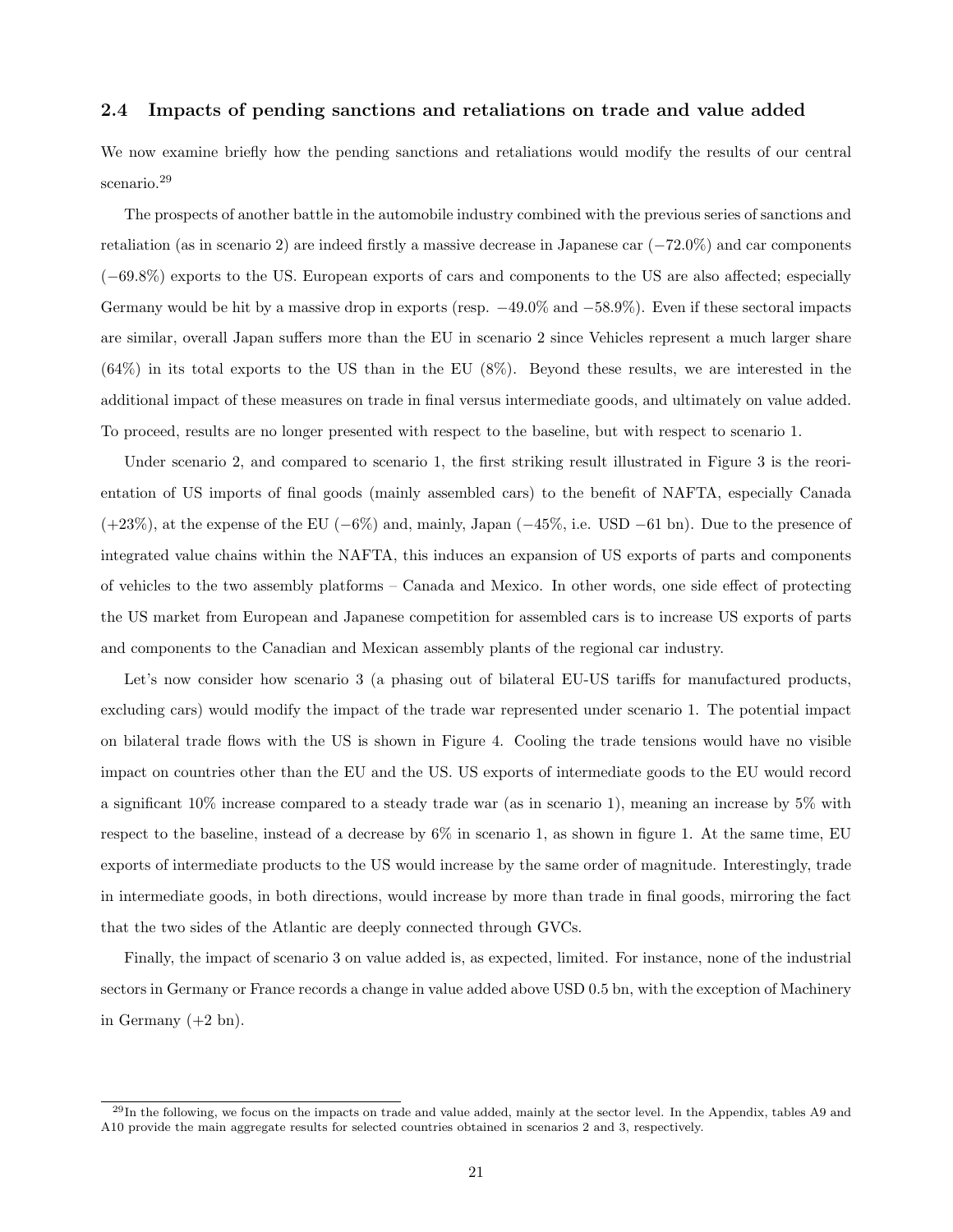### 2.4 Impacts of pending sanctions and retaliations on trade and value added

We now examine briefly how the pending sanctions and retaliations would modify the results of our central scenario.[29]

The prospects of another battle in the automobile industry combined with the previous series of sanctions and retaliation (as in scenario 2) are indeed firstly a massive decrease in Japanese car (−72.0%) and car components (−69.8%) exports to the US. European exports of cars and components to the US are also affected; especially Germany would be hit by a massive drop in exports (resp. −49.0% and −58.9%). Even if these sectoral impacts are similar, overall Japan suffers more than the EU in scenario 2 since Vehicles represent a much larger share (64%) in its total exports to the US than in the EU (8%). Beyond these results, we are interested in the additional impact of these measures on trade in final versus intermediate goods, and ultimately on value added. To proceed, results are no longer presented with respect to the baseline, but with respect to scenario 1.

Under scenario 2, and compared to scenario 1, the first striking result illustrated in Figure 3 is the reorientation of US imports of final goods (mainly assembled cars) to the benefit of NAFTA, especially Canada (+23%), at the expense of the EU (−6%) and, mainly, Japan (−45%, i.e. USD −61 bn). Due to the presence of integrated value chains within the NAFTA, this induces an expansion of US exports of parts and components of vehicles to the two assembly platforms – Canada and Mexico. In other words, one side effect of protecting the US market from European and Japanese competition for assembled cars is to increase US exports of parts and components to the Canadian and Mexican assembly plants of the regional car industry.

Let's now consider how scenario 3 (a phasing out of bilateral EU-US tariffs for manufactured products, excluding cars) would modify the impact of the trade war represented under scenario 1. The potential impact on bilateral trade flows with the US is shown in Figure 4. Cooling the trade tensions would have no visible impact on countries other than the EU and the US. US exports of intermediate goods to the EU would record a significant 10% increase compared to a steady trade war (as in scenario 1), meaning an increase by 5% with respect to the baseline, instead of a decrease by 6% in scenario 1, as shown in figure 1. At the same time, EU exports of intermediate products to the US would increase by the same order of magnitude. Interestingly, trade in intermediate goods, in both directions, would increase by more than trade in final goods, mirroring the fact that the two sides of the Atlantic are deeply connected through GVCs.

Finally, the impact of scenario 3 on value added is, as expected, limited. For instance, none of the industrial sectors in Germany or France records a change in value added above USD 0.5 bn, with the exception of Machinery in Germany (+2 bn).

[29] In the following, we focus on the impacts on trade and value added, mainly at the sector level. In the Appendix, tables A9 and A10 provide the main aggregate results for selected countries obtained in scenarios 2 and 3, respectively.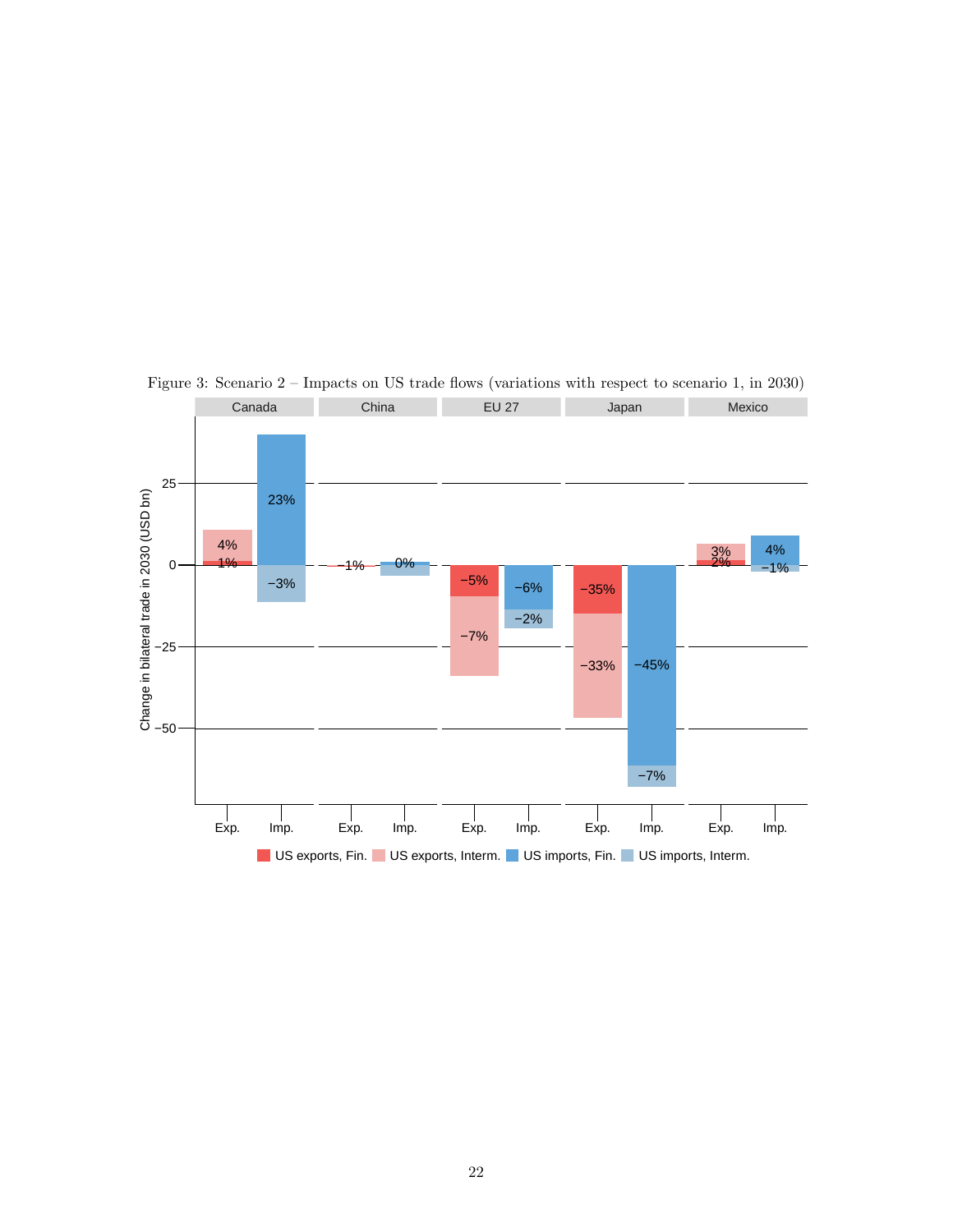Figure 3: Scenario 2 – Impacts on US trade flows (variations with respect to scenario 1, in 2030)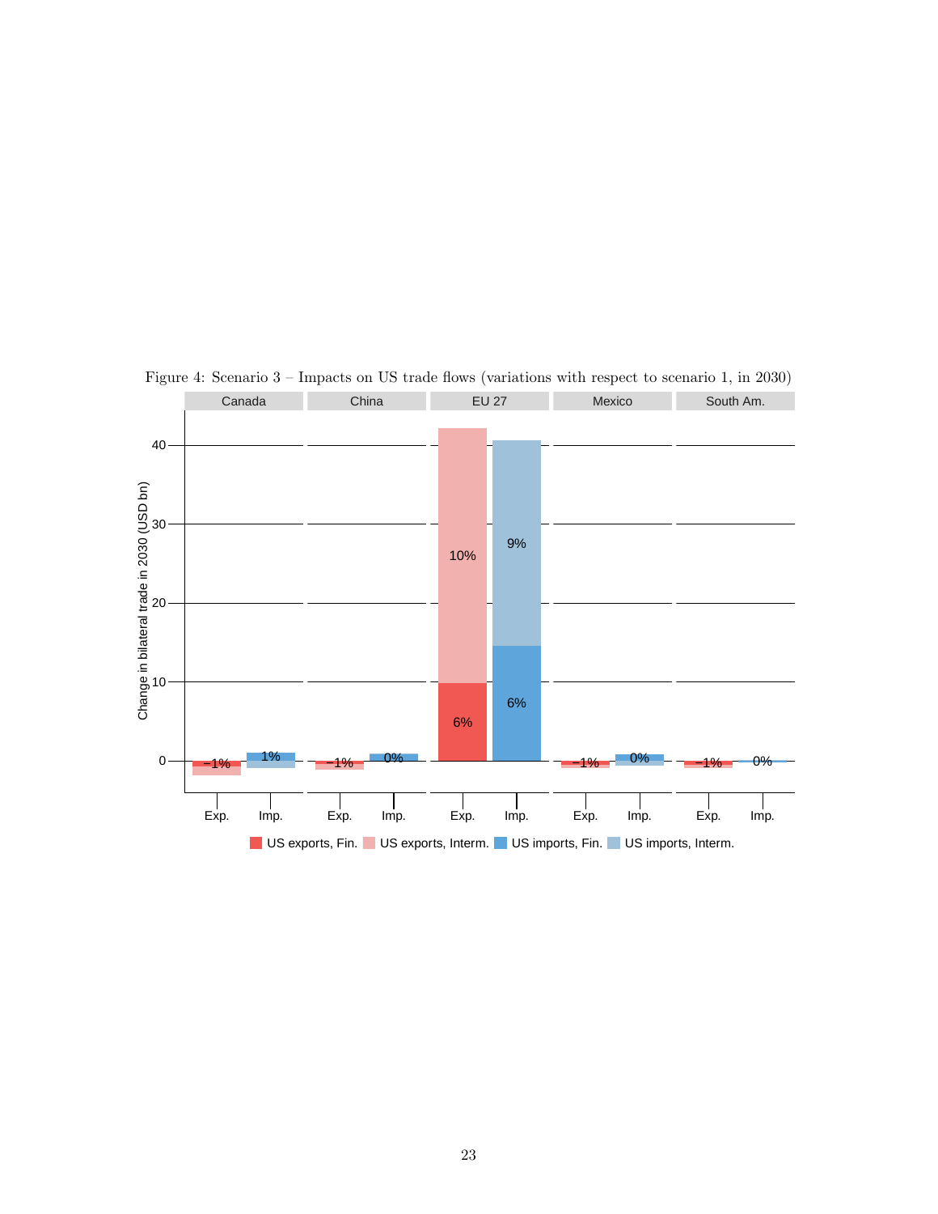Figure 4: Scenario 3 – Impacts on US trade flows (variations with respect to scenario 1, in 2030)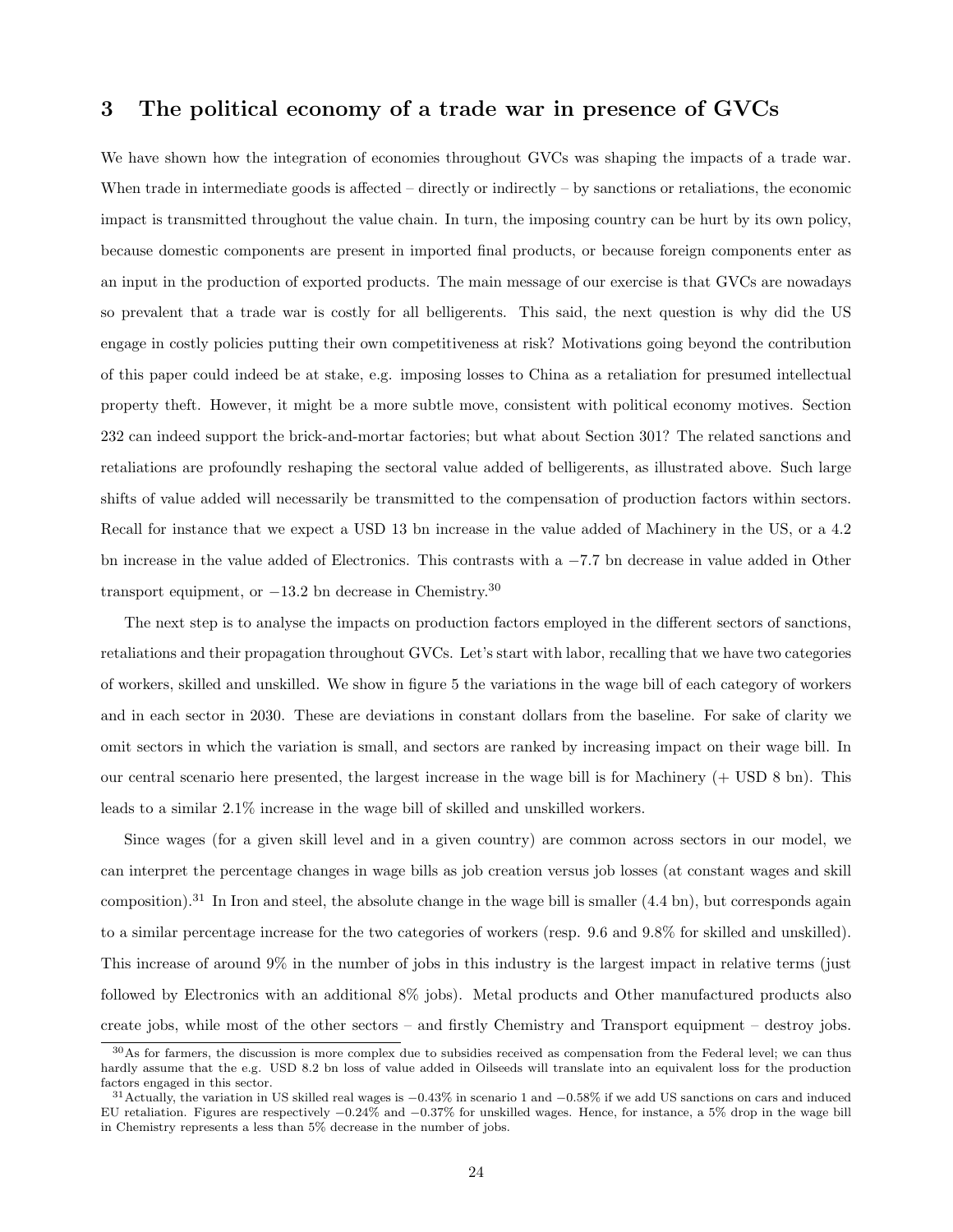## 3 The political economy of a trade war in presence of GVCs

We have shown how the integration of economies throughout GVCs was shaping the impacts of a trade war. When trade in intermediate goods is affected – directly or indirectly – by sanctions or retaliations, the economic impact is transmitted throughout the value chain. In turn, the imposing country can be hurt by its own policy, because domestic components are present in imported final products, or because foreign components enter as an input in the production of exported products. The main message of our exercise is that GVCs are nowadays so prevalent that a trade war is costly for all belligerents. This said, the next question is why did the US engage in costly policies putting their own competitiveness at risk? Motivations going beyond the contribution of this paper could indeed be at stake, e.g. imposing losses to China as a retaliation for presumed intellectual property theft. However, it might be a more subtle move, consistent with political economy motives. Section 232 can indeed support the brick-and-mortar factories; but what about Section 301? The related sanctions and retaliations are profoundly reshaping the sectoral value added of belligerents, as illustrated above. Such large shifts of value added will necessarily be transmitted to the compensation of production factors within sectors. Recall for instance that we expect a USD 13 bn increase in the value added of Machinery in the US, or a 4.2 bn increase in the value added of Electronics. This contrasts with a $-7.7$ bn decrease in value added in Other transport equipment, or $-13.2$ bn decrease in Chemistry.[30]

The next step is to analyse the impacts on production factors employed in the different sectors of sanctions, retaliations and their propagation throughout GVCs. Let's start with labor, recalling that we have two categories of workers, skilled and unskilled. We show in figure 5 the variations in the wage bill of each category of workers and in each sector in 2030. These are deviations in constant dollars from the baseline. For sake of clarity we omit sectors in which the variation is small, and sectors are ranked by increasing impact on their wage bill. In our central scenario here presented, the largest increase in the wage bill is for Machinery (+ USD 8 bn). This leads to a similar 2.1% increase in the wage bill of skilled and unskilled workers.

Since wages (for a given skill level and in a given country) are common across sectors in our model, we can interpret the percentage changes in wage bills as job creation versus job losses (at constant wages and skill composition).[31] In Iron and steel, the absolute change in the wage bill is smaller (4.4 bn), but corresponds again to a similar percentage increase for the two categories of workers (resp. 9.6 and 9.8% for skilled and unskilled). This increase of around 9% in the number of jobs in this industry is the largest impact in relative terms (just followed by Electronics with an additional 8% jobs). Metal products and Other manufactured products also create jobs, while most of the other sectors – and firstly Chemistry and Transport equipment – destroy jobs.

[30] As for farmers, the discussion is more complex due to subsidies received as compensation from the Federal level; we can thus hardly assume that the e.g. USD 8.2 bn loss of value added in Oilseeds will translate into an equivalent loss for the production factors engaged in this sector.

[31] Actually, the variation in US skilled real wages is $-0.43\%$ in scenario 1 and $-0.58\%$ if we add US sanctions on cars and induced EU retaliation. Figures are respectively $-0.24\%$ and $-0.37\%$ for unskilled wages. Hence, for instance, a 5% drop in the wage bill in Chemistry represents a less than 5% decrease in the number of jobs.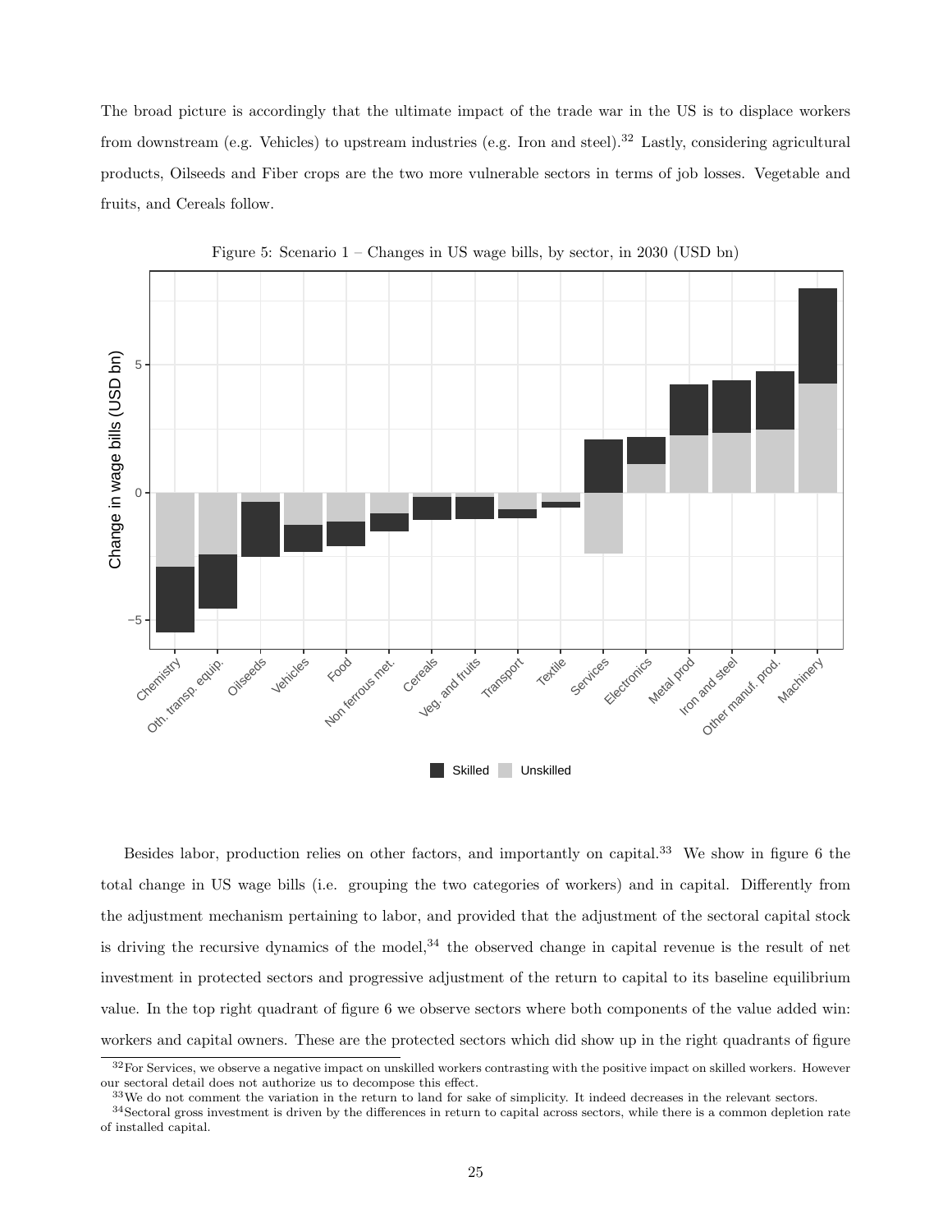The broad picture is accordingly that the ultimate impact of the trade war in the US is to displace workers from downstream (e.g. Vehicles) to upstream industries (e.g. Iron and steel).[32] Lastly, considering agricultural products, Oilseeds and Fiber crops are the two more vulnerable sectors in terms of job losses. Vegetable and fruits, and Cereals follow.

Figure 5: Scenario 1 – Changes in US wage bills, by sector, in 2030 (USD bn)

Besides labor, production relies on other factors, and importantly on capital.[33] We show in figure 6 the total change in US wage bills (i.e. grouping the two categories of workers) and in capital. Differently from the adjustment mechanism pertaining to labor, and provided that the adjustment of the sectoral capital stock is driving the recursive dynamics of the model,[34] the observed change in capital revenue is the result of net investment in protected sectors and progressive adjustment of the return to capital to its baseline equilibrium value. In the top right quadrant of figure 6 we observe sectors where both components of the value added win: workers and capital owners. These are the protected sectors which did show up in the right quadrants of figure

[32] For Services, we observe a negative impact on unskilled workers contrasting with the positive impact on skilled workers. However our sectoral detail does not authorize us to decompose this effect.

[33] We do not comment the variation in the return to land for sake of simplicity. It indeed decreases in the relevant sectors.

[34] Sectoral gross investment is driven by the differences in return to capital across sectors, while there is a common depletion rate of installed capital.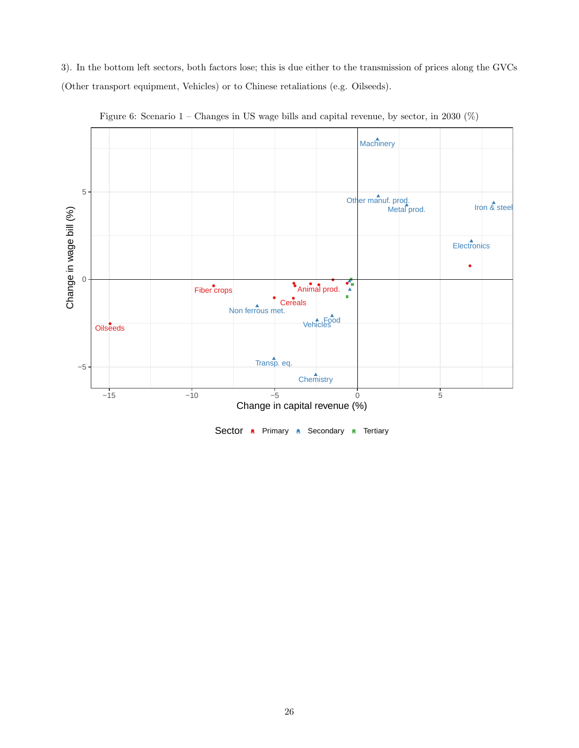3). In the bottom left sectors, both factors lose; this is due either to the transmission of prices along the GVCs (Other transport equipment, Vehicles) or to Chinese retaliations (e.g. Oilseeds).

Figure 6: Scenario 1 – Changes in US wage bills and capital revenue, by sector, in 2030 (%)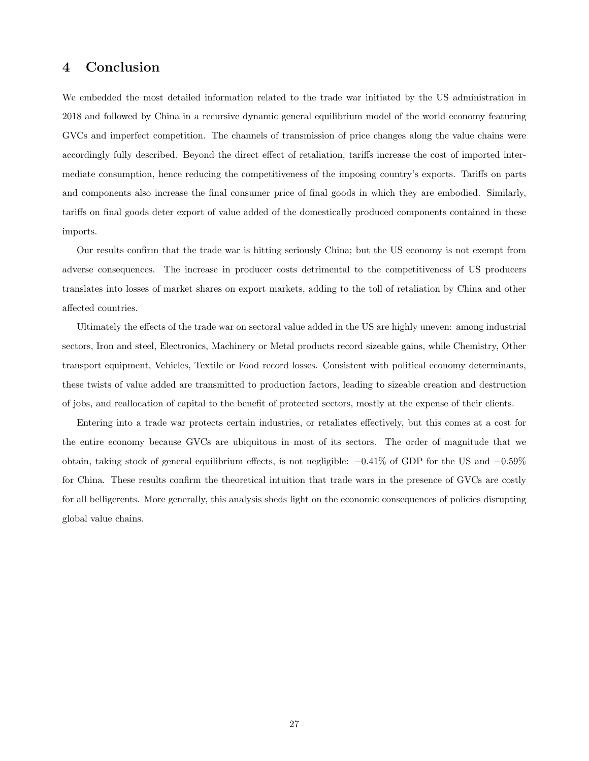## 4 Conclusion

We embedded the most detailed information related to the trade war initiated by the US administration in 2018 and followed by China in a recursive dynamic general equilibrium model of the world economy featuring GVCs and imperfect competition. The channels of transmission of price changes along the value chains were accordingly fully described. Beyond the direct effect of retaliation, tariffs increase the cost of imported intermediate consumption, hence reducing the competitiveness of the imposing country's exports. Tariffs on parts and components also increase the final consumer price of final goods in which they are embodied. Similarly, tariffs on final goods deter export of value added of the domestically produced components contained in these imports.

Our results confirm that the trade war is hitting seriously China; but the US economy is not exempt from adverse consequences. The increase in producer costs detrimental to the competitiveness of US producers translates into losses of market shares on export markets, adding to the toll of retaliation by China and other affected countries.

Ultimately the effects of the trade war on sectoral value added in the US are highly uneven: among industrial sectors, Iron and steel, Electronics, Machinery or Metal products record sizeable gains, while Chemistry, Other transport equipment, Vehicles, Textile or Food record losses. Consistent with political economy determinants, these twists of value added are transmitted to production factors, leading to sizeable creation and destruction of jobs, and reallocation of capital to the benefit of protected sectors, mostly at the expense of their clients.

Entering into a trade war protects certain industries, or retaliates effectively, but this comes at a cost for the entire economy because GVCs are ubiquitous in most of its sectors. The order of magnitude that we obtain, taking stock of general equilibrium effects, is not negligible: $-0.41\%$ of GDP for the US and $-0.59\%$ for China. These results confirm the theoretical intuition that trade wars in the presence of GVCs are costly for all belligerents. More generally, this analysis sheds light on the economic consequences of policies disrupting global value chains.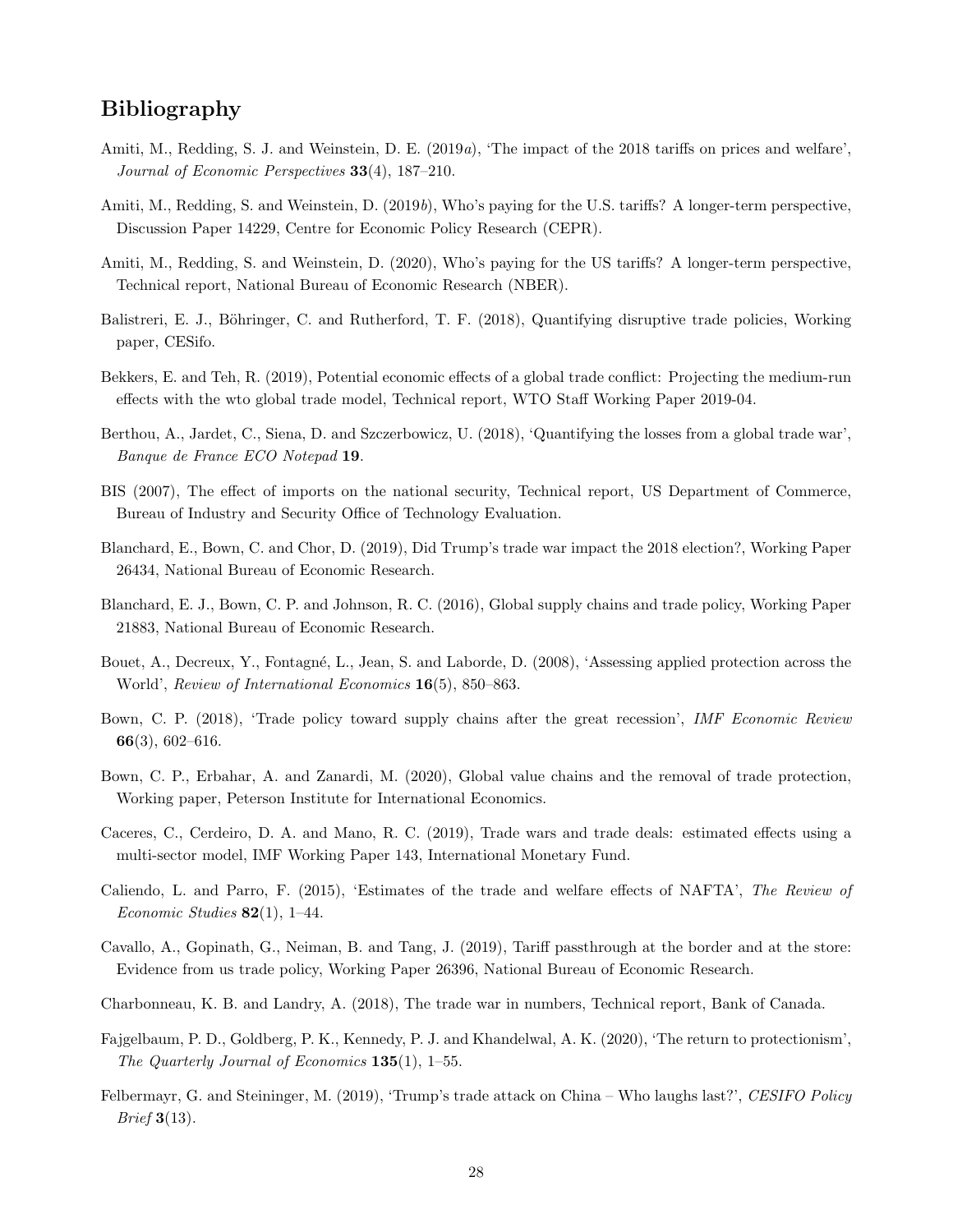# Bibliography

Amiti, M., Redding, S. J. and Weinstein, D. E. (2019*a*), 'The impact of the 2018 tariffs on prices and welfare', *Journal of Economic Perspectives* **33**(4), 187–210.

Amiti, M., Redding, S. and Weinstein, D. (2019*b*), Who's paying for the U.S. tariffs? A longer-term perspective, Discussion Paper 14229, Centre for Economic Policy Research (CEPR).

Amiti, M., Redding, S. and Weinstein, D. (2020), Who's paying for the US tariffs? A longer-term perspective, Technical report, National Bureau of Economic Research (NBER).

Balistreri, E. J., Böhringer, C. and Rutherford, T. F. (2018), Quantifying disruptive trade policies, Working paper, CESifo.

Bekkers, E. and Teh, R. (2019), Potential economic effects of a global trade conflict: Projecting the medium-run effects with the wto global trade model, Technical report, WTO Staff Working Paper 2019-04.

Berthou, A., Jardet, C., Siena, D. and Szczerbowicz, U. (2018), 'Quantifying the losses from a global trade war', *Banque de France ECO Notepad* **19**.

BIS (2007), The effect of imports on the national security, Technical report, US Department of Commerce, Bureau of Industry and Security Office of Technology Evaluation.

Blanchard, E., Bown, C. and Chor, D. (2019), Did Trump's trade war impact the 2018 election?, Working Paper 26434, National Bureau of Economic Research.

Blanchard, E. J., Bown, C. P. and Johnson, R. C. (2016), Global supply chains and trade policy, Working Paper 21883, National Bureau of Economic Research.

Bouet, A., Decreux, Y., Fontagné, L., Jean, S. and Laborde, D. (2008), 'Assessing applied protection across the World', *Review of International Economics* **16**(5), 850–863.

Bown, C. P. (2018), 'Trade policy toward supply chains after the great recession', *IMF Economic Review* **66**(3), 602–616.

Bown, C. P., Erbahar, A. and Zanardi, M. (2020), Global value chains and the removal of trade protection, Working paper, Peterson Institute for International Economics.

Caceres, C., Cerdeiro, D. A. and Mano, R. C. (2019), Trade wars and trade deals: estimated effects using a multi-sector model, IMF Working Paper 143, International Monetary Fund.

Caliendo, L. and Parro, F. (2015), 'Estimates of the trade and welfare effects of NAFTA', *The Review of Economic Studies* **82**(1), 1–44.

Cavallo, A., Gopinath, G., Neiman, B. and Tang, J. (2019), Tariff passthrough at the border and at the store: Evidence from us trade policy, Working Paper 26396, National Bureau of Economic Research.

Charbonneau, K. B. and Landry, A. (2018), The trade war in numbers, Technical report, Bank of Canada.

Fajgelbaum, P. D., Goldberg, P. K., Kennedy, P. J. and Khandelwal, A. K. (2020), 'The return to protectionism', *The Quarterly Journal of Economics* **135**(1), 1–55.

Felbermayr, G. and Steininger, M. (2019), 'Trump's trade attack on China – Who laughs last?', *CESIFO Policy Brief* **3**(13).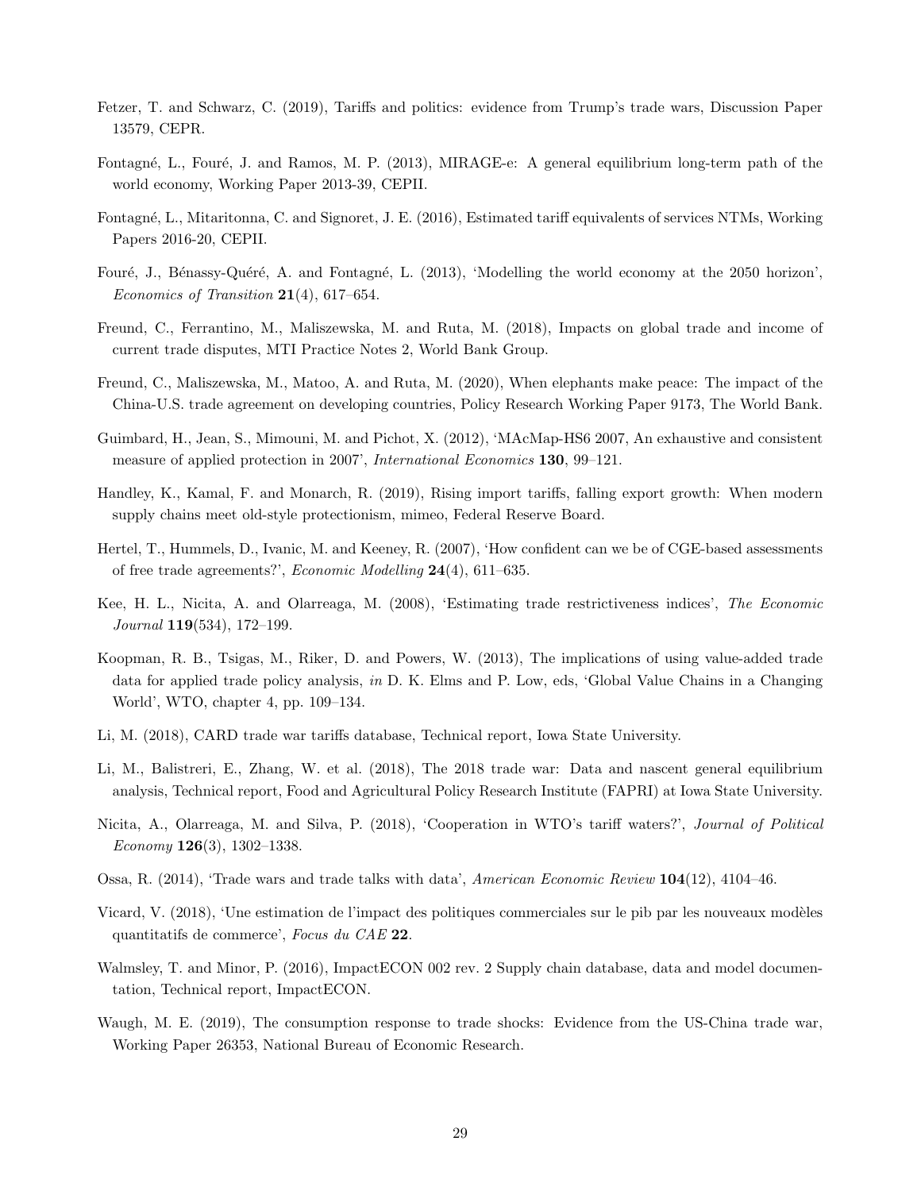Fetzer, T. and Schwarz, C. (2019), Tariffs and politics: evidence from Trump's trade wars, Discussion Paper 13579, CEPR.

Fontagné, L., Fouré, J. and Ramos, M. P. (2013), MIRAGE-e: A general equilibrium long-term path of the world economy, Working Paper 2013-39, CEPII.

Fontagné, L., Mitaritonna, C. and Signoret, J. E. (2016), Estimated tariff equivalents of services NTMs, Working Papers 2016-20, CEPII.

Fouré, J., Bénassy-Quéré, A. and Fontagné, L. (2013), 'Modelling the world economy at the 2050 horizon', *Economics of Transition* **21**(4), 617–654.

Freund, C., Ferrantino, M., Maliszewska, M. and Ruta, M. (2018), Impacts on global trade and income of current trade disputes, MTI Practice Notes 2, World Bank Group.

Freund, C., Maliszewska, M., Matoo, A. and Ruta, M. (2020), When elephants make peace: The impact of the China-U.S. trade agreement on developing countries, Policy Research Working Paper 9173, The World Bank.

Guimbard, H., Jean, S., Mimouni, M. and Pichot, X. (2012), 'MAcMap-HS6 2007, An exhaustive and consistent measure of applied protection in 2007', *International Economics* **130**, 99–121.

Handley, K., Kamal, F. and Monarch, R. (2019), Rising import tariffs, falling export growth: When modern supply chains meet old-style protectionism, mimeo, Federal Reserve Board.

Hertel, T., Hummels, D., Ivanic, M. and Keeney, R. (2007), 'How confident can we be of CGE-based assessments of free trade agreements?', *Economic Modelling* **24**(4), 611–635.

Kee, H. L., Nicita, A. and Olarreaga, M. (2008), 'Estimating trade restrictiveness indices', *The Economic Journal* **119**(534), 172–199.

Koopman, R. B., Tsigas, M., Riker, D. and Powers, W. (2013), The implications of using value-added trade data for applied trade policy analysis, *in* D. K. Elms and P. Low, eds, 'Global Value Chains in a Changing World', WTO, chapter 4, pp. 109–134.

Li, M. (2018), CARD trade war tariffs database, Technical report, Iowa State University.

Li, M., Balistreri, E., Zhang, W. et al. (2018), The 2018 trade war: Data and nascent general equilibrium analysis, Technical report, Food and Agricultural Policy Research Institute (FAPRI) at Iowa State University.

Nicita, A., Olarreaga, M. and Silva, P. (2018), 'Cooperation in WTO's tariff waters?', *Journal of Political Economy* **126**(3), 1302–1338.

Ossa, R. (2014), 'Trade wars and trade talks with data', *American Economic Review* **104**(12), 4104–46.

Vicard, V. (2018), 'Une estimation de l'impact des politiques commerciales sur le pib par les nouveaux modèles quantitatifs de commerce', *Focus du CAE* **22**.

Walmsley, T. and Minor, P. (2016), ImpactECON 002 rev. 2 Supply chain database, data and model documentation, Technical report, ImpactECON.

Waugh, M. E. (2019), The consumption response to trade shocks: Evidence from the US-China trade war, Working Paper 26353, National Bureau of Economic Research.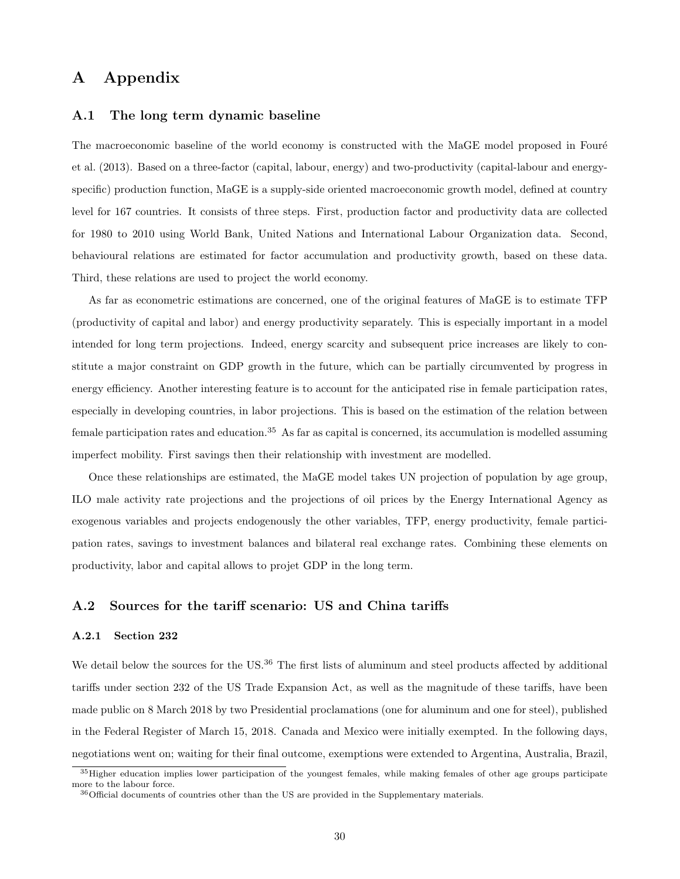# A Appendix

## A.1 The long term dynamic baseline

The macroeconomic baseline of the world economy is constructed with the MaGE model proposed in Fouré et al. (2013). Based on a three-factor (capital, labour, energy) and two-productivity (capital-labour and energy-specific) production function, MaGE is a supply-side oriented macroeconomic growth model, defined at country level for 167 countries. It consists of three steps. First, production factor and productivity data are collected for 1980 to 2010 using World Bank, United Nations and International Labour Organization data. Second, behavioural relations are estimated for factor accumulation and productivity growth, based on these data. Third, these relations are used to project the world economy.

As far as econometric estimations are concerned, one of the original features of MaGE is to estimate TFP (productivity of capital and labor) and energy productivity separately. This is especially important in a model intended for long term projections. Indeed, energy scarcity and subsequent price increases are likely to constitute a major constraint on GDP growth in the future, which can be partially circumvented by progress in energy efficiency. Another interesting feature is to account for the anticipated rise in female participation rates, especially in developing countries, in labor projections. This is based on the estimation of the relation between female participation rates and education.[35] As far as capital is concerned, its accumulation is modelled assuming imperfect mobility. First savings then their relationship with investment are modelled.

Once these relationships are estimated, the MaGE model takes UN projection of population by age group, ILO male activity rate projections and the projections of oil prices by the Energy International Agency as exogenous variables and projects endogenously the other variables, TFP, energy productivity, female participation rates, savings to investment balances and bilateral real exchange rates. Combining these elements on productivity, labor and capital allows to projet GDP in the long term.

## A.2 Sources for the tariff scenario: US and China tariffs

### A.2.1 Section 232

We detail below the sources for the US.[36] The first lists of aluminum and steel products affected by additional tariffs under section 232 of the US Trade Expansion Act, as well as the magnitude of these tariffs, have been made public on 8 March 2018 by two Presidential proclamations (one for aluminum and one for steel), published in the Federal Register of March 15, 2018. Canada and Mexico were initially exempted. In the following days, negotiations went on; waiting for their final outcome, exemptions were extended to Argentina, Australia, Brazil,

[35] Higher education implies lower participation of the youngest females, while making females of other age groups participate more to the labour force.

[36] Official documents of countries other than the US are provided in the Supplementary materials.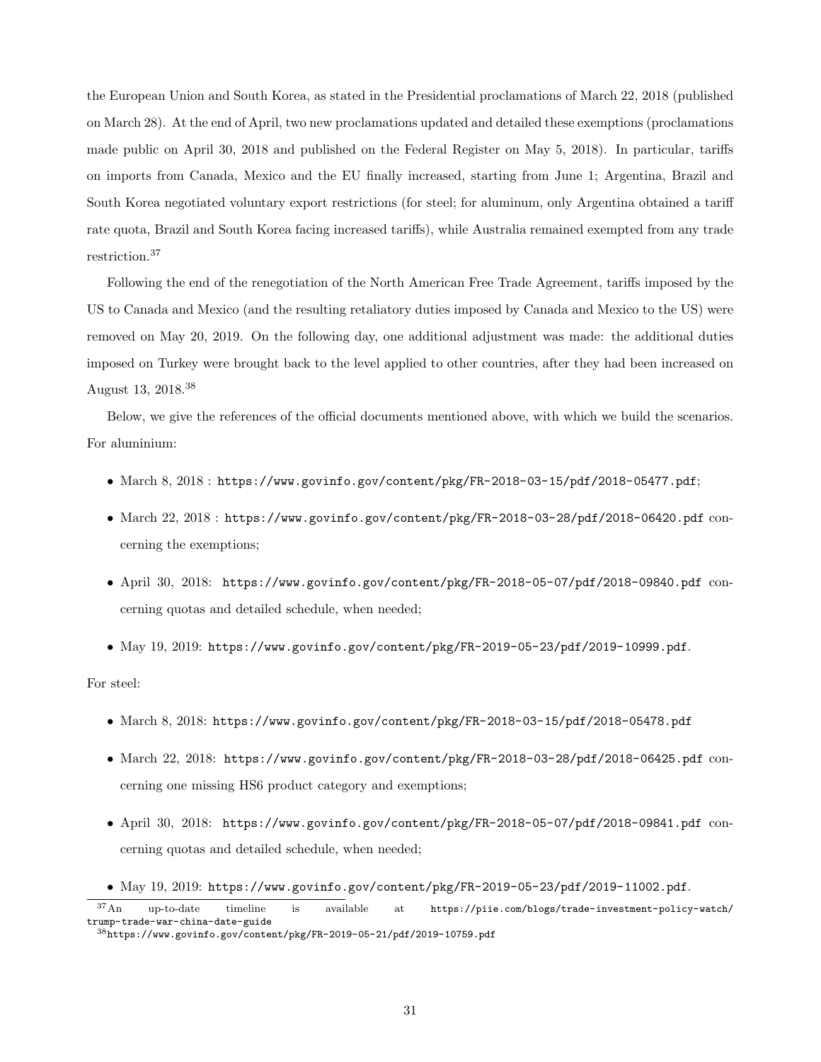the European Union and South Korea, as stated in the Presidential proclamations of March 22, 2018 (published on March 28). At the end of April, two new proclamations updated and detailed these exemptions (proclamations made public on April 30, 2018 and published on the Federal Register on May 5, 2018). In particular, tariffs on imports from Canada, Mexico and the EU finally increased, starting from June 1; Argentina, Brazil and South Korea negotiated voluntary export restrictions (for steel; for aluminum, only Argentina obtained a tariff rate quota, Brazil and South Korea facing increased tariffs), while Australia remained exempted from any trade restriction.[37]

Following the end of the renegotiation of the North American Free Trade Agreement, tariffs imposed by the US to Canada and Mexico (and the resulting retaliatory duties imposed by Canada and Mexico to the US) were removed on May 20, 2019. On the following day, one additional adjustment was made: the additional duties imposed on Turkey were brought back to the level applied to other countries, after they had been increased on August 13, 2018.[38]

Below, we give the references of the official documents mentioned above, with which we build the scenarios. For aluminium:

- March 8, 2018 : https://www.govinfo.gov/content/pkg/FR-2018-03-15/pdf/2018-05477.pdf;
- March 22, 2018 : https://www.govinfo.gov/content/pkg/FR-2018-03-28/pdf/2018-06420.pdf concerning the exemptions;
- April 30, 2018: https://www.govinfo.gov/content/pkg/FR-2018-05-07/pdf/2018-09840.pdf concerning quotas and detailed schedule, when needed;
- May 19, 2019: https://www.govinfo.gov/content/pkg/FR-2019-05-23/pdf/2019-10999.pdf.

For steel:

- March 8, 2018: https://www.govinfo.gov/content/pkg/FR-2018-03-15/pdf/2018-05478.pdf
- March 22, 2018: https://www.govinfo.gov/content/pkg/FR-2018-03-28/pdf/2018-06425.pdf concerning one missing HS6 product category and exemptions;
- April 30, 2018: https://www.govinfo.gov/content/pkg/FR-2018-05-07/pdf/2018-09841.pdf concerning quotas and detailed schedule, when needed;
- May 19, 2019: https://www.govinfo.gov/content/pkg/FR-2019-05-23/pdf/2019-11002.pdf.

[37] An up-to-date timeline is available at https://piie.com/blogs/trade-investment-policy-watch/trump-trade-war-china-date-guide

[38] https://www.govinfo.gov/content/pkg/FR-2019-05-21/pdf/2019-10759.pdf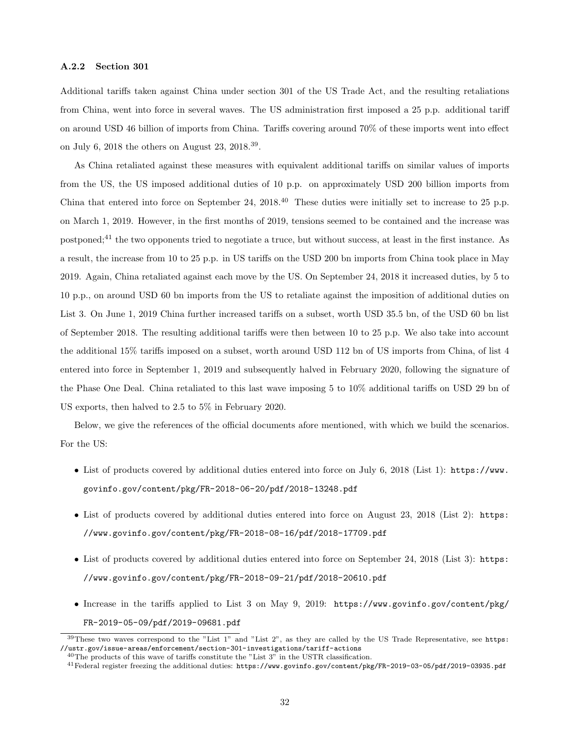### A.2.2 Section 301

Additional tariffs taken against China under section 301 of the US Trade Act, and the resulting retaliations from China, went into force in several waves. The US administration first imposed a 25 p.p. additional tariff on around USD 46 billion of imports from China. Tariffs covering around 70% of these imports went into effect on July 6, 2018 the others on August 23, 2018.[39].

As China retaliated against these measures with equivalent additional tariffs on similar values of imports from the US, the US imposed additional duties of 10 p.p. on approximately USD 200 billion imports from China that entered into force on September 24, 2018.[40] These duties were initially set to increase to 25 p.p. on March 1, 2019. However, in the first months of 2019, tensions seemed to be contained and the increase was postponed;[41] the two opponents tried to negotiate a truce, but without success, at least in the first instance. As a result, the increase from 10 to 25 p.p. in US tariffs on the USD 200 bn imports from China took place in May 2019. Again, China retaliated against each move by the US. On September 24, 2018 it increased duties, by 5 to 10 p.p., on around USD 60 bn imports from the US to retaliate against the imposition of additional duties on List 3. On June 1, 2019 China further increased tariffs on a subset, worth USD 35.5 bn, of the USD 60 bn list of September 2018. The resulting additional tariffs were then between 10 to 25 p.p. We also take into account the additional 15% tariffs imposed on a subset, worth around USD 112 bn of US imports from China, of list 4 entered into force in September 1, 2019 and subsequently halved in February 2020, following the signature of the Phase One Deal. China retaliated to this last wave imposing 5 to 10% additional tariffs on USD 29 bn of US exports, then halved to 2.5 to 5% in February 2020.

Below, we give the references of the official documents afore mentioned, with which we build the scenarios. For the US:

- List of products covered by additional duties entered into force on July 6, 2018 (List 1): `https://www.govinfo.gov/content/pkg/FR-2018-06-20/pdf/2018-13248.pdf`
- List of products covered by additional duties entered into force on August 23, 2018 (List 2): `https://www.govinfo.gov/content/pkg/FR-2018-08-16/pdf/2018-17709.pdf`
- List of products covered by additional duties entered into force on September 24, 2018 (List 3): `https://www.govinfo.gov/content/pkg/FR-2018-09-21/pdf/2018-20610.pdf`
- Increase in the tariffs applied to List 3 on May 9, 2019: `https://www.govinfo.gov/content/pkg/FR-2019-05-09/pdf/2019-09681.pdf`

[39] These two waves correspond to the "List 1" and "List 2", as they are called by the US Trade Representative, see `https://ustr.gov/issue-areas/enforcement/section-301-investigations/tariff-actions`

[40] The products of this wave of tariffs constitute the "List 3" in the USTR classification.

[41] Federal register freezing the additional duties: `https://www.govinfo.gov/content/pkg/FR-2019-03-05/pdf/2019-03935.pdf`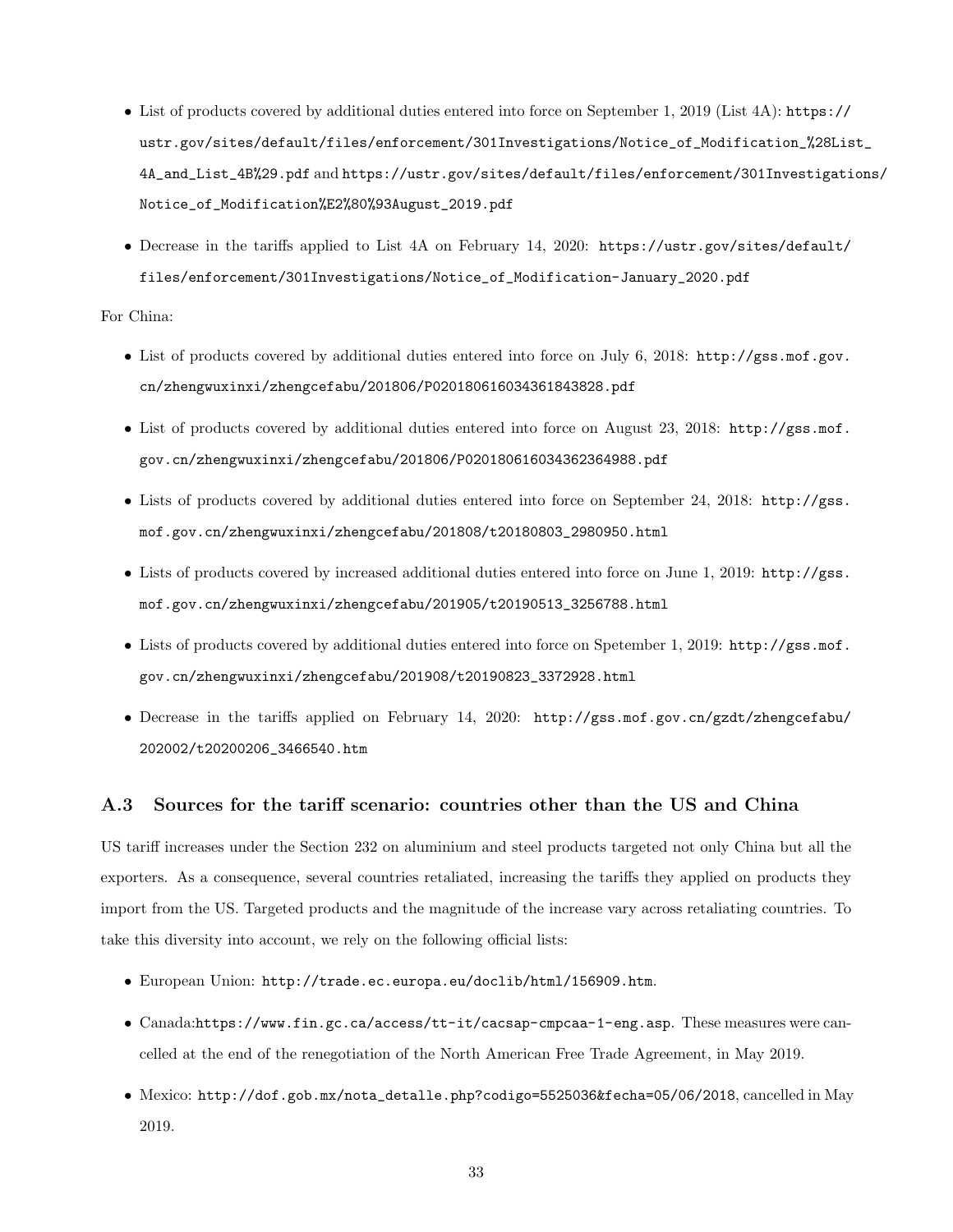- List of products covered by additional duties entered into force on September 1, 2019 (List 4A): https://ustr.gov/sites/default/files/enforcement/301Investigations/Notice_of_Modification_%28List_4A_and_List_4B%29.pdf and https://ustr.gov/sites/default/files/enforcement/301Investigations/Notice_of_Modification%E2%80%93August_2019.pdf

- Decrease in the tariffs applied to List 4A on February 14, 2020: https://ustr.gov/sites/default/files/enforcement/301Investigations/Notice_of_Modification-January_2020.pdf

For China:

- List of products covered by additional duties entered into force on July 6, 2018: http://gss.mof.gov.cn/zhengwuxinxi/zhengcefabu/201806/P020180616034361843828.pdf

- List of products covered by additional duties entered into force on August 23, 2018: http://gss.mof.gov.cn/zhengwuxinxi/zhengcefabu/201806/P020180616034362364988.pdf

- Lists of products covered by additional duties entered into force on September 24, 2018: http://gss.mof.gov.cn/zhengwuxinxi/zhengcefabu/201808/t20180803_2980950.html

- Lists of products covered by increased additional duties entered into force on June 1, 2019: http://gss.mof.gov.cn/zhengwuxinxi/zhengcefabu/201905/t20190513_3256788.html

- Lists of products covered by additional duties entered into force on Spetember 1, 2019: http://gss.mof.gov.cn/zhengwuxinxi/zhengcefabu/201908/t20190823_3372928.html

- Decrease in the tariffs applied on February 14, 2020: http://gss.mof.gov.cn/gzdt/zhengcefabu/202002/t20200206_3466540.htm

## A.3 Sources for the tariff scenario: countries other than the US and China

US tariff increases under the Section 232 on aluminium and steel products targeted not only China but all the exporters. As a consequence, several countries retaliated, increasing the tariffs they applied on products they import from the US. Targeted products and the magnitude of the increase vary across retaliating countries. To take this diversity into account, we rely on the following official lists:

- European Union: http://trade.ec.europa.eu/doclib/html/156909.htm.

- Canada:https://www.fin.gc.ca/access/tt-it/cacsap-cmpcaa-1-eng.asp. These measures were cancelled at the end of the renegotiation of the North American Free Trade Agreement, in May 2019.

- Mexico: http://dof.gob.mx/nota_detalle.php?codigo=5525036&fecha=05/06/2018, cancelled in May 2019.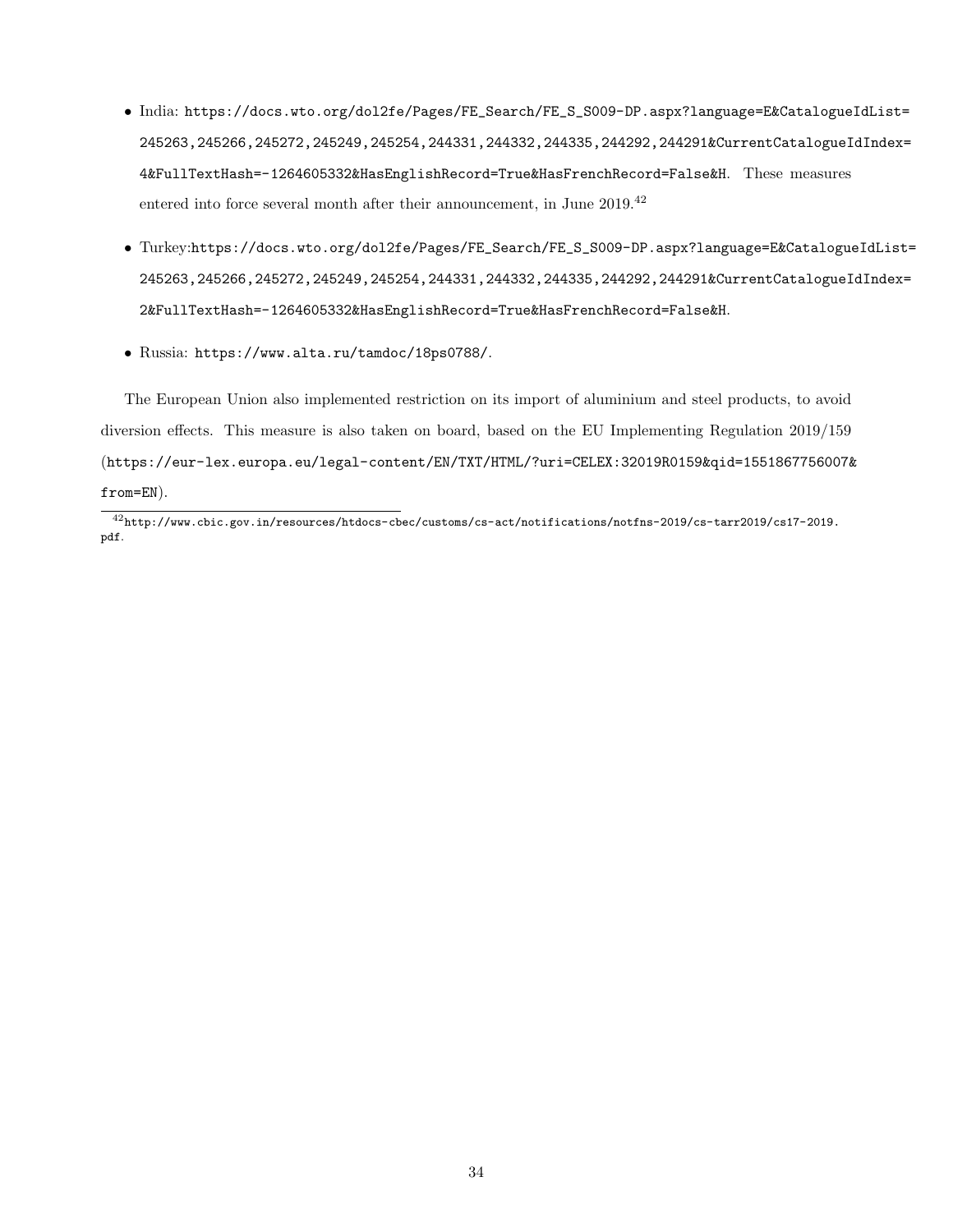- India: https://docs.wto.org/dol2fe/Pages/FE_Search/FE_S_S009-DP.aspx?language=E&CatalogueIdList=245263,245266,245272,245249,245254,244331,244332,244335,244292,244291&CurrentCatalogueIdIndex=4&FullTextHash=-1264605332&HasEnglishRecord=True&HasFrenchRecord=False&H. These measures entered into force several month after their announcement, in June 2019.[42]

- Turkey:https://docs.wto.org/dol2fe/Pages/FE_Search/FE_S_S009-DP.aspx?language=E&CatalogueIdList=245263,245266,245272,245249,245254,244331,244332,244335,244292,244291&CurrentCatalogueIdIndex=2&FullTextHash=-1264605332&HasEnglishRecord=True&HasFrenchRecord=False&H.

- Russia: https://www.alta.ru/tamdoc/18ps0788/.

The European Union also implemented restriction on its import of aluminium and steel products, to avoid diversion effects. This measure is also taken on board, based on the EU Implementing Regulation 2019/159 (https://eur-lex.europa.eu/legal-content/EN/TXT/HTML/?uri=CELEX:32019R0159&qid=1551867756007&from=EN).

[42] http://www.cbic.gov.in/resources/htdocs-cbec/customs/cs-act/notifications/notfns-2019/cs-tarr2019/cs17-2019.pdf.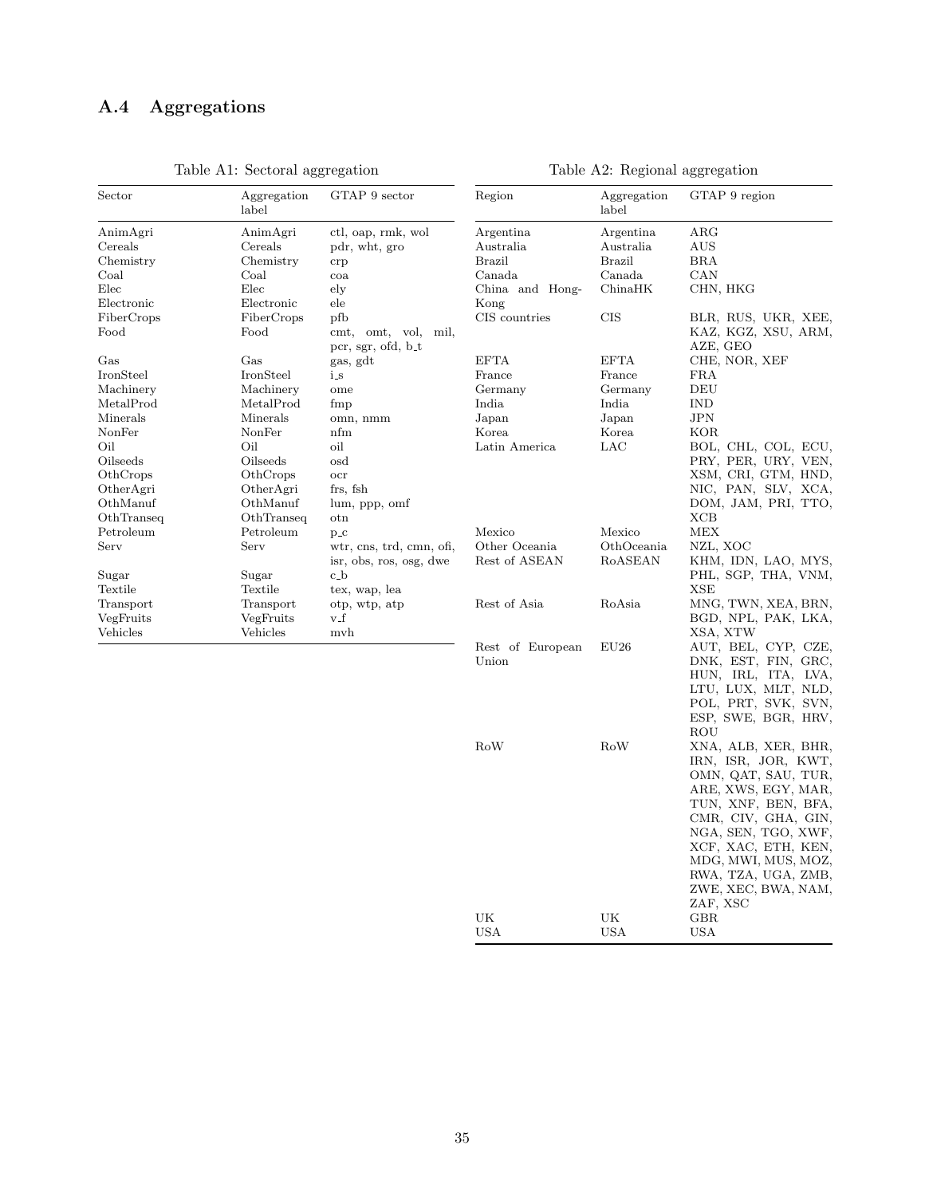## A.4 Aggregations

Table A1: Sectoral aggregation

| Sector | Aggregation label | GTAP 9 sector |
|---|---|---|
| AnimAgri | AnimAgri | ctl, oap, rmk, wol |
| Cereals | Cereals | pdr, wht, gro |
| Chemistry | Chemistry | crp |
| Coal | Coal | coa |
| Elec | Elec | ely |
| Electronic | Electronic | ele |
| FiberCrops | FiberCrops | pfb |
| Food | Food | cmt, omt, vol, mil, pcr, sgr, ofd, b_t |
| Gas | Gas | gas, gdt |
| IronSteel | IronSteel | i_s |
| Machinery | Machinery | ome |
| MetalProd | MetalProd | fmp |
| Minerals | Minerals | omn, nmm |
| NonFer | NonFer | nfm |
| Oil | Oil | oil |
| Oilseeds | Oilseeds | osd |
| OthCrops | OthCrops | ocr |
| OtherAgri | OtherAgri | frs, fsh |
| OthManuf | OthManuf | lum, ppp, omf |
| OthTranseq | OthTranseq | otn |
| Petroleum | Petroleum | p_c |
| Serv | Serv | wtr, cns, trd, cmn, ofi, isr, obs, ros, osg, dwe |
| Sugar | Sugar | c_b |
| Textile | Textile | tex, wap, lea |
| Transport | Transport | otp, wtp, atp |
| VegFruits | VegFruits | v_f |
| Vehicles | Vehicles | mvh |

Table A2: Regional aggregation

| Region | Aggregation label | GTAP 9 region |
|---|---|---|
| Argentina | Argentina | ARG |
| Australia | Australia | AUS |
| Brazil | Brazil | BRA |
| Canada | Canada | CAN |
| China and Hong-Kong | ChinaHK | CHN, HKG |
| CIS countries | CIS | BLR, RUS, UKR, XEE, KAZ, KGZ, XSU, ARM, AZE, GEO |
| EFTA | EFTA | CHE, NOR, XEF |
| France | France | FRA |
| Germany | Germany | DEU |
| India | India | IND |
| Japan | Japan | JPN |
| Korea | Korea | KOR |
| Latin America | LAC | BOL, CHL, COL, ECU, PRY, PER, URY, VEN, XSM, CRI, GTM, HND, NIC, PAN, SLV, XCA, DOM, JAM, PRI, TTO, XCB |
| Mexico | Mexico | MEX |
| Other Oceania | OthOceania | NZL, XOC |
| Rest of ASEAN | RoASEAN | KHM, IDN, LAO, MYS, PHL, SGP, THA, VNM, XSE |
| Rest of Asia | RoAsia | MNG, TWN, XEA, BRN, BGD, NPL, PAK, LKA, XSA, XTW |
| Rest of European Union | EU26 | AUT, BEL, CYP, CZE, DNK, EST, FIN, GRC, HUN, IRL, ITA, LVA, LTU, LUX, MLT, NLD, POL, PRT, SVK, SVN, ESP, SWE, BGR, HRV, ROU |
| RoW | RoW | XNA, ALB, XER, BHR, IRN, ISR, JOR, KWT, OMN, QAT, SAU, TUR, ARE, XWS, EGY, MAR, TUN, XNF, BEN, BFA, CMR, CIV, GHA, GIN, NGA, SEN, TGO, XWF, XCF, XAC, ETH, KEN, MDG, MWI, MUS, MOZ, RWA, TZA, UGA, ZMB, ZWE, XEC, BWA, NAM, ZAF, XSC |
| UK | UK | GBR |
| USA | USA | USA |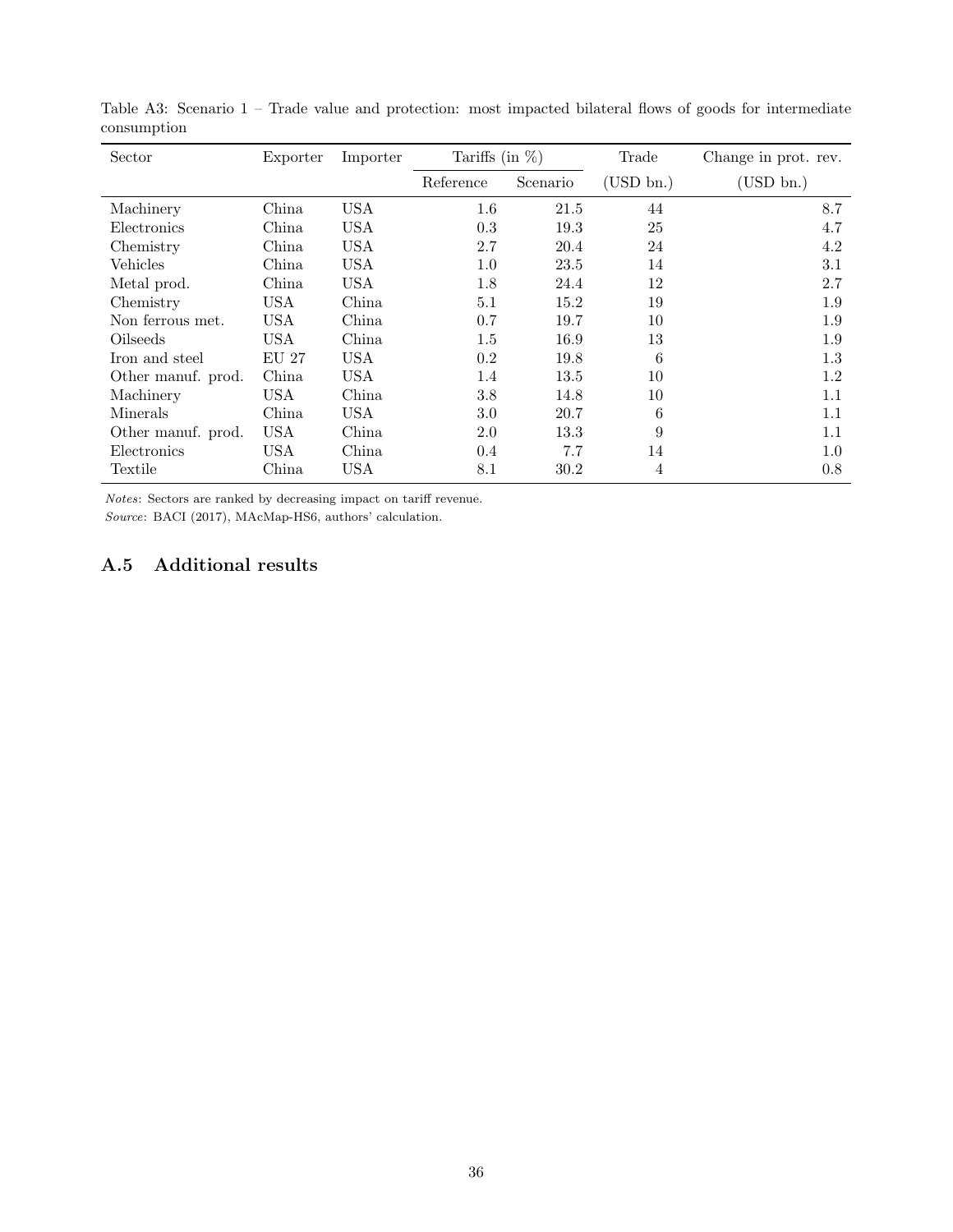Table A3: Scenario 1 – Trade value and protection: most impacted bilateral flows of goods for intermediate consumption

| Sector | Exporter | Importer | Tariffs (in %) | | Trade | Change in prot. rev. |
|---|---|---|---|---|---|---|
| | | | Reference | Scenario | (USD bn.) | (USD bn.) |
| Machinery | China | USA | 1.6 | 21.5 | 44 | 8.7 |
| Electronics | China | USA | 0.3 | 19.3 | 25 | 4.7 |
| Chemistry | China | USA | 2.7 | 20.4 | 24 | 4.2 |
| Vehicles | China | USA | 1.0 | 23.5 | 14 | 3.1 |
| Metal prod. | China | USA | 1.8 | 24.4 | 12 | 2.7 |
| Chemistry | USA | China | 5.1 | 15.2 | 19 | 1.9 |
| Non ferrous met. | USA | China | 0.7 | 19.7 | 10 | 1.9 |
| Oilseeds | USA | China | 1.5 | 16.9 | 13 | 1.9 |
| Iron and steel | EU 27 | USA | 0.2 | 19.8 | 6 | 1.3 |
| Other manuf. prod. | China | USA | 1.4 | 13.5 | 10 | 1.2 |
| Machinery | USA | China | 3.8 | 14.8 | 10 | 1.1 |
| Minerals | China | USA | 3.0 | 20.7 | 6 | 1.1 |
| Other manuf. prod. | USA | China | 2.0 | 13.3 | 9 | 1.1 |
| Electronics | USA | China | 0.4 | 7.7 | 14 | 1.0 |
| Textile | China | USA | 8.1 | 30.2 | 4 | 0.8 |

*Notes*: Sectors are ranked by decreasing impact on tariff revenue.
*Source*: BACI (2017), MAcMap-HS6, authors' calculation.

## A.5 Additional results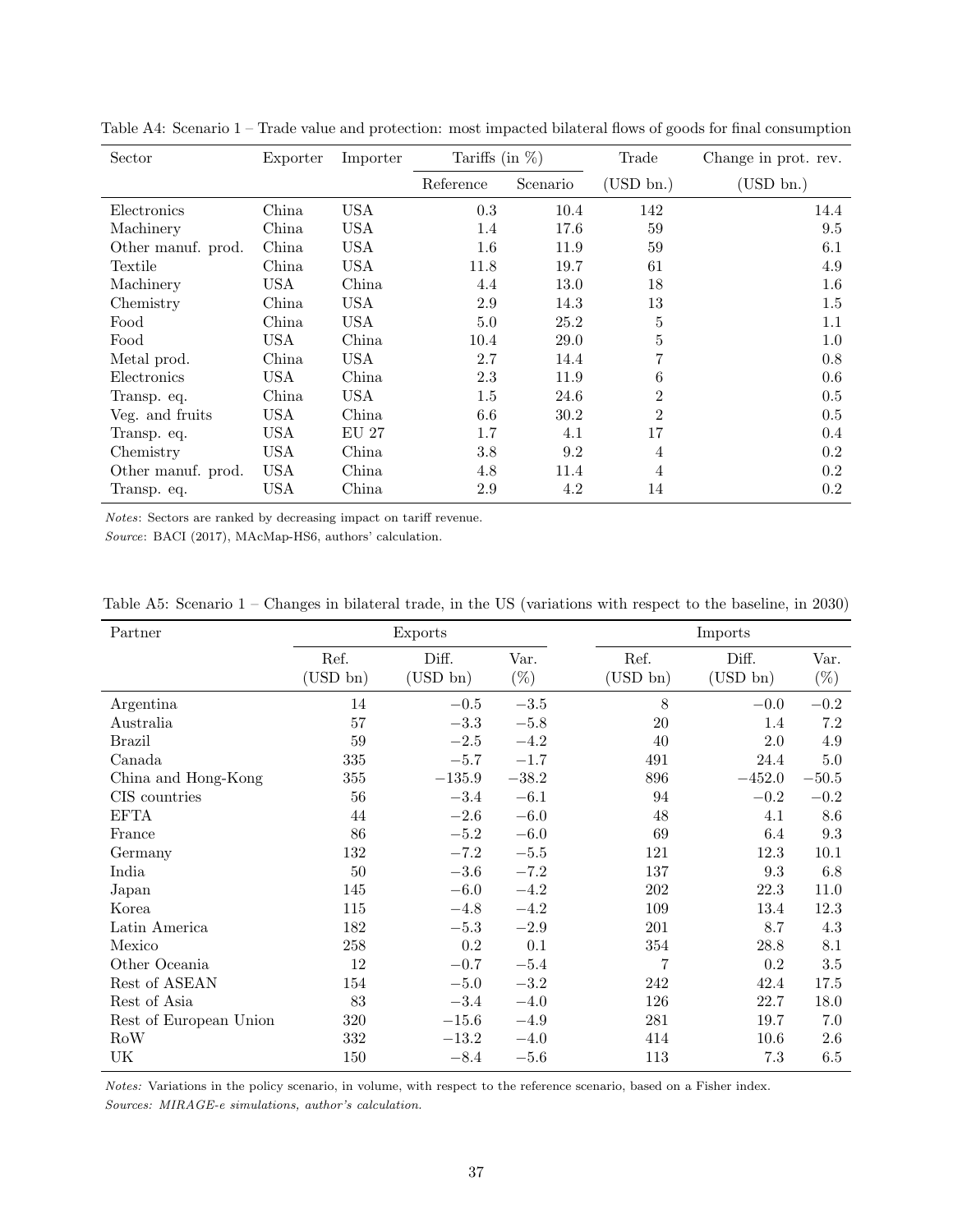Table A4: Scenario 1 – Trade value and protection: most impacted bilateral flows of goods for final consumption

| Sector | Exporter | Importer | Tariffs (in %) | | Trade | Change in prot. rev. |
|---|---|---|---|---|---|---|
| | | | Reference | Scenario | (USD bn.) | (USD bn.) |
| Electronics | China | USA | 0.3 | 10.4 | 142 | 14.4 |
| Machinery | China | USA | 1.4 | 17.6 | 59 | 9.5 |
| Other manuf. prod. | China | USA | 1.6 | 11.9 | 59 | 6.1 |
| Textile | China | USA | 11.8 | 19.7 | 61 | 4.9 |
| Machinery | USA | China | 4.4 | 13.0 | 18 | 1.6 |
| Chemistry | China | USA | 2.9 | 14.3 | 13 | 1.5 |
| Food | China | USA | 5.0 | 25.2 | 5 | 1.1 |
| Food | USA | China | 10.4 | 29.0 | 5 | 1.0 |
| Metal prod. | China | USA | 2.7 | 14.4 | 7 | 0.8 |
| Electronics | USA | China | 2.3 | 11.9 | 6 | 0.6 |
| Transp. eq. | China | USA | 1.5 | 24.6 | 2 | 0.5 |
| Veg. and fruits | USA | China | 6.6 | 30.2 | 2 | 0.5 |
| Transp. eq. | USA | EU 27 | 1.7 | 4.1 | 17 | 0.4 |
| Chemistry | USA | China | 3.8 | 9.2 | 4 | 0.2 |
| Other manuf. prod. | USA | China | 4.8 | 11.4 | 4 | 0.2 |
| Transp. eq. | USA | China | 2.9 | 4.2 | 14 | 0.2 |

*Notes*: Sectors are ranked by decreasing impact on tariff revenue.

*Source*: BACI (2017), MAcMap-HS6, authors' calculation.

Table A5: Scenario 1 – Changes in bilateral trade, in the US (variations with respect to the baseline, in 2030)

| Partner | Exports | | | Imports | | |
|---|---|---|---|---|---|---|
| | Ref. (USD bn) | Diff. (USD bn) | Var. (%) | Ref. (USD bn) | Diff. (USD bn) | Var. (%) |
| Argentina | 14 | −0.5 | −3.5 | 8 | −0.0 | −0.2 |
| Australia | 57 | −3.3 | −5.8 | 20 | 1.4 | 7.2 |
| Brazil | 59 | −2.5 | −4.2 | 40 | 2.0 | 4.9 |
| Canada | 335 | −5.7 | −1.7 | 491 | 24.4 | 5.0 |
| China and Hong-Kong | 355 | −135.9 | −38.2 | 896 | −452.0 | −50.5 |
| CIS countries | 56 | −3.4 | −6.1 | 94 | −0.2 | −0.2 |
| EFTA | 44 | −2.6 | −6.0 | 48 | 4.1 | 8.6 |
| France | 86 | −5.2 | −6.0 | 69 | 6.4 | 9.3 |
| Germany | 132 | −7.2 | −5.5 | 121 | 12.3 | 10.1 |
| India | 50 | −3.6 | −7.2 | 137 | 9.3 | 6.8 |
| Japan | 145 | −6.0 | −4.2 | 202 | 22.3 | 11.0 |
| Korea | 115 | −4.8 | −4.2 | 109 | 13.4 | 12.3 |
| Latin America | 182 | −5.3 | −2.9 | 201 | 8.7 | 4.3 |
| Mexico | 258 | 0.2 | 0.1 | 354 | 28.8 | 8.1 |
| Other Oceania | 12 | −0.7 | −5.4 | 7 | 0.2 | 3.5 |
| Rest of ASEAN | 154 | −5.0 | −3.2 | 242 | 42.4 | 17.5 |
| Rest of Asia | 83 | −3.4 | −4.0 | 126 | 22.7 | 18.0 |
| Rest of European Union | 320 | −15.6 | −4.9 | 281 | 19.7 | 7.0 |
| RoW | 332 | −13.2 | −4.0 | 414 | 10.6 | 2.6 |
| UK | 150 | −8.4 | −5.6 | 113 | 7.3 | 6.5 |

*Notes:* Variations in the policy scenario, in volume, with respect to the reference scenario, based on a Fisher index.

*Sources: MIRAGE-e simulations, author's calculation.*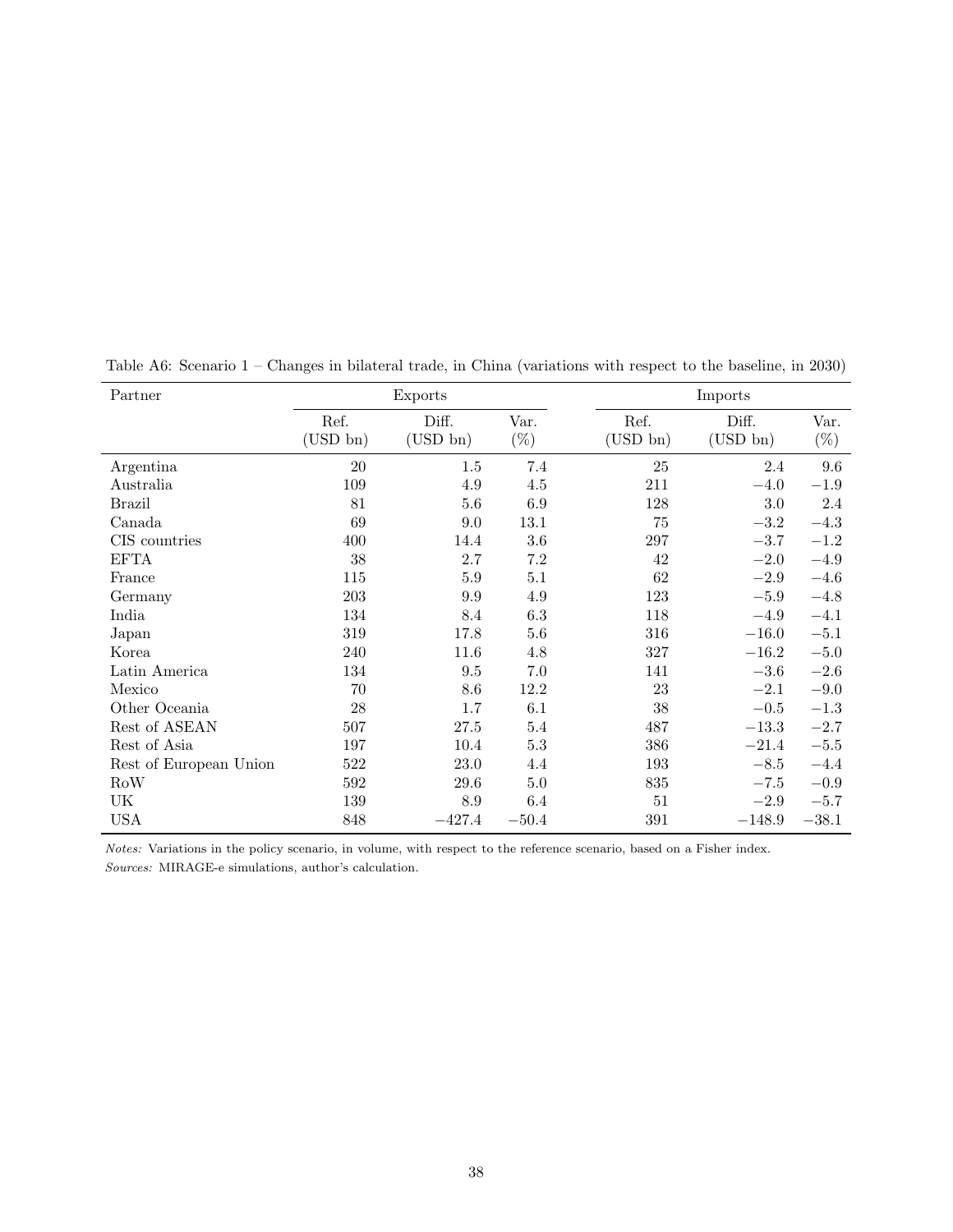Table A6: Scenario 1 – Changes in bilateral trade, in China (variations with respect to the baseline, in 2030)

| Partner | Exports | | | Imports | | |
|---|---|---|---|---|---|---|
| | Ref. (USD bn) | Diff. (USD bn) | Var. (%) | Ref. (USD bn) | Diff. (USD bn) | Var. (%) |
| Argentina | 20 | 1.5 | 7.4 | 25 | 2.4 | 9.6 |
| Australia | 109 | 4.9 | 4.5 | 211 | −4.0 | −1.9 |
| Brazil | 81 | 5.6 | 6.9 | 128 | 3.0 | 2.4 |
| Canada | 69 | 9.0 | 13.1 | 75 | −3.2 | −4.3 |
| CIS countries | 400 | 14.4 | 3.6 | 297 | −3.7 | −1.2 |
| EFTA | 38 | 2.7 | 7.2 | 42 | −2.0 | −4.9 |
| France | 115 | 5.9 | 5.1 | 62 | −2.9 | −4.6 |
| Germany | 203 | 9.9 | 4.9 | 123 | −5.9 | −4.8 |
| India | 134 | 8.4 | 6.3 | 118 | −4.9 | −4.1 |
| Japan | 319 | 17.8 | 5.6 | 316 | −16.0 | −5.1 |
| Korea | 240 | 11.6 | 4.8 | 327 | −16.2 | −5.0 |
| Latin America | 134 | 9.5 | 7.0 | 141 | −3.6 | −2.6 |
| Mexico | 70 | 8.6 | 12.2 | 23 | −2.1 | −9.0 |
| Other Oceania | 28 | 1.7 | 6.1 | 38 | −0.5 | −1.3 |
| Rest of ASEAN | 507 | 27.5 | 5.4 | 487 | −13.3 | −2.7 |
| Rest of Asia | 197 | 10.4 | 5.3 | 386 | −21.4 | −5.5 |
| Rest of European Union | 522 | 23.0 | 4.4 | 193 | −8.5 | −4.4 |
| RoW | 592 | 29.6 | 5.0 | 835 | −7.5 | −0.9 |
| UK | 139 | 8.9 | 6.4 | 51 | −2.9 | −5.7 |
| USA | 848 | −427.4 | −50.4 | 391 | −148.9 | −38.1 |

*Notes:* Variations in the policy scenario, in volume, with respect to the reference scenario, based on a Fisher index.
*Sources:* MIRAGE-e simulations, author's calculation.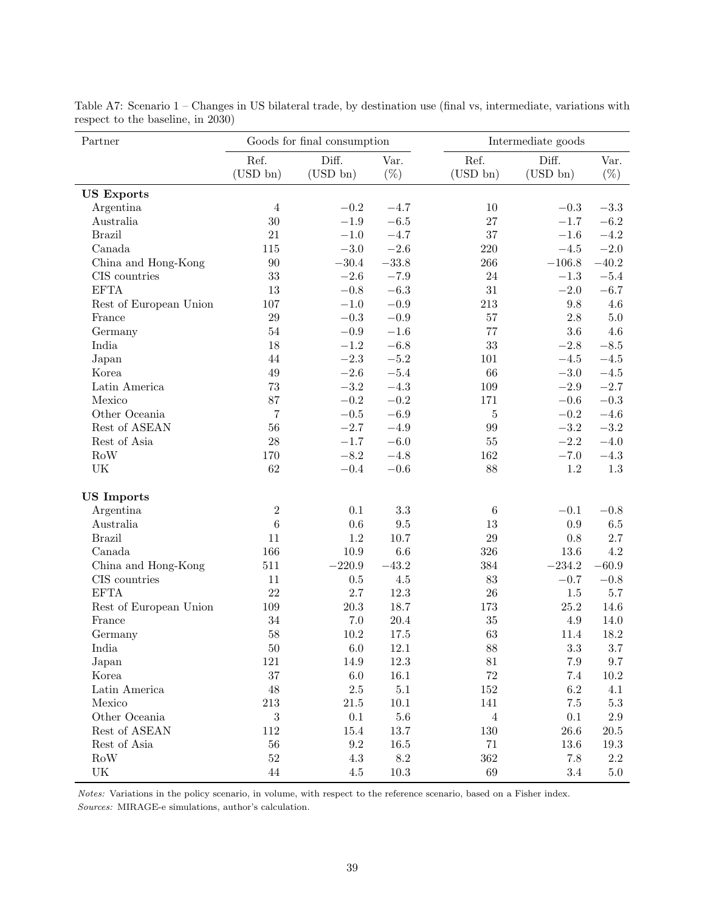Table A7: Scenario 1 – Changes in US bilateral trade, by destination use (final vs, intermediate, variations with respect to the baseline, in 2030)

| Partner | Goods for final consumption | | | Intermediate goods | | |
|---|---|---|---|---|---|---|
| | Ref. (USD bn) | Diff. (USD bn) | Var. (%) | Ref. (USD bn) | Diff. (USD bn) | Var. (%) |
| **US Exports** | | | | | | |
| Argentina | 4 | −0.2 | −4.7 | 10 | −0.3 | −3.3 |
| Australia | 30 | −1.9 | −6.5 | 27 | −1.7 | −6.2 |
| Brazil | 21 | −1.0 | −4.7 | 37 | −1.6 | −4.2 |
| Canada | 115 | −3.0 | −2.6 | 220 | −4.5 | −2.0 |
| China and Hong-Kong | 90 | −30.4 | −33.8 | 266 | −106.8 | −40.2 |
| CIS countries | 33 | −2.6 | −7.9 | 24 | −1.3 | −5.4 |
| EFTA | 13 | −0.8 | −6.3 | 31 | −2.0 | −6.7 |
| Rest of European Union | 107 | −1.0 | −0.9 | 213 | 9.8 | 4.6 |
| France | 29 | −0.3 | −0.9 | 57 | 2.8 | 5.0 |
| Germany | 54 | −0.9 | −1.6 | 77 | 3.6 | 4.6 |
| India | 18 | −1.2 | −6.8 | 33 | −2.8 | −8.5 |
| Japan | 44 | −2.3 | −5.2 | 101 | −4.5 | −4.5 |
| Korea | 49 | −2.6 | −5.4 | 66 | −3.0 | −4.5 |
| Latin America | 73 | −3.2 | −4.3 | 109 | −2.9 | −2.7 |
| Mexico | 87 | −0.2 | −0.2 | 171 | −0.6 | −0.3 |
| Other Oceania | 7 | −0.5 | −6.9 | 5 | −0.2 | −4.6 |
| Rest of ASEAN | 56 | −2.7 | −4.9 | 99 | −3.2 | −3.2 |
| Rest of Asia | 28 | −1.7 | −6.0 | 55 | −2.2 | −4.0 |
| RoW | 170 | −8.2 | −4.8 | 162 | −7.0 | −4.3 |
| UK | 62 | −0.4 | −0.6 | 88 | 1.2 | 1.3 |
| **US Imports** | | | | | | |
| Argentina | 2 | 0.1 | 3.3 | 6 | −0.1 | −0.8 |
| Australia | 6 | 0.6 | 9.5 | 13 | 0.9 | 6.5 |
| Brazil | 11 | 1.2 | 10.7 | 29 | 0.8 | 2.7 |
| Canada | 166 | 10.9 | 6.6 | 326 | 13.6 | 4.2 |
| China and Hong-Kong | 511 | −220.9 | −43.2 | 384 | −234.2 | −60.9 |
| CIS countries | 11 | 0.5 | 4.5 | 83 | −0.7 | −0.8 |
| EFTA | 22 | 2.7 | 12.3 | 26 | 1.5 | 5.7 |
| Rest of European Union | 109 | 20.3 | 18.7 | 173 | 25.2 | 14.6 |
| France | 34 | 7.0 | 20.4 | 35 | 4.9 | 14.0 |
| Germany | 58 | 10.2 | 17.5 | 63 | 11.4 | 18.2 |
| India | 50 | 6.0 | 12.1 | 88 | 3.3 | 3.7 |
| Japan | 121 | 14.9 | 12.3 | 81 | 7.9 | 9.7 |
| Korea | 37 | 6.0 | 16.1 | 72 | 7.4 | 10.2 |
| Latin America | 48 | 2.5 | 5.1 | 152 | 6.2 | 4.1 |
| Mexico | 213 | 21.5 | 10.1 | 141 | 7.5 | 5.3 |
| Other Oceania | 3 | 0.1 | 5.6 | 4 | 0.1 | 2.9 |
| Rest of ASEAN | 112 | 15.4 | 13.7 | 130 | 26.6 | 20.5 |
| Rest of Asia | 56 | 9.2 | 16.5 | 71 | 13.6 | 19.3 |
| RoW | 52 | 4.3 | 8.2 | 362 | 7.8 | 2.2 |
| UK | 44 | 4.5 | 10.3 | 69 | 3.4 | 5.0 |

*Notes:* Variations in the policy scenario, in volume, with respect to the reference scenario, based on a Fisher index.
*Sources:* MIRAGE-e simulations, author's calculation.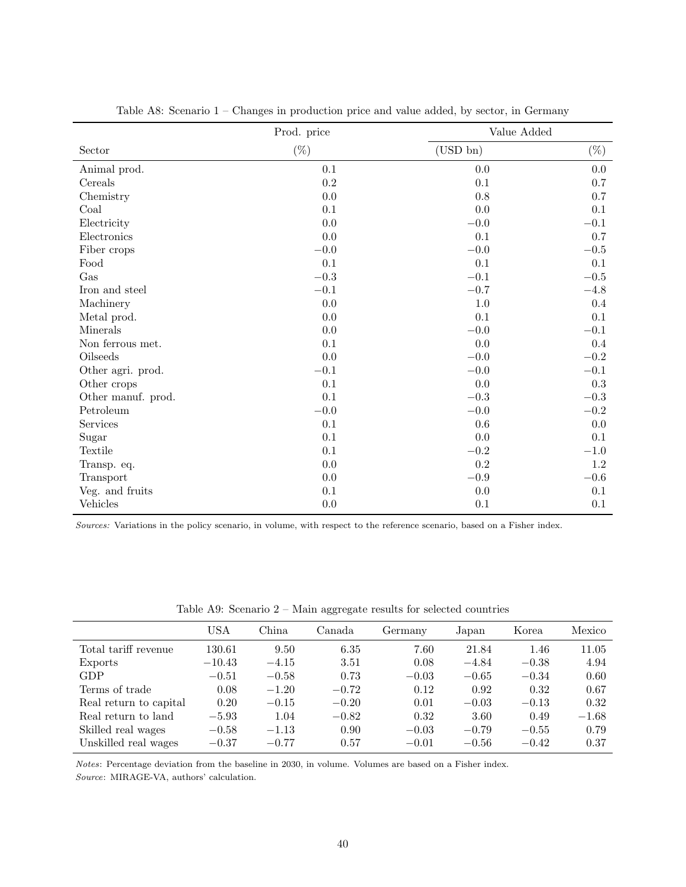Table A8: Scenario 1 – Changes in production price and value added, by sector, in Germany

| | Prod. price | Value Added | |
|---|---|---|---|
| Sector | (%) | (USD bn) | (%) |
| Animal prod. | 0.1 | 0.0 | 0.0 |
| Cereals | 0.2 | 0.1 | 0.7 |
| Chemistry | 0.0 | 0.8 | 0.7 |
| Coal | 0.1 | 0.0 | 0.1 |
| Electricity | 0.0 | −0.0 | −0.1 |
| Electronics | 0.0 | 0.1 | 0.7 |
| Fiber crops | −0.0 | −0.0 | −0.5 |
| Food | 0.1 | 0.1 | 0.1 |
| Gas | −0.3 | −0.1 | −0.5 |
| Iron and steel | −0.1 | −0.7 | −4.8 |
| Machinery | 0.0 | 1.0 | 0.4 |
| Metal prod. | 0.0 | 0.1 | 0.1 |
| Minerals | 0.0 | −0.0 | −0.1 |
| Non ferrous met. | 0.1 | 0.0 | 0.4 |
| Oilseeds | 0.0 | −0.0 | −0.2 |
| Other agri. prod. | −0.1 | −0.0 | −0.1 |
| Other crops | 0.1 | 0.0 | 0.3 |
| Other manuf. prod. | 0.1 | −0.3 | −0.3 |
| Petroleum | −0.0 | −0.0 | −0.2 |
| Services | 0.1 | 0.6 | 0.0 |
| Sugar | 0.1 | 0.0 | 0.1 |
| Textile | 0.1 | −0.2 | −1.0 |
| Transp. eq. | 0.0 | 0.2 | 1.2 |
| Transport | 0.0 | −0.9 | −0.6 |
| Veg. and fruits | 0.1 | 0.0 | 0.1 |
| Vehicles | 0.0 | 0.1 | 0.1 |

*Sources:* Variations in the policy scenario, in volume, with respect to the reference scenario, based on a Fisher index.

Table A9: Scenario 2 – Main aggregate results for selected countries

| | USA | China | Canada | Germany | Japan | Korea | Mexico |
|---|---|---|---|---|---|---|---|
| Total tariff revenue | 130.61 | 9.50 | 6.35 | 7.60 | 21.84 | 1.46 | 11.05 |
| Exports | −10.43 | −4.15 | 3.51 | 0.08 | −4.84 | −0.38 | 4.94 |
| GDP | −0.51 | −0.58 | 0.73 | −0.03 | −0.65 | −0.34 | 0.60 |
| Terms of trade | 0.08 | −1.20 | −0.72 | 0.12 | 0.92 | 0.32 | 0.67 |
| Real return to capital | 0.20 | −0.15 | −0.20 | 0.01 | −0.03 | −0.13 | 0.32 |
| Real return to land | −5.93 | 1.04 | −0.82 | 0.32 | 3.60 | 0.49 | −1.68 |
| Skilled real wages | −0.58 | −1.13 | 0.90 | −0.03 | −0.79 | −0.55 | 0.79 |
| Unskilled real wages | −0.37 | −0.77 | 0.57 | −0.01 | −0.56 | −0.42 | 0.37 |

*Notes*: Percentage deviation from the baseline in 2030, in volume. Volumes are based on a Fisher index.
*Source*: MIRAGE-VA, authors' calculation.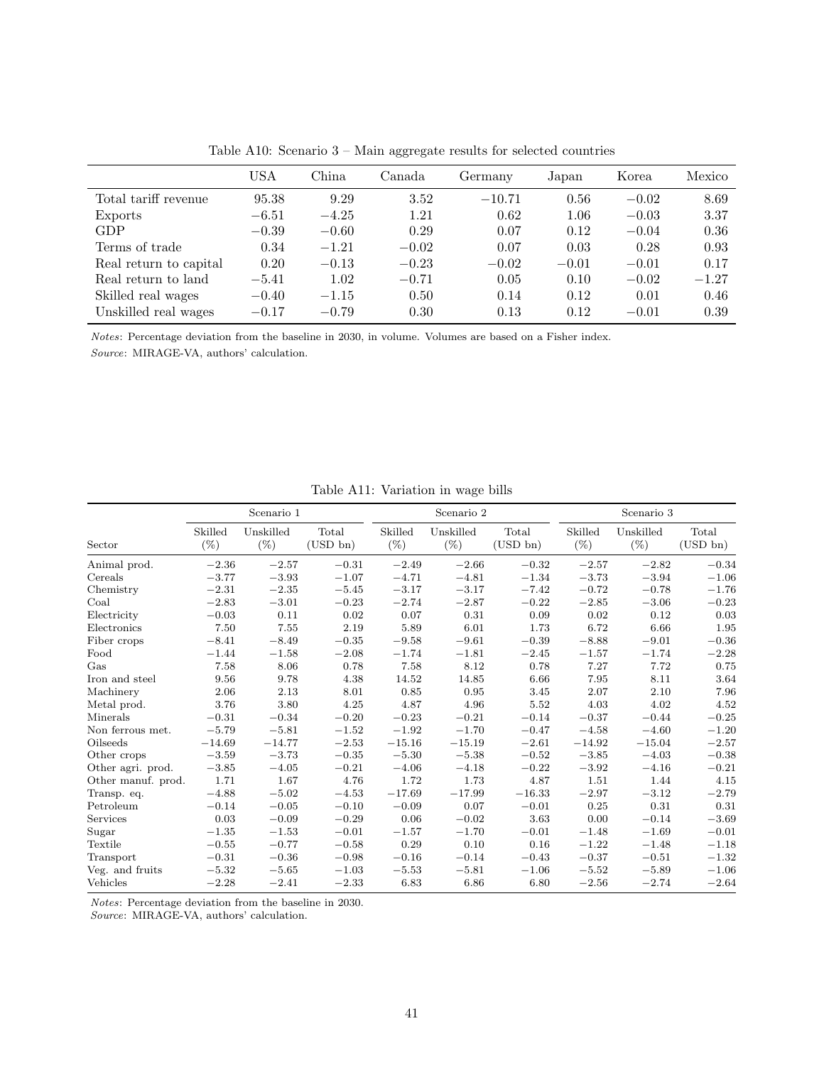Table A10: Scenario 3 – Main aggregate results for selected countries

| | USA | China | Canada | Germany | Japan | Korea | Mexico |
|---|---|---|---|---|---|---|---|
| Total tariff revenue | 95.38 | 9.29 | 3.52 | −10.71 | 0.56 | −0.02 | 8.69 |
| Exports | −6.51 | −4.25 | 1.21 | 0.62 | 1.06 | −0.03 | 3.37 |
| GDP | −0.39 | −0.60 | 0.29 | 0.07 | 0.12 | −0.04 | 0.36 |
| Terms of trade | 0.34 | −1.21 | −0.02 | 0.07 | 0.03 | 0.28 | 0.93 |
| Real return to capital | 0.20 | −0.13 | −0.23 | −0.02 | −0.01 | −0.01 | 0.17 |
| Real return to land | −5.41 | 1.02 | −0.71 | 0.05 | 0.10 | −0.02 | −1.27 |
| Skilled real wages | −0.40 | −1.15 | 0.50 | 0.14 | 0.12 | 0.01 | 0.46 |
| Unskilled real wages | −0.17 | −0.79 | 0.30 | 0.13 | 0.12 | −0.01 | 0.39 |

*Notes*: Percentage deviation from the baseline in 2030, in volume. Volumes are based on a Fisher index.
*Source*: MIRAGE-VA, authors' calculation.

Table A11: Variation in wage bills

| | Scenario 1 | | | Scenario 2 | | | Scenario 3 | | |
|---|---|---|---|---|---|---|---|---|---|
| Sector | Skilled (%) | Unskilled (%) | Total (USD bn) | Skilled (%) | Unskilled (%) | Total (USD bn) | Skilled (%) | Unskilled (%) | Total (USD bn) |
| Animal prod. | −2.36 | −2.57 | −0.31 | −2.49 | −2.66 | −0.32 | −2.57 | −2.82 | −0.34 |
| Cereals | −3.77 | −3.93 | −1.07 | −4.71 | −4.81 | −1.34 | −3.73 | −3.94 | −1.06 |
| Chemistry | −2.31 | −2.35 | −5.45 | −3.17 | −3.17 | −7.42 | −0.72 | −0.78 | −1.76 |
| Coal | −2.83 | −3.01 | −0.23 | −2.74 | −2.87 | −0.22 | −2.85 | −3.06 | −0.23 |
| Electricity | −0.03 | 0.11 | 0.02 | 0.07 | 0.31 | 0.09 | 0.02 | 0.12 | 0.03 |
| Electronics | 7.50 | 7.55 | 2.19 | 5.89 | 6.01 | 1.73 | 6.72 | 6.66 | 1.95 |
| Fiber crops | −8.41 | −8.49 | −0.35 | −9.58 | −9.61 | −0.39 | −8.88 | −9.01 | −0.36 |
| Food | −1.44 | −1.58 | −2.08 | −1.74 | −1.81 | −2.45 | −1.57 | −1.74 | −2.28 |
| Gas | 7.58 | 8.06 | 0.78 | 7.58 | 8.12 | 0.78 | 7.27 | 7.72 | 0.75 |
| Iron and steel | 9.56 | 9.78 | 4.38 | 14.52 | 14.85 | 6.66 | 7.95 | 8.11 | 3.64 |
| Machinery | 2.06 | 2.13 | 8.01 | 0.85 | 0.95 | 3.45 | 2.07 | 2.10 | 7.96 |
| Metal prod. | 3.76 | 3.80 | 4.25 | 4.87 | 4.96 | 5.52 | 4.03 | 4.02 | 4.52 |
| Minerals | −0.31 | −0.34 | −0.20 | −0.23 | −0.21 | −0.14 | −0.37 | −0.44 | −0.25 |
| Non ferrous met. | −5.79 | −5.81 | −1.52 | −1.92 | −1.70 | −0.47 | −4.58 | −4.60 | −1.20 |
| Oilseeds | −14.69 | −14.77 | −2.53 | −15.16 | −15.19 | −2.61 | −14.92 | −15.04 | −2.57 |
| Other crops | −3.59 | −3.73 | −0.35 | −5.30 | −5.38 | −0.52 | −3.85 | −4.03 | −0.38 |
| Other agri. prod. | −3.85 | −4.05 | −0.21 | −4.06 | −4.18 | −0.22 | −3.92 | −4.16 | −0.21 |
| Other manuf. prod. | 1.71 | 1.67 | 4.76 | 1.72 | 1.73 | 4.87 | 1.51 | 1.44 | 4.15 |
| Transp. eq. | −4.88 | −5.02 | −4.53 | −17.69 | −17.99 | −16.33 | −2.97 | −3.12 | −2.79 |
| Petroleum | −0.14 | −0.05 | −0.10 | −0.09 | 0.07 | −0.01 | 0.25 | 0.31 | 0.31 |
| Services | 0.03 | −0.09 | −0.29 | 0.06 | −0.02 | 3.63 | 0.00 | −0.14 | −3.69 |
| Sugar | −1.35 | −1.53 | −0.01 | −1.57 | −1.70 | −0.01 | −1.48 | −1.69 | −0.01 |
| Textile | −0.55 | −0.77 | −0.58 | 0.29 | 0.10 | 0.16 | −1.22 | −1.48 | −1.18 |
| Transport | −0.31 | −0.36 | −0.98 | −0.16 | −0.14 | −0.43 | −0.37 | −0.51 | −1.32 |
| Veg. and fruits | −5.32 | −5.65 | −1.03 | −5.53 | −5.81 | −1.06 | −5.52 | −5.89 | −1.06 |
| Vehicles | −2.28 | −2.41 | −2.33 | 6.83 | 6.86 | 6.80 | −2.56 | −2.74 | −2.64 |

*Notes*: Percentage deviation from the baseline in 2030.
*Source*: MIRAGE-VA, authors' calculation.